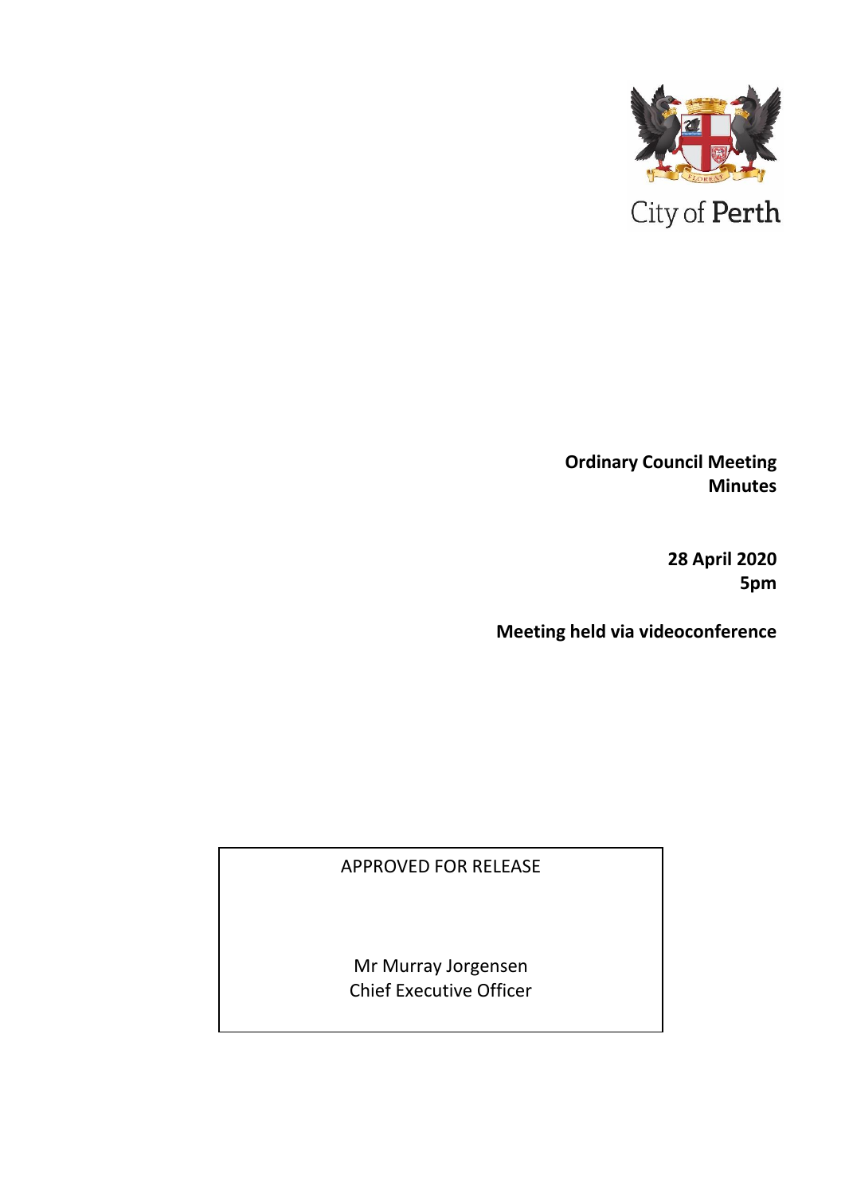City of Perth

**Ordinary Council Meeting Minutes**

**28 April 2020**
**5pm**

**Meeting held via videoconference**

APPROVED FOR RELEASE

Mr Murray Jorgensen
Chief Executive Officer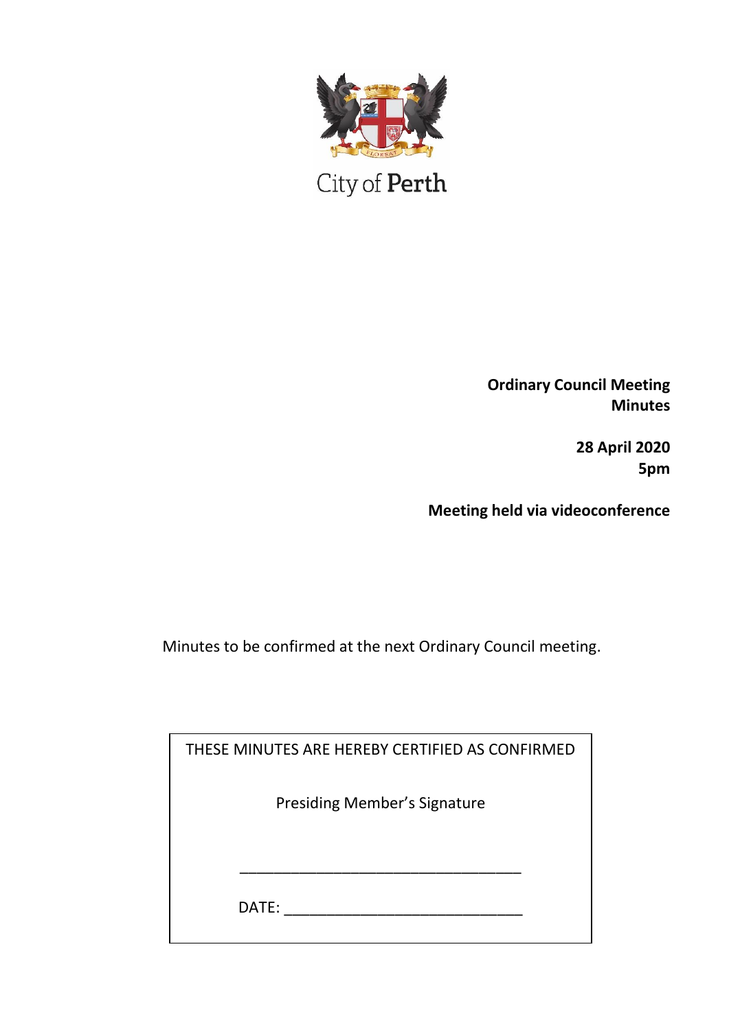City of Perth

**Ordinary Council Meeting Minutes**

**28 April 2020 5pm**

**Meeting held via videoconference**

Minutes to be confirmed at the next Ordinary Council meeting.

THESE MINUTES ARE HEREBY CERTIFIED AS CONFIRMED

Presiding Member's Signature

_________________________________

DATE: ____________________________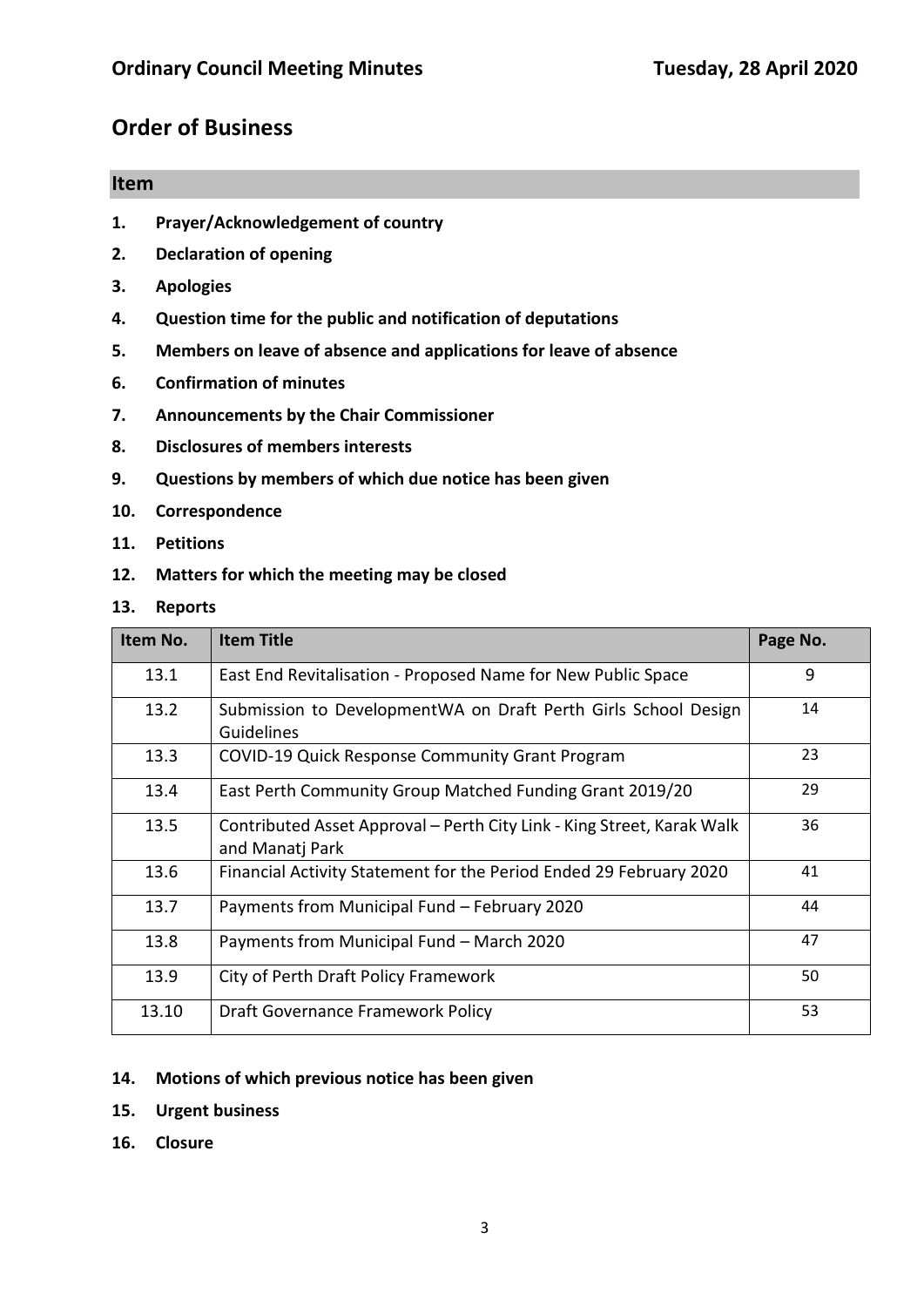# Order of Business

## Item

1. **Prayer/Acknowledgement of country**
2. **Declaration of opening**
3. **Apologies**
4. **Question time for the public and notification of deputations**
5. **Members on leave of absence and applications for leave of absence**
6. **Confirmation of minutes**
7. **Announcements by the Chair Commissioner**
8. **Disclosures of members interests**
9. **Questions by members of which due notice has been given**
10. **Correspondence**
11. **Petitions**
12. **Matters for which the meeting may be closed**
13. **Reports**

| Item No. | Item Title | Page No. |
|---|---|---|
| 13.1 | East End Revitalisation - Proposed Name for New Public Space | 9 |
| 13.2 | Submission to DevelopmentWA on Draft Perth Girls School Design Guidelines | 14 |
| 13.3 | COVID-19 Quick Response Community Grant Program | 23 |
| 13.4 | East Perth Community Group Matched Funding Grant 2019/20 | 29 |
| 13.5 | Contributed Asset Approval – Perth City Link - King Street, Karak Walk and Manatj Park | 36 |
| 13.6 | Financial Activity Statement for the Period Ended 29 February 2020 | 41 |
| 13.7 | Payments from Municipal Fund – February 2020 | 44 |
| 13.8 | Payments from Municipal Fund – March 2020 | 47 |
| 13.9 | City of Perth Draft Policy Framework | 50 |
| 13.10 | Draft Governance Framework Policy | 53 |

14. **Motions of which previous notice has been given**
15. **Urgent business**
16. **Closure**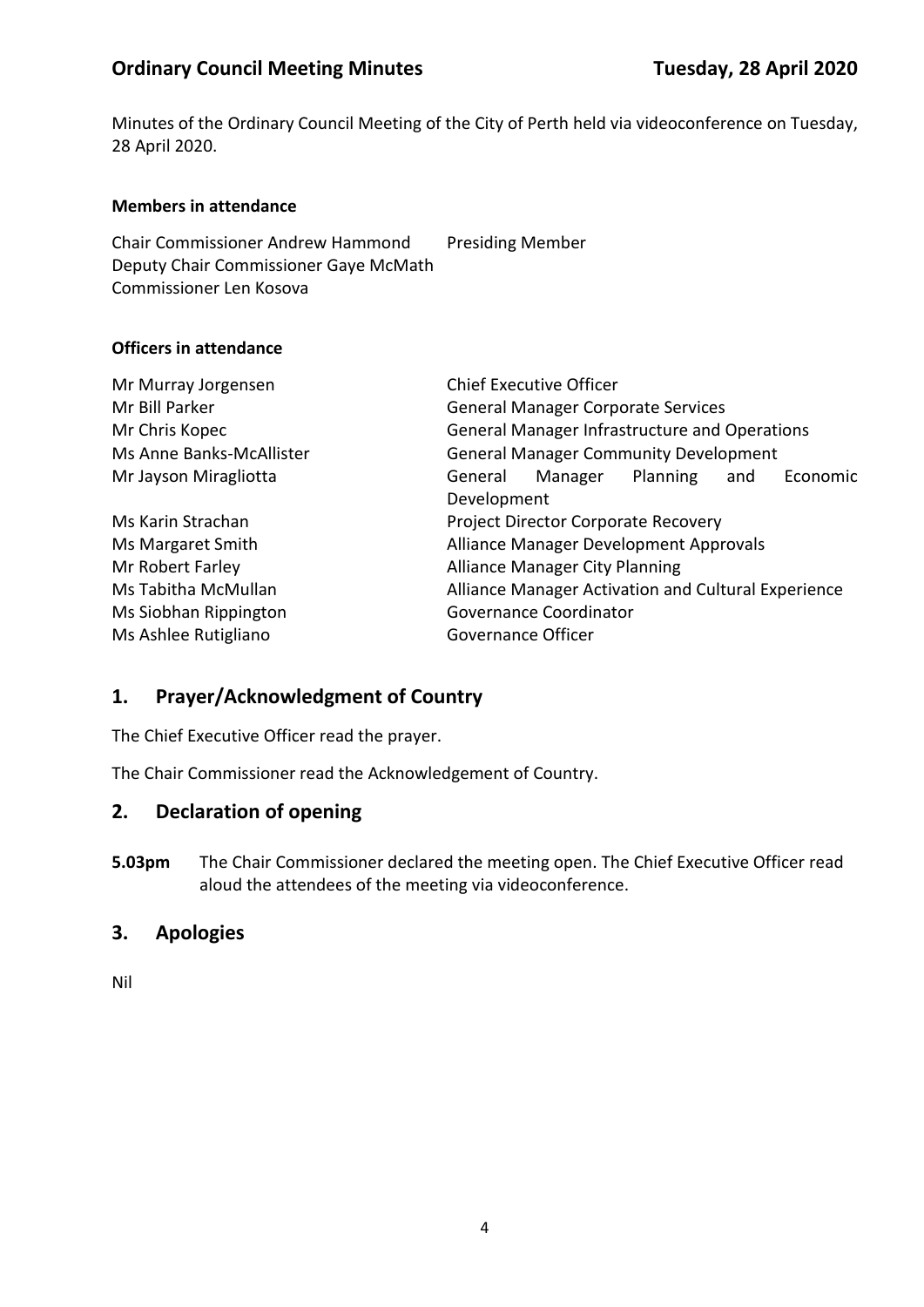Minutes of the Ordinary Council Meeting of the City of Perth held via videoconference on Tuesday, 28 April 2020.

**Members in attendance**

| | |
|---|---|
| Chair Commissioner Andrew Hammond | Presiding Member |
| Deputy Chair Commissioner Gaye McMath | |
| Commissioner Len Kosova | |

**Officers in attendance**

| | |
|---|---|
| Mr Murray Jorgensen | Chief Executive Officer |
| Mr Bill Parker | General Manager Corporate Services |
| Mr Chris Kopec | General Manager Infrastructure and Operations |
| Ms Anne Banks-McAllister | General Manager Community Development |
| Mr Jayson Miragliotta | General Manager Planning and Economic Development |
| Ms Karin Strachan | Project Director Corporate Recovery |
| Ms Margaret Smith | Alliance Manager Development Approvals |
| Mr Robert Farley | Alliance Manager City Planning |
| Ms Tabitha McMullan | Alliance Manager Activation and Cultural Experience |
| Ms Siobhan Rippington | Governance Coordinator |
| Ms Ashlee Rutigliano | Governance Officer |

## 1. Prayer/Acknowledgment of Country

The Chief Executive Officer read the prayer.

The Chair Commissioner read the Acknowledgement of Country.

## 2. Declaration of opening

**5.03pm** The Chair Commissioner declared the meeting open. The Chief Executive Officer read aloud the attendees of the meeting via videoconference.

## 3. Apologies

Nil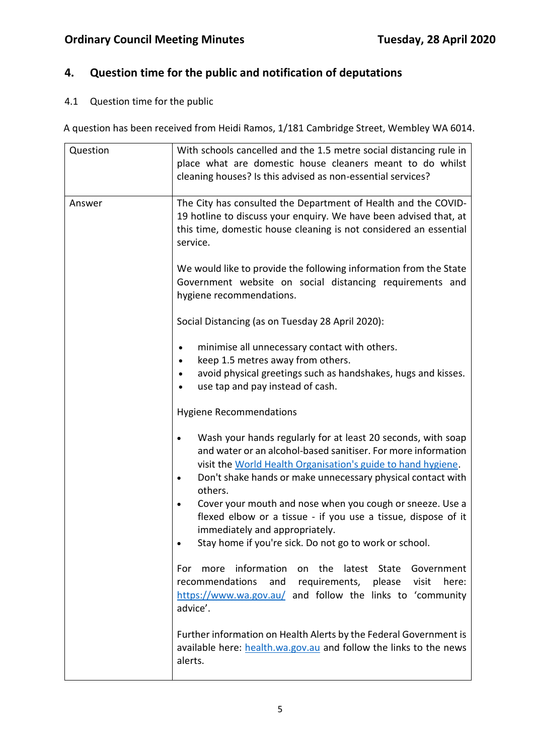## 4. Question time for the public and notification of deputations

### 4.1 Question time for the public

A question has been received from Heidi Ramos, 1/181 Cambridge Street, Wembley WA 6014.

| Question | With schools cancelled and the 1.5 metre social distancing rule in place what are domestic house cleaners meant to do whilst cleaning houses? Is this advised as non-essential services? |
|---|---|
| Answer | The City has consulted the Department of Health and the COVID-19 hotline to discuss your enquiry. We have been advised that, at this time, domestic house cleaning is not considered an essential service.<br><br>We would like to provide the following information from the State Government website on social distancing requirements and hygiene recommendations.<br><br>Social Distancing (as on Tuesday 28 April 2020):<br><br>• minimise all unnecessary contact with others.<br>• keep 1.5 metres away from others.<br>• avoid physical greetings such as handshakes, hugs and kisses.<br>• use tap and pay instead of cash.<br><br>Hygiene Recommendations<br><br>• Wash your hands regularly for at least 20 seconds, with soap and water or an alcohol-based sanitiser. For more information visit the World Health Organisation's guide to hand hygiene.<br>• Don't shake hands or make unnecessary physical contact with others.<br>• Cover your mouth and nose when you cough or sneeze. Use a flexed elbow or a tissue - if you use a tissue, dispose of it immediately and appropriately.<br>• Stay home if you're sick. Do not go to work or school.<br><br>For more information on the latest State Government recommendations and requirements, please visit here: https://www.wa.gov.au/ and follow the links to 'community advice'.<br><br>Further information on Health Alerts by the Federal Government is available here: health.wa.gov.au and follow the links to the news alerts. |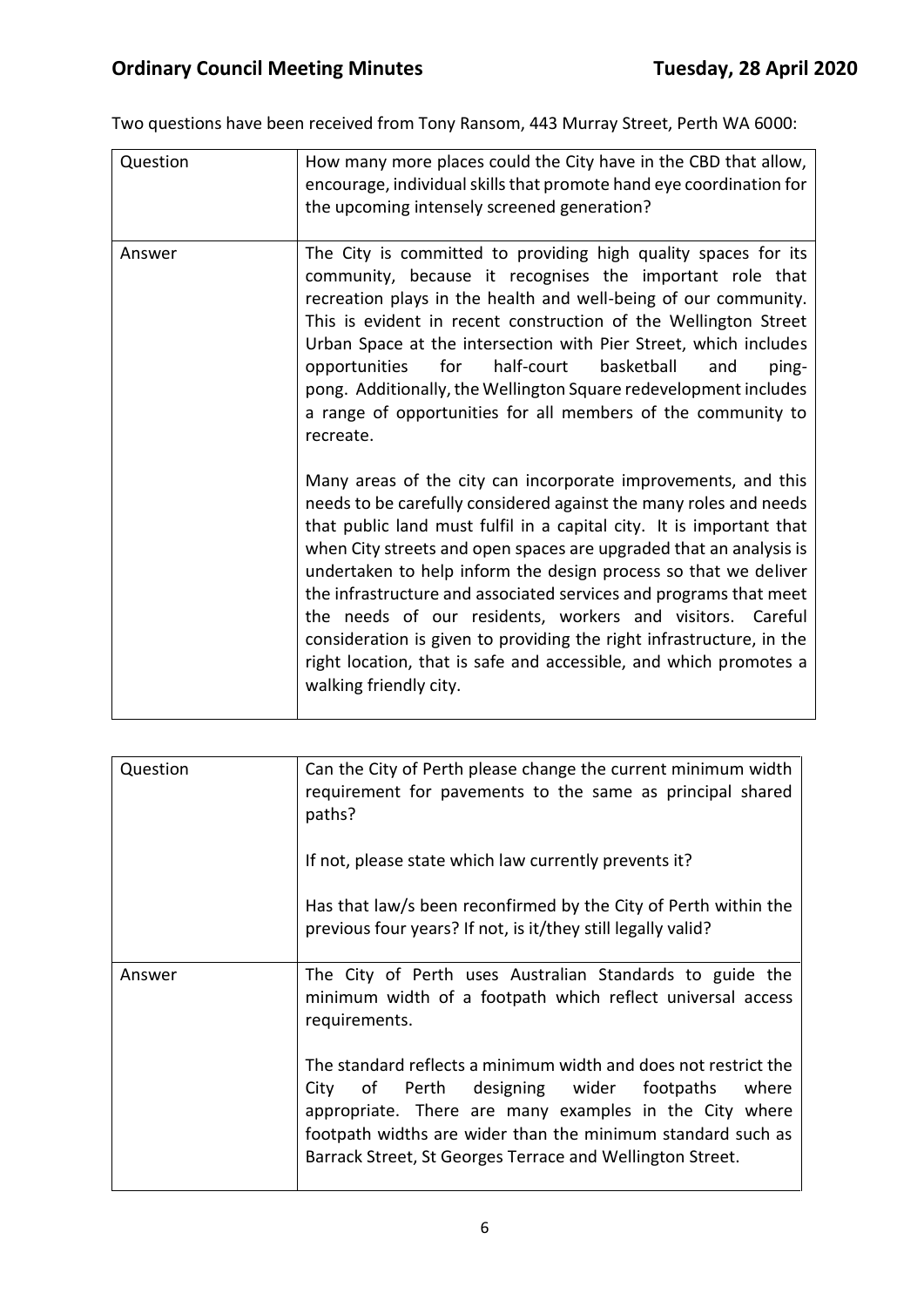Two questions have been received from Tony Ransom, 443 Murray Street, Perth WA 6000:

| | |
|---|---|
| Question | How many more places could the City have in the CBD that allow, encourage, individual skills that promote hand eye coordination for the upcoming intensely screened generation? |
| Answer | The City is committed to providing high quality spaces for its community, because it recognises the important role that recreation plays in the health and well-being of our community. This is evident in recent construction of the Wellington Street Urban Space at the intersection with Pier Street, which includes opportunities for half-court basketball and ping-pong. Additionally, the Wellington Square redevelopment includes a range of opportunities for all members of the community to recreate.<br><br>Many areas of the city can incorporate improvements, and this needs to be carefully considered against the many roles and needs that public land must fulfil in a capital city. It is important that when City streets and open spaces are upgraded that an analysis is undertaken to help inform the design process so that we deliver the infrastructure and associated services and programs that meet the needs of our residents, workers and visitors. Careful consideration is given to providing the right infrastructure, in the right location, that is safe and accessible, and which promotes a walking friendly city. |

| | |
|---|---|
| Question | Can the City of Perth please change the current minimum width requirement for pavements to the same as principal shared paths?<br><br>If not, please state which law currently prevents it?<br><br>Has that law/s been reconfirmed by the City of Perth within the previous four years? If not, is it/they still legally valid? |
| Answer | The City of Perth uses Australian Standards to guide the minimum width of a footpath which reflect universal access requirements.<br><br>The standard reflects a minimum width and does not restrict the City of Perth designing wider footpaths where appropriate. There are many examples in the City where footpath widths are wider than the minimum standard such as Barrack Street, St Georges Terrace and Wellington Street. |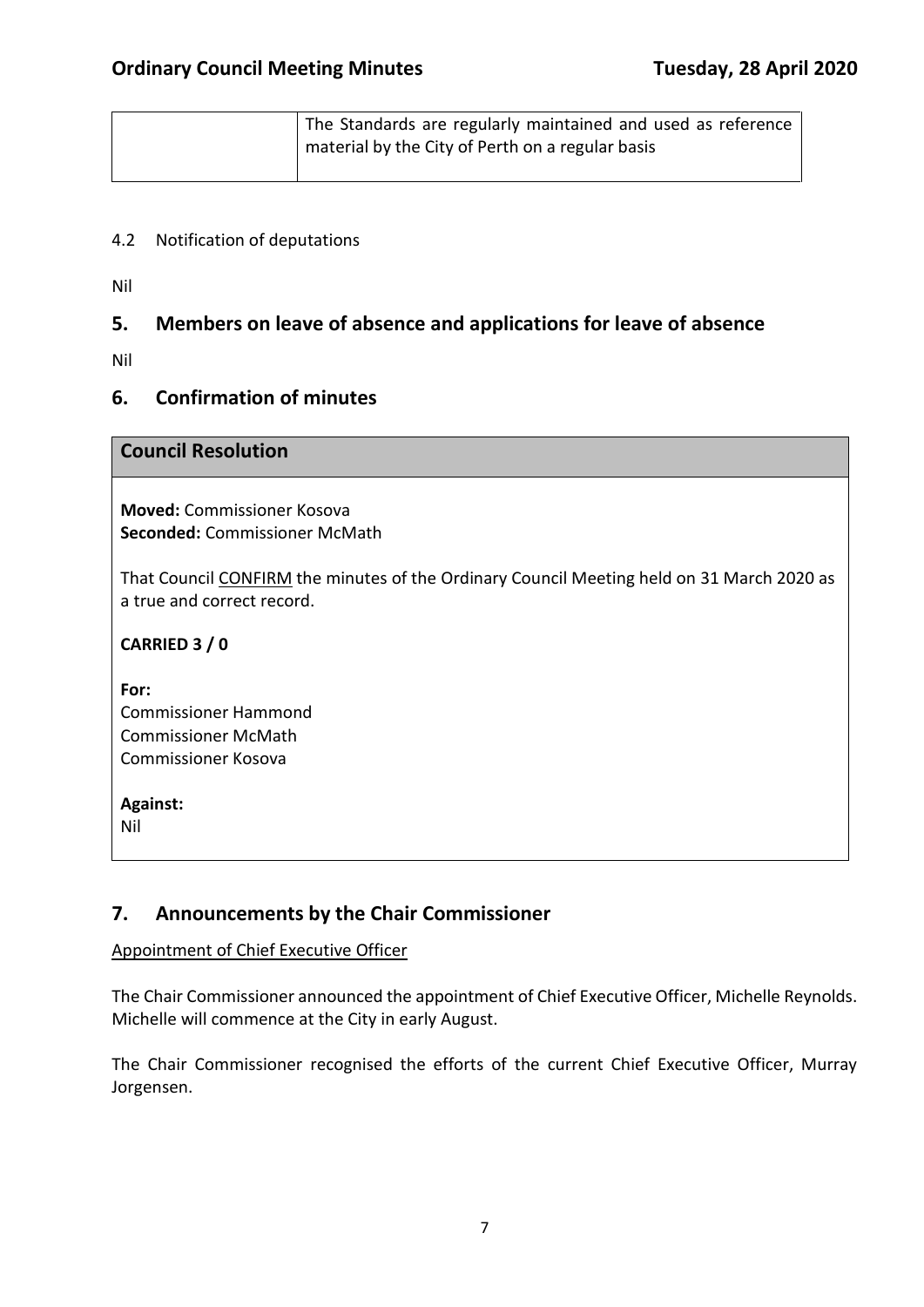| | The Standards are regularly maintained and used as reference material by the City of Perth on a regular basis |
|---|---|

4.2 Notification of deputations

Nil

## 5. Members on leave of absence and applications for leave of absence

Nil

## 6. Confirmation of minutes

| Council Resolution |
|---|
| **Moved:** Commissioner Kosova<br>**Seconded:** Commissioner McMath<br><br>That Council CONFIRM the minutes of the Ordinary Council Meeting held on 31 March 2020 as a true and correct record.<br><br>**CARRIED 3 / 0**<br><br>**For:**<br>Commissioner Hammond<br>Commissioner McMath<br>Commissioner Kosova<br><br>**Against:**<br>Nil |

## 7. Announcements by the Chair Commissioner

Appointment of Chief Executive Officer

The Chair Commissioner announced the appointment of Chief Executive Officer, Michelle Reynolds. Michelle will commence at the City in early August.

The Chair Commissioner recognised the efforts of the current Chief Executive Officer, Murray Jorgensen.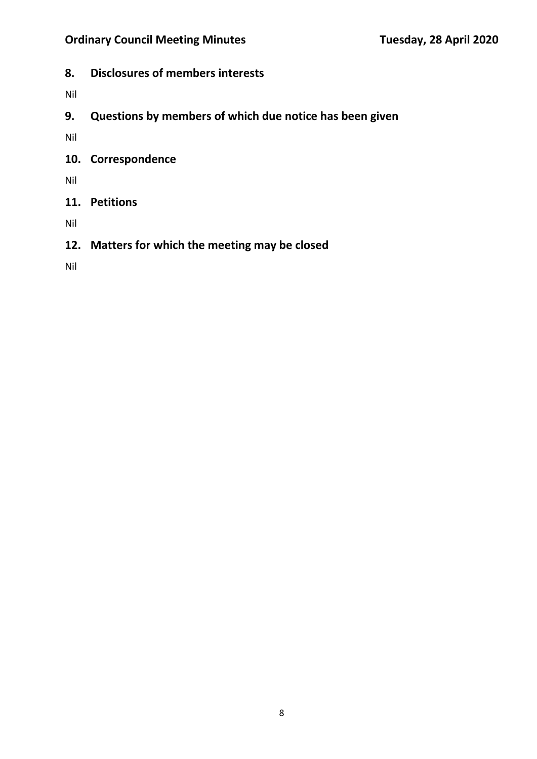## 8. Disclosures of members interests

Nil

## 9. Questions by members of which due notice has been given

Nil

## 10. Correspondence

Nil

## 11. Petitions

Nil

## 12. Matters for which the meeting may be closed

Nil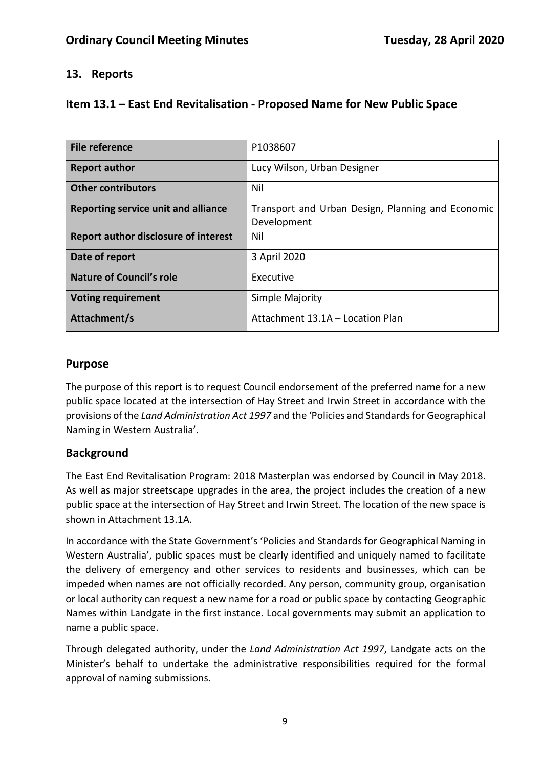## 13. Reports

## Item 13.1 – East End Revitalisation - Proposed Name for New Public Space

| **File reference** | P1038607 |
|---|---|
| **Report author** | Lucy Wilson, Urban Designer |
| **Other contributors** | Nil |
| **Reporting service unit and alliance** | Transport and Urban Design, Planning and Economic Development |
| **Report author disclosure of interest** | Nil |
| **Date of report** | 3 April 2020 |
| **Nature of Council's role** | Executive |
| **Voting requirement** | Simple Majority |
| **Attachment/s** | Attachment 13.1A – Location Plan |

### Purpose

The purpose of this report is to request Council endorsement of the preferred name for a new public space located at the intersection of Hay Street and Irwin Street in accordance with the provisions of the *Land Administration Act 1997* and the 'Policies and Standards for Geographical Naming in Western Australia'.

### Background

The East End Revitalisation Program: 2018 Masterplan was endorsed by Council in May 2018. As well as major streetscape upgrades in the area, the project includes the creation of a new public space at the intersection of Hay Street and Irwin Street. The location of the new space is shown in Attachment 13.1A.

In accordance with the State Government's 'Policies and Standards for Geographical Naming in Western Australia', public spaces must be clearly identified and uniquely named to facilitate the delivery of emergency and other services to residents and businesses, which can be impeded when names are not officially recorded. Any person, community group, organisation or local authority can request a new name for a road or public space by contacting Geographic Names within Landgate in the first instance. Local governments may submit an application to name a public space.

Through delegated authority, under the *Land Administration Act 1997*, Landgate acts on the Minister's behalf to undertake the administrative responsibilities required for the formal approval of naming submissions.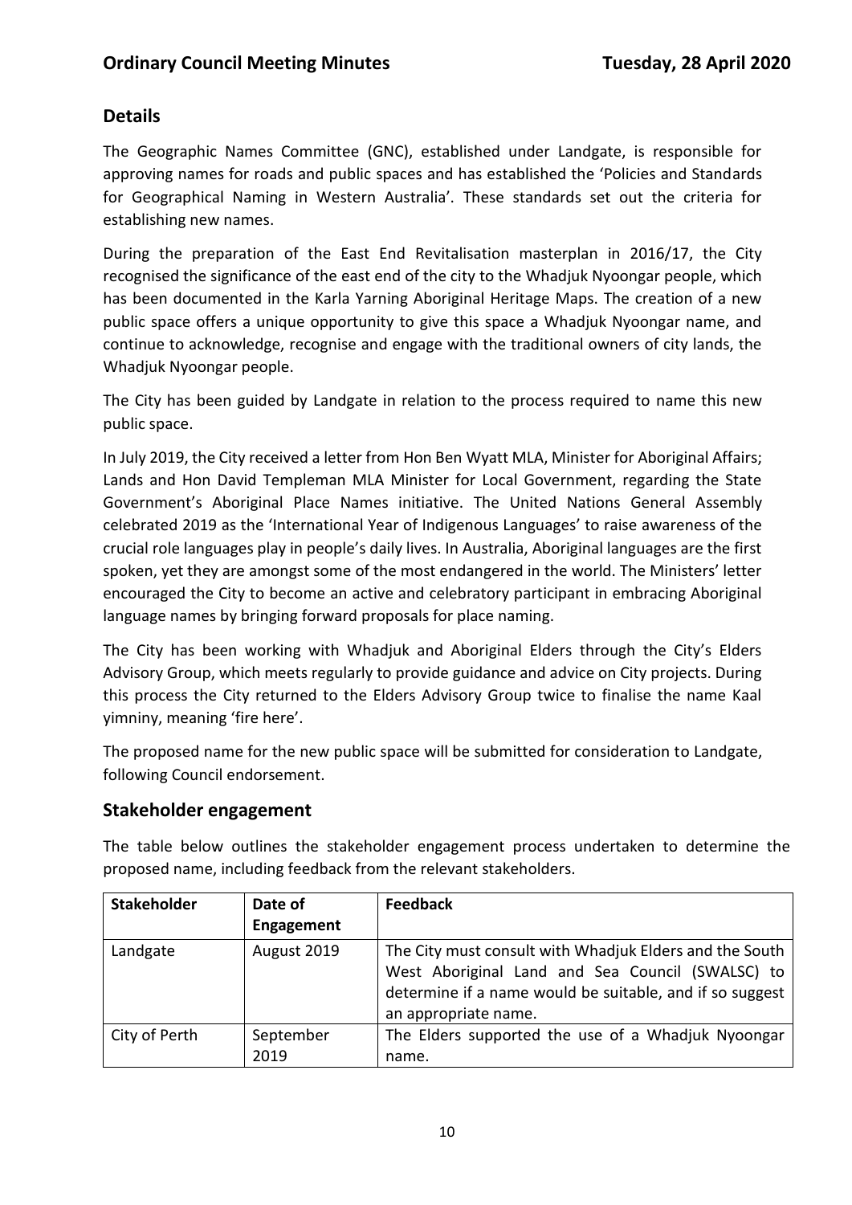## Details

The Geographic Names Committee (GNC), established under Landgate, is responsible for approving names for roads and public spaces and has established the 'Policies and Standards for Geographical Naming in Western Australia'. These standards set out the criteria for establishing new names.

During the preparation of the East End Revitalisation masterplan in 2016/17, the City recognised the significance of the east end of the city to the Whadjuk Nyoongar people, which has been documented in the Karla Yarning Aboriginal Heritage Maps. The creation of a new public space offers a unique opportunity to give this space a Whadjuk Nyoongar name, and continue to acknowledge, recognise and engage with the traditional owners of city lands, the Whadjuk Nyoongar people.

The City has been guided by Landgate in relation to the process required to name this new public space.

In July 2019, the City received a letter from Hon Ben Wyatt MLA, Minister for Aboriginal Affairs; Lands and Hon David Templeman MLA Minister for Local Government, regarding the State Government's Aboriginal Place Names initiative. The United Nations General Assembly celebrated 2019 as the 'International Year of Indigenous Languages' to raise awareness of the crucial role languages play in people's daily lives. In Australia, Aboriginal languages are the first spoken, yet they are amongst some of the most endangered in the world. The Ministers' letter encouraged the City to become an active and celebratory participant in embracing Aboriginal language names by bringing forward proposals for place naming.

The City has been working with Whadjuk and Aboriginal Elders through the City's Elders Advisory Group, which meets regularly to provide guidance and advice on City projects. During this process the City returned to the Elders Advisory Group twice to finalise the name Kaal yimniny, meaning 'fire here'.

The proposed name for the new public space will be submitted for consideration to Landgate, following Council endorsement.

## Stakeholder engagement

The table below outlines the stakeholder engagement process undertaken to determine the proposed name, including feedback from the relevant stakeholders.

| Stakeholder | Date of Engagement | Feedback |
|---|---|---|
| Landgate | August 2019 | The City must consult with Whadjuk Elders and the South West Aboriginal Land and Sea Council (SWALSC) to determine if a name would be suitable, and if so suggest an appropriate name. |
| City of Perth | September 2019 | The Elders supported the use of a Whadjuk Nyoongar name. |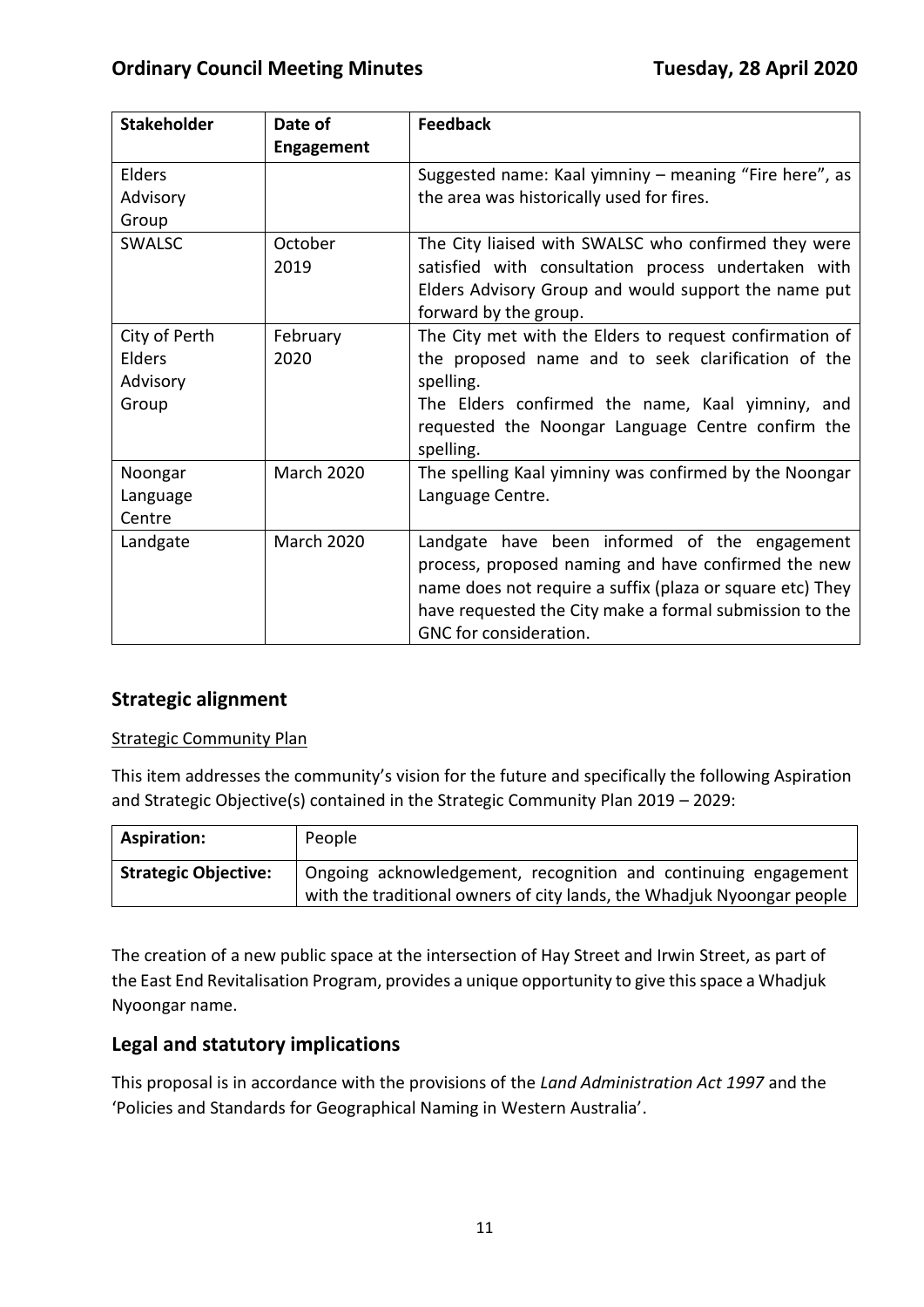| Stakeholder | Date of Engagement | Feedback |
| --- | --- | --- |
| Elders Advisory Group | | Suggested name: Kaal yimniny – meaning "Fire here", as the area was historically used for fires. |
| SWALSC | October 2019 | The City liaised with SWALSC who confirmed they were satisfied with consultation process undertaken with Elders Advisory Group and would support the name put forward by the group. |
| City of Perth Elders Advisory Group | February 2020 | The City met with the Elders to request confirmation of the proposed name and to seek clarification of the spelling.<br>The Elders confirmed the name, Kaal yimniny, and requested the Noongar Language Centre confirm the spelling. |
| Noongar Language Centre | March 2020 | The spelling Kaal yimniny was confirmed by the Noongar Language Centre. |
| Landgate | March 2020 | Landgate have been informed of the engagement process, proposed naming and have confirmed the new name does not require a suffix (plaza or square etc) They have requested the City make a formal submission to the GNC for consideration. |

## Strategic alignment

Strategic Community Plan

This item addresses the community's vision for the future and specifically the following Aspiration and Strategic Objective(s) contained in the Strategic Community Plan 2019 – 2029:

| **Aspiration:** | People |
| --- | --- |
| **Strategic Objective:** | Ongoing acknowledgement, recognition and continuing engagement with the traditional owners of city lands, the Whadjuk Nyoongar people |

The creation of a new public space at the intersection of Hay Street and Irwin Street, as part of the East End Revitalisation Program, provides a unique opportunity to give this space a Whadjuk Nyoongar name.

## Legal and statutory implications

This proposal is in accordance with the provisions of the *Land Administration Act 1997* and the 'Policies and Standards for Geographical Naming in Western Australia'.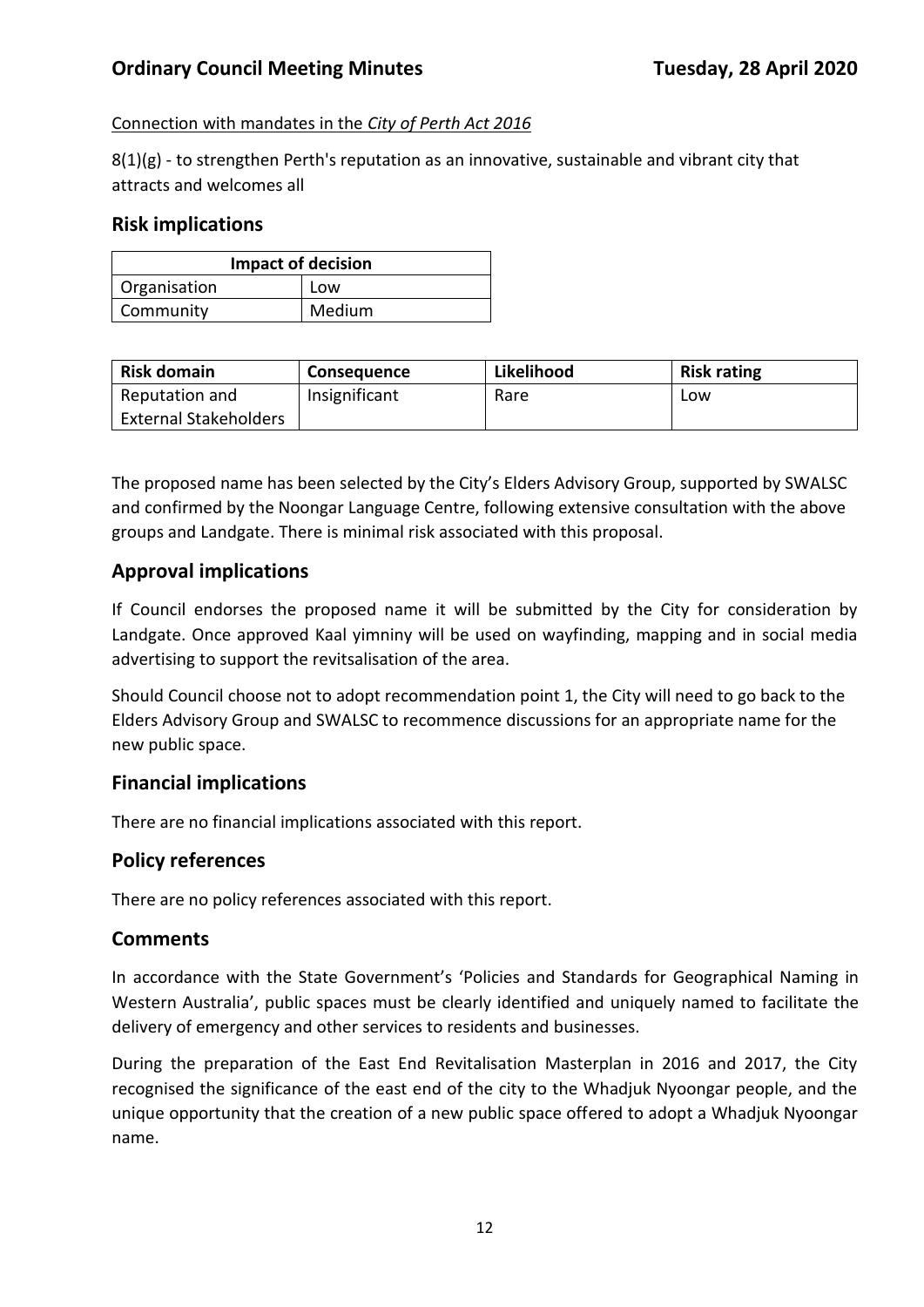Connection with mandates in the *City of Perth Act 2016*

8(1)(g) - to strengthen Perth's reputation as an innovative, sustainable and vibrant city that attracts and welcomes all

## Risk implications

| Impact of decision | |
|---|---|
| Organisation | Low |
| Community | Medium |

| Risk domain | Consequence | Likelihood | Risk rating |
|---|---|---|---|
| Reputation and External Stakeholders | Insignificant | Rare | Low |

The proposed name has been selected by the City's Elders Advisory Group, supported by SWALSC and confirmed by the Noongar Language Centre, following extensive consultation with the above groups and Landgate. There is minimal risk associated with this proposal.

## Approval implications

If Council endorses the proposed name it will be submitted by the City for consideration by Landgate. Once approved Kaal yimniny will be used on wayfinding, mapping and in social media advertising to support the revitsalisation of the area.

Should Council choose not to adopt recommendation point 1, the City will need to go back to the Elders Advisory Group and SWALSC to recommence discussions for an appropriate name for the new public space.

## Financial implications

There are no financial implications associated with this report.

## Policy references

There are no policy references associated with this report.

## Comments

In accordance with the State Government's 'Policies and Standards for Geographical Naming in Western Australia', public spaces must be clearly identified and uniquely named to facilitate the delivery of emergency and other services to residents and businesses.

During the preparation of the East End Revitalisation Masterplan in 2016 and 2017, the City recognised the significance of the east end of the city to the Whadjuk Nyoongar people, and the unique opportunity that the creation of a new public space offered to adopt a Whadjuk Nyoongar name.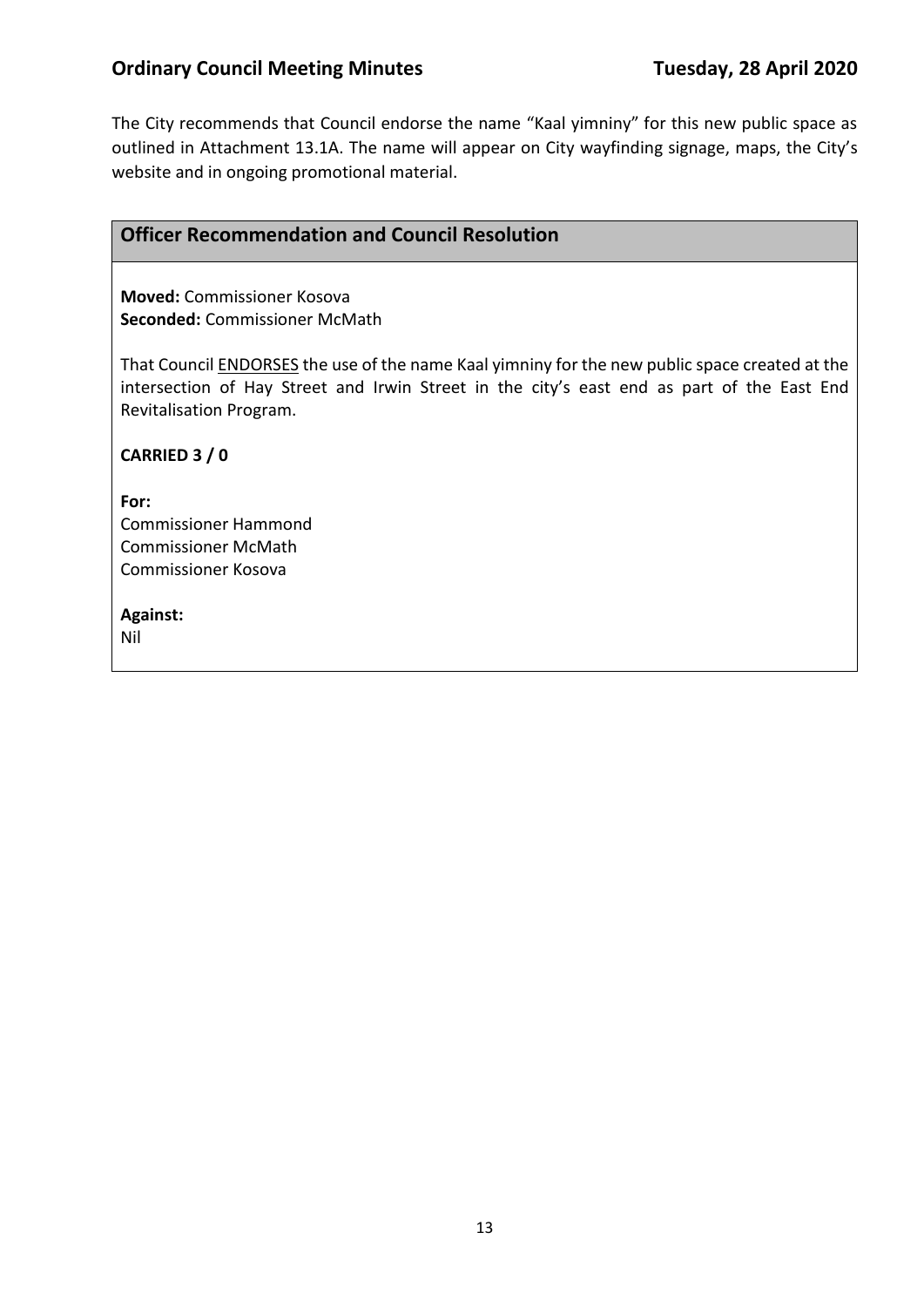The City recommends that Council endorse the name “Kaal yimniny” for this new public space as outlined in Attachment 13.1A. The name will appear on City wayfinding signage, maps, the City’s website and in ongoing promotional material.

## Officer Recommendation and Council Resolution

**Moved:** Commissioner Kosova
**Seconded:** Commissioner McMath

That Council <u>ENDORSES</u> the use of the name Kaal yimniny for the new public space created at the intersection of Hay Street and Irwin Street in the city’s east end as part of the East End Revitalisation Program.

**CARRIED 3 / 0**

**For:**
Commissioner Hammond
Commissioner McMath
Commissioner Kosova

**Against:**
Nil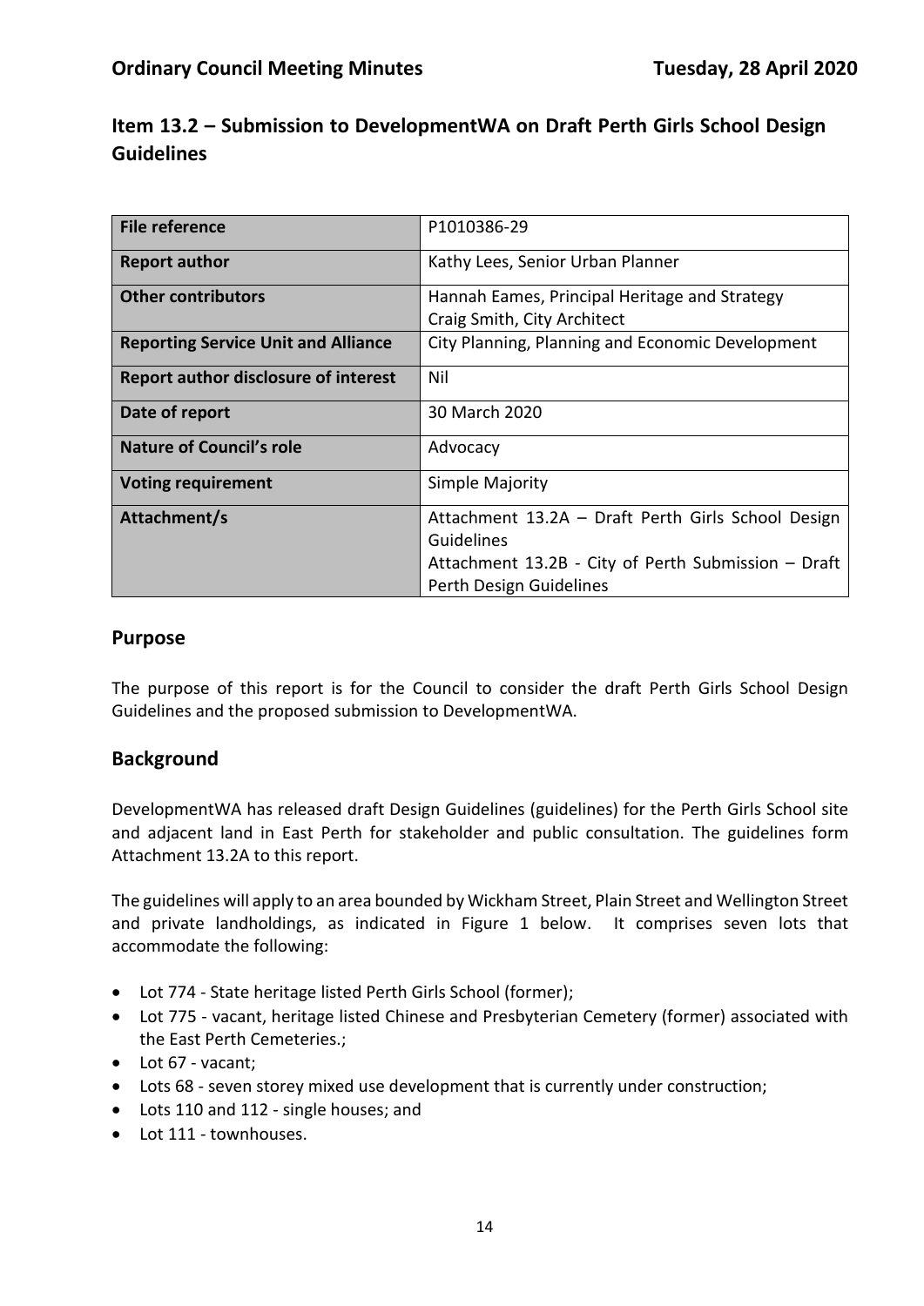## Item 13.2 – Submission to DevelopmentWA on Draft Perth Girls School Design Guidelines

| | |
|---|---|
| **File reference** | P1010386-29 |
| **Report author** | Kathy Lees, Senior Urban Planner |
| **Other contributors** | Hannah Eames, Principal Heritage and Strategy<br>Craig Smith, City Architect |
| **Reporting Service Unit and Alliance** | City Planning, Planning and Economic Development |
| **Report author disclosure of interest** | Nil |
| **Date of report** | 30 March 2020 |
| **Nature of Council's role** | Advocacy |
| **Voting requirement** | Simple Majority |
| **Attachment/s** | Attachment 13.2A – Draft Perth Girls School Design Guidelines<br>Attachment 13.2B - City of Perth Submission – Draft Perth Design Guidelines |

## Purpose

The purpose of this report is for the Council to consider the draft Perth Girls School Design Guidelines and the proposed submission to DevelopmentWA.

## Background

DevelopmentWA has released draft Design Guidelines (guidelines) for the Perth Girls School site and adjacent land in East Perth for stakeholder and public consultation. The guidelines form Attachment 13.2A to this report.

The guidelines will apply to an area bounded by Wickham Street, Plain Street and Wellington Street and private landholdings, as indicated in Figure 1 below. It comprises seven lots that accommodate the following:

- Lot 774 - State heritage listed Perth Girls School (former);
- Lot 775 - vacant, heritage listed Chinese and Presbyterian Cemetery (former) associated with the East Perth Cemeteries.;
- Lot 67 - vacant;
- Lots 68 - seven storey mixed use development that is currently under construction;
- Lots 110 and 112 - single houses; and
- Lot 111 - townhouses.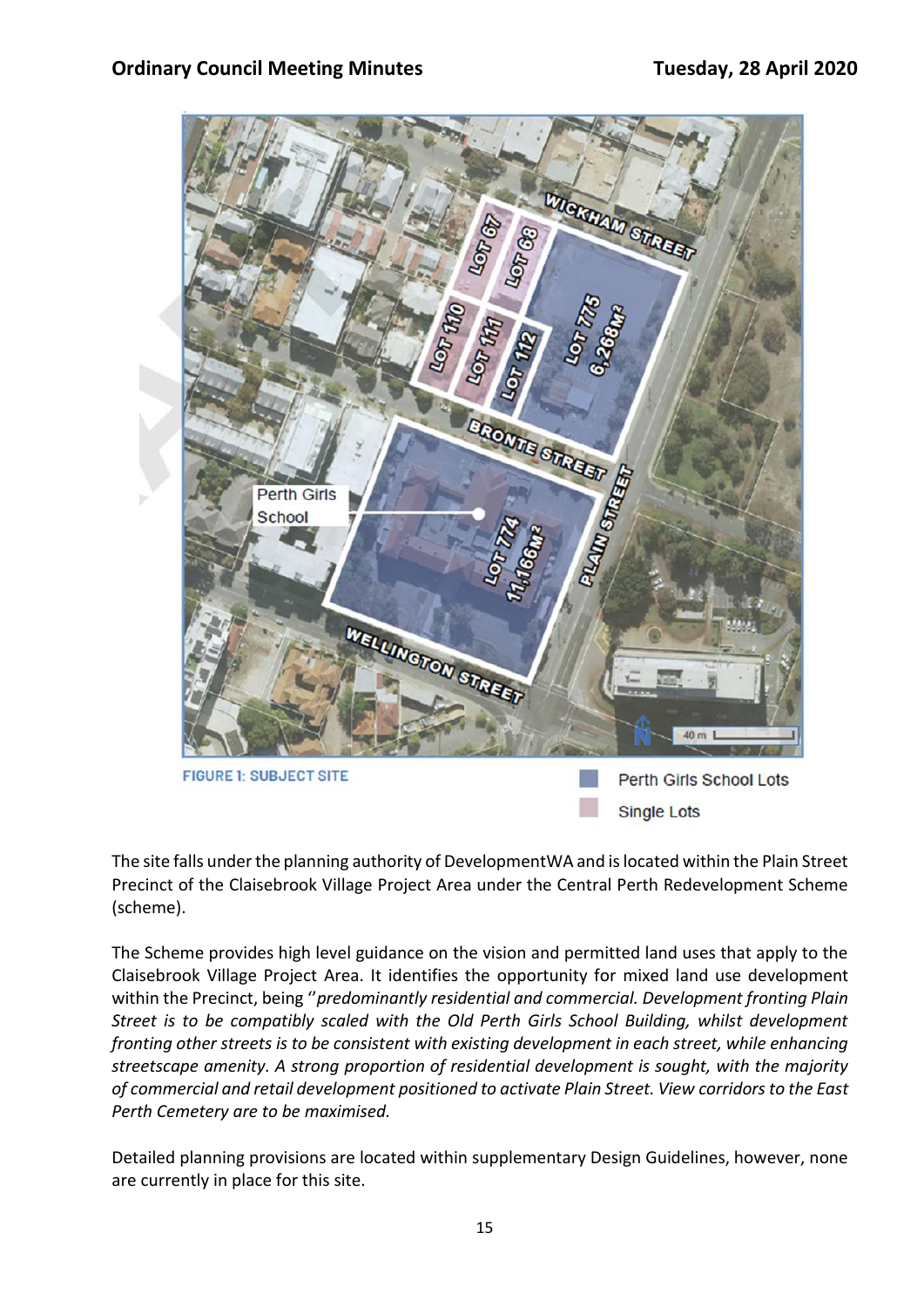FIGURE 1: SUBJECT SITE

Perth Girls School Lots

Single Lots

The site falls under the planning authority of DevelopmentWA and is located within the Plain Street Precinct of the Claisebrook Village Project Area under the Central Perth Redevelopment Scheme (scheme).

The Scheme provides high level guidance on the vision and permitted land uses that apply to the Claisebrook Village Project Area. It identifies the opportunity for mixed land use development within the Precinct, being ''*predominantly residential and commercial. Development fronting Plain Street is to be compatibly scaled with the Old Perth Girls School Building, whilst development fronting other streets is to be consistent with existing development in each street, while enhancing streetscape amenity. A strong proportion of residential development is sought, with the majority of commercial and retail development positioned to activate Plain Street. View corridors to the East Perth Cemetery are to be maximised.*

Detailed planning provisions are located within supplementary Design Guidelines, however, none are currently in place for this site.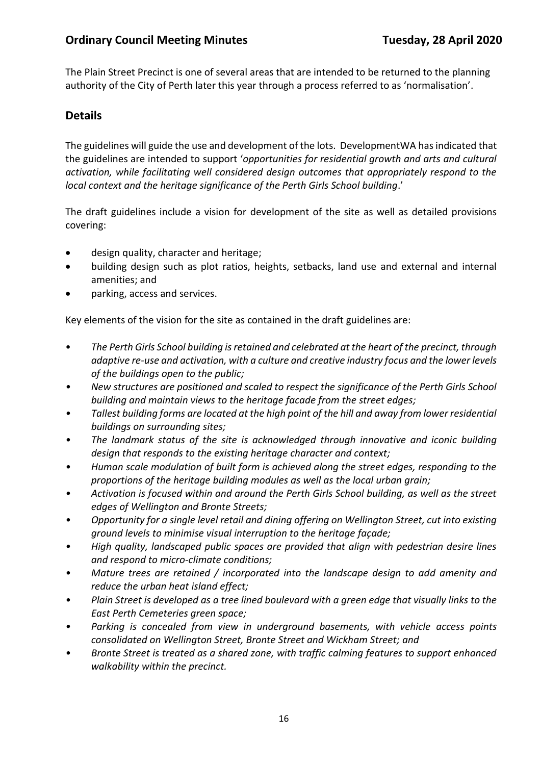The Plain Street Precinct is one of several areas that are intended to be returned to the planning authority of the City of Perth later this year through a process referred to as 'normalisation'.

## Details

The guidelines will guide the use and development of the lots. DevelopmentWA has indicated that the guidelines are intended to support '*opportunities for residential growth and arts and cultural activation, while facilitating well considered design outcomes that appropriately respond to the local context and the heritage significance of the Perth Girls School building*.'

The draft guidelines include a vision for development of the site as well as detailed provisions covering:

- design quality, character and heritage;
- building design such as plot ratios, heights, setbacks, land use and external and internal amenities; and
- parking, access and services.

Key elements of the vision for the site as contained in the draft guidelines are:

- *The Perth Girls School building is retained and celebrated at the heart of the precinct, through adaptive re-use and activation, with a culture and creative industry focus and the lower levels of the buildings open to the public;*
- *New structures are positioned and scaled to respect the significance of the Perth Girls School building and maintain views to the heritage facade from the street edges;*
- *Tallest building forms are located at the high point of the hill and away from lower residential buildings on surrounding sites;*
- *The landmark status of the site is acknowledged through innovative and iconic building design that responds to the existing heritage character and context;*
- *Human scale modulation of built form is achieved along the street edges, responding to the proportions of the heritage building modules as well as the local urban grain;*
- *Activation is focused within and around the Perth Girls School building, as well as the street edges of Wellington and Bronte Streets;*
- *Opportunity for a single level retail and dining offering on Wellington Street, cut into existing ground levels to minimise visual interruption to the heritage façade;*
- *High quality, landscaped public spaces are provided that align with pedestrian desire lines and respond to micro-climate conditions;*
- *Mature trees are retained / incorporated into the landscape design to add amenity and reduce the urban heat island effect;*
- *Plain Street is developed as a tree lined boulevard with a green edge that visually links to the East Perth Cemeteries green space;*
- *Parking is concealed from view in underground basements, with vehicle access points consolidated on Wellington Street, Bronte Street and Wickham Street; and*
- *Bronte Street is treated as a shared zone, with traffic calming features to support enhanced walkability within the precinct.*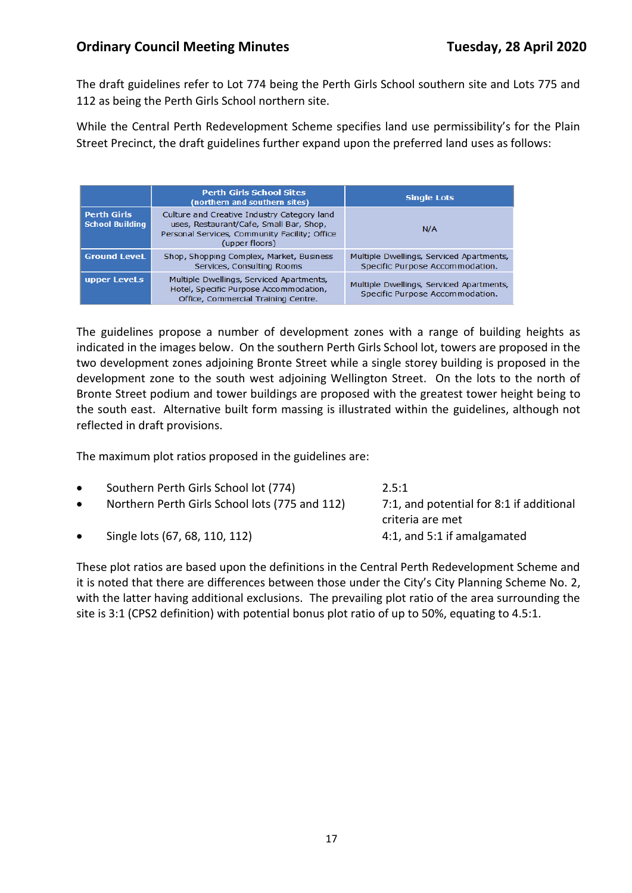The draft guidelines refer to Lot 774 being the Perth Girls School southern site and Lots 775 and 112 as being the Perth Girls School northern site.

While the Central Perth Redevelopment Scheme specifies land use permissibility's for the Plain Street Precinct, the draft guidelines further expand upon the preferred land uses as follows:

| | Perth Girls School Sites (northern and southern sites) | Single Lots |
|---|---|---|
| Perth Girls School Building | Culture and Creative Industry Category land uses, Restaurant/Cafe, Small Bar, Shop, Personal Services, Community Facility; Office (upper floors) | N/A |
| Ground Level | Shop, Shopping Complex, Market, Business Services, Consulting Rooms | Multiple Dwellings, Serviced Apartments, Specific Purpose Accommodation. |
| upper Levels | Multiple Dwellings, Serviced Apartments, Hotel, Specific Purpose Accommodation, Office, Commercial Training Centre. | Multiple Dwellings, Serviced Apartments, Specific Purpose Accommodation. |

The guidelines propose a number of development zones with a range of building heights as indicated in the images below. On the southern Perth Girls School lot, towers are proposed in the two development zones adjoining Bronte Street while a single storey building is proposed in the development zone to the south west adjoining Wellington Street. On the lots to the north of Bronte Street podium and tower buildings are proposed with the greatest tower height being to the south east. Alternative built form massing is illustrated within the guidelines, although not reflected in draft provisions.

The maximum plot ratios proposed in the guidelines are:

- Southern Perth Girls School lot (774) — 2.5:1
- Northern Perth Girls School lots (775 and 112) — 7:1, and potential for 8:1 if additional criteria are met
- Single lots (67, 68, 110, 112) — 4:1, and 5:1 if amalgamated

These plot ratios are based upon the definitions in the Central Perth Redevelopment Scheme and it is noted that there are differences between those under the City's City Planning Scheme No. 2, with the latter having additional exclusions. The prevailing plot ratio of the area surrounding the site is 3:1 (CPS2 definition) with potential bonus plot ratio of up to 50%, equating to 4.5:1.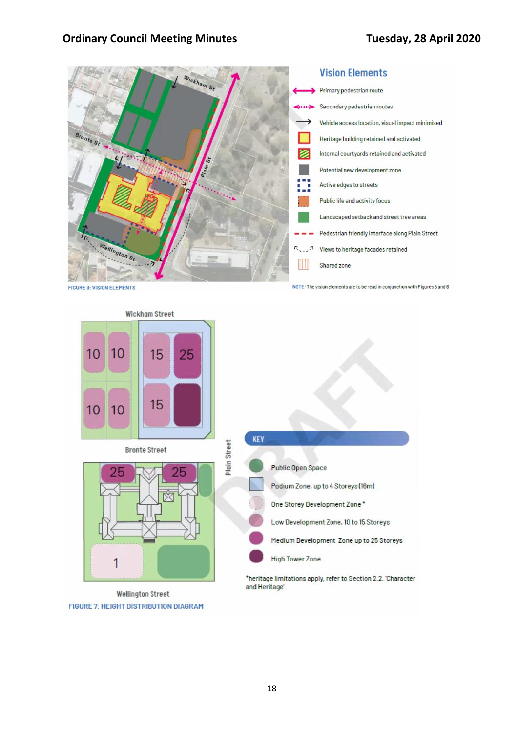**Vision Elements**

- Primary pedestrian route
- Secondary pedestrian routes
- Vehicle access location, visual impact minimised
- Heritage building retained and activated
- Internal courtyards retained and activated
- Potential new development zone
- Active edges to streets
- Public life and activity focus
- Landscaped setback and street tree areas
- Pedestrian friendly interface along Plain Street
- Views to heritage facades retained
- Shared zone

FIGURE 3: VISION ELEMENTS

NOTE: The vision elements are to be read in conjunction with Figures 5 and 6

**KEY**

- Public Open Space
- Podium Zone, up to 4 Storeys (16m)
- One Storey Development Zone *
- Low Development Zone, 10 to 15 Storeys
- Medium Development Zone up to 25 Storeys
- High Tower Zone

*heritage limitations apply, refer to Section 2.2. 'Character and Heritage'

FIGURE 7: HEIGHT DISTRIBUTION DIAGRAM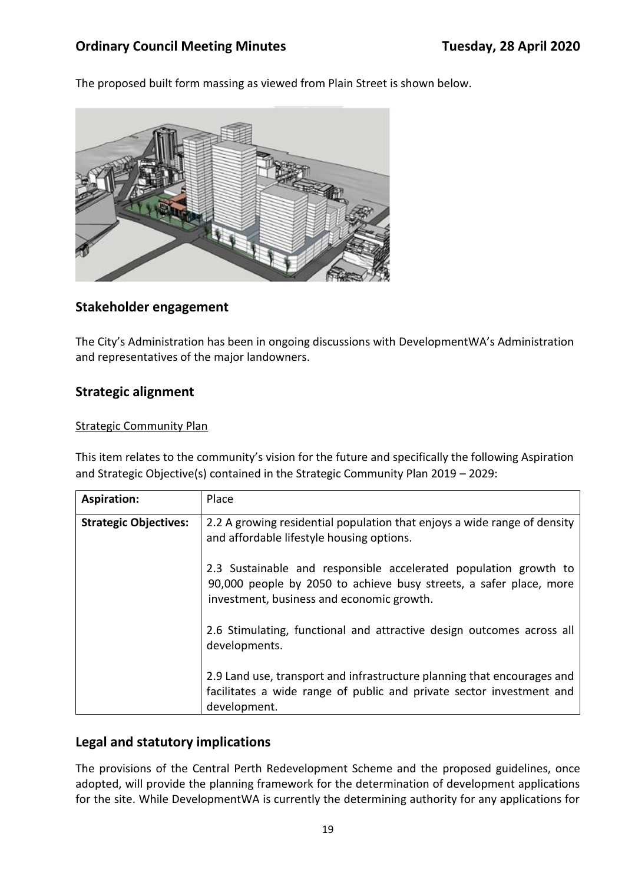The proposed built form massing as viewed from Plain Street is shown below.

## Stakeholder engagement

The City's Administration has been in ongoing discussions with DevelopmentWA's Administration and representatives of the major landowners.

## Strategic alignment

Strategic Community Plan

This item relates to the community's vision for the future and specifically the following Aspiration and Strategic Objective(s) contained in the Strategic Community Plan 2019 – 2029:

| **Aspiration:** | Place |
|---|---|
| **Strategic Objectives:** | 2.2 A growing residential population that enjoys a wide range of density and affordable lifestyle housing options.<br><br>2.3 Sustainable and responsible accelerated population growth to 90,000 people by 2050 to achieve busy streets, a safer place, more investment, business and economic growth.<br><br>2.6 Stimulating, functional and attractive design outcomes across all developments.<br><br>2.9 Land use, transport and infrastructure planning that encourages and facilitates a wide range of public and private sector investment and development. |

## Legal and statutory implications

The provisions of the Central Perth Redevelopment Scheme and the proposed guidelines, once adopted, will provide the planning framework for the determination of development applications for the site. While DevelopmentWA is currently the determining authority for any applications for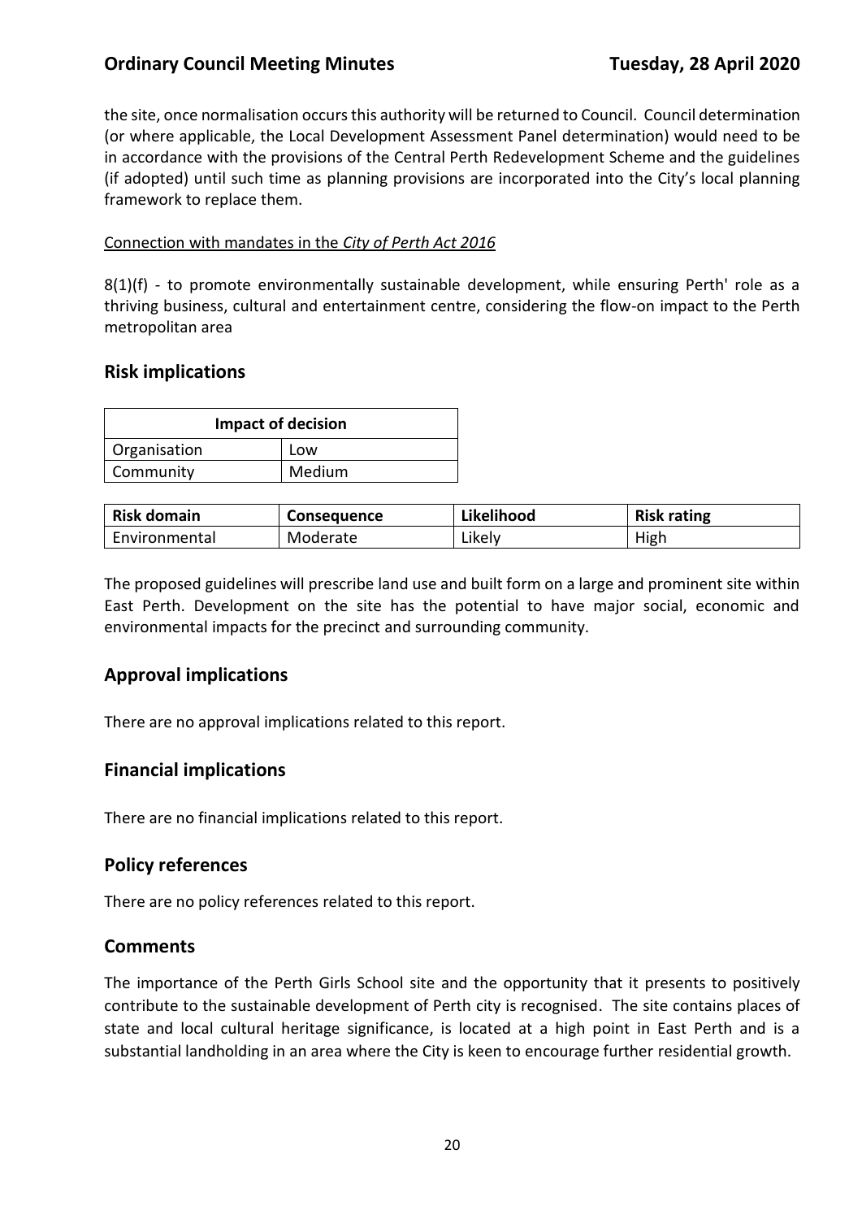the site, once normalisation occurs this authority will be returned to Council. Council determination (or where applicable, the Local Development Assessment Panel determination) would need to be in accordance with the provisions of the Central Perth Redevelopment Scheme and the guidelines (if adopted) until such time as planning provisions are incorporated into the City's local planning framework to replace them.

Connection with mandates in the *City of Perth Act 2016*

8(1)(f) - to promote environmentally sustainable development, while ensuring Perth' role as a thriving business, cultural and entertainment centre, considering the flow-on impact to the Perth metropolitan area

## Risk implications

| Impact of decision | |
|---|---|
| Organisation | Low |
| Community | Medium |

| Risk domain | Consequence | Likelihood | Risk rating |
|---|---|---|---|
| Environmental | Moderate | Likely | High |

The proposed guidelines will prescribe land use and built form on a large and prominent site within East Perth. Development on the site has the potential to have major social, economic and environmental impacts for the precinct and surrounding community.

## Approval implications

There are no approval implications related to this report.

## Financial implications

There are no financial implications related to this report.

## Policy references

There are no policy references related to this report.

## Comments

The importance of the Perth Girls School site and the opportunity that it presents to positively contribute to the sustainable development of Perth city is recognised. The site contains places of state and local cultural heritage significance, is located at a high point in East Perth and is a substantial landholding in an area where the City is keen to encourage further residential growth.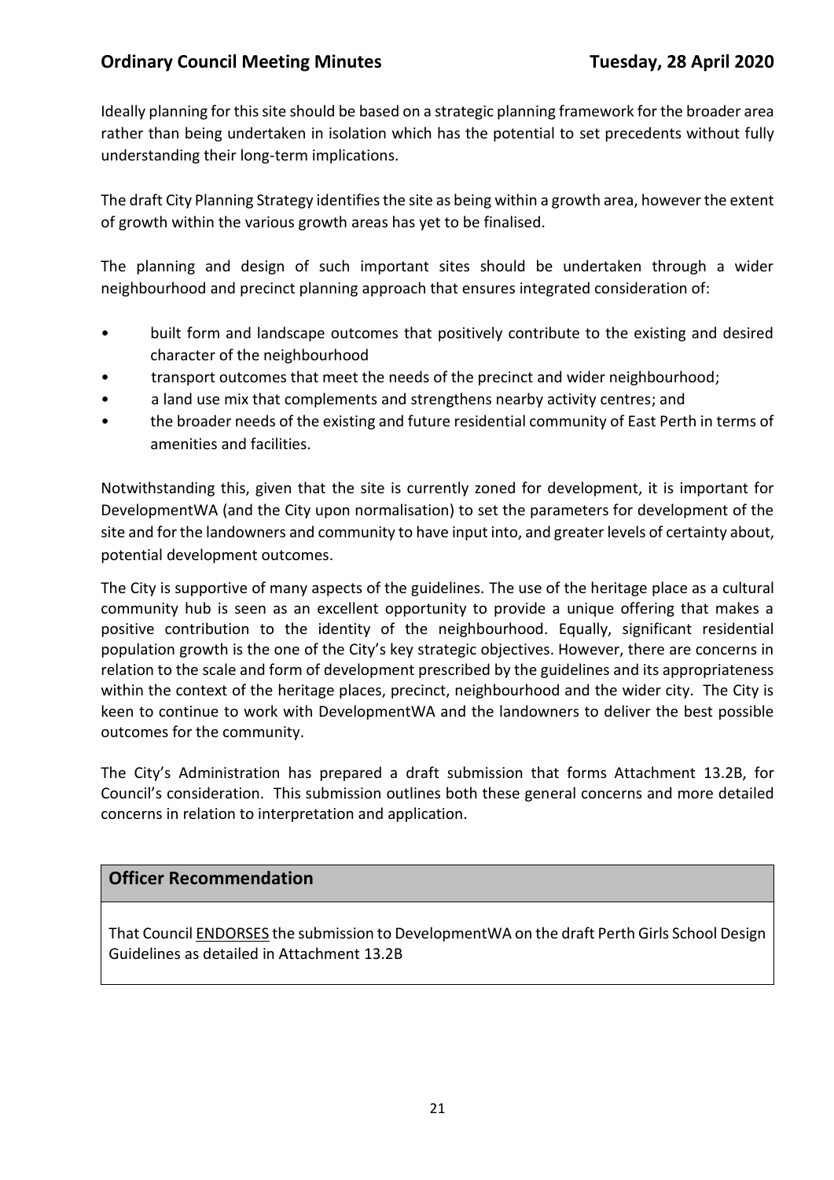Ideally planning for this site should be based on a strategic planning framework for the broader area rather than being undertaken in isolation which has the potential to set precedents without fully understanding their long-term implications.

The draft City Planning Strategy identifies the site as being within a growth area, however the extent of growth within the various growth areas has yet to be finalised.

The planning and design of such important sites should be undertaken through a wider neighbourhood and precinct planning approach that ensures integrated consideration of:

- built form and landscape outcomes that positively contribute to the existing and desired character of the neighbourhood
- transport outcomes that meet the needs of the precinct and wider neighbourhood;
- a land use mix that complements and strengthens nearby activity centres; and
- the broader needs of the existing and future residential community of East Perth in terms of amenities and facilities.

Notwithstanding this, given that the site is currently zoned for development, it is important for DevelopmentWA (and the City upon normalisation) to set the parameters for development of the site and for the landowners and community to have input into, and greater levels of certainty about, potential development outcomes.

The City is supportive of many aspects of the guidelines. The use of the heritage place as a cultural community hub is seen as an excellent opportunity to provide a unique offering that makes a positive contribution to the identity of the neighbourhood. Equally, significant residential population growth is the one of the City's key strategic objectives. However, there are concerns in relation to the scale and form of development prescribed by the guidelines and its appropriateness within the context of the heritage places, precinct, neighbourhood and the wider city. The City is keen to continue to work with DevelopmentWA and the landowners to deliver the best possible outcomes for the community.

The City's Administration has prepared a draft submission that forms Attachment 13.2B, for Council's consideration. This submission outlines both these general concerns and more detailed concerns in relation to interpretation and application.

## Officer Recommendation

That Council ENDORSES the submission to DevelopmentWA on the draft Perth Girls School Design Guidelines as detailed in Attachment 13.2B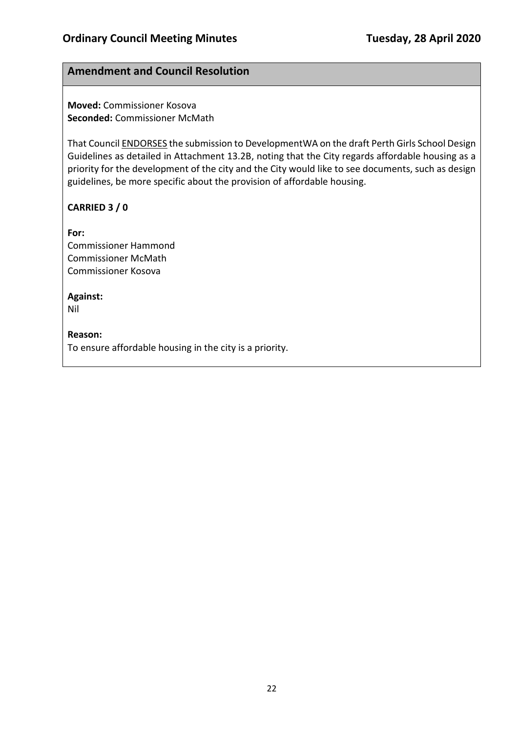## Amendment and Council Resolution

**Moved:** Commissioner Kosova
**Seconded:** Commissioner McMath

That Council ENDORSES the submission to DevelopmentWA on the draft Perth Girls School Design Guidelines as detailed in Attachment 13.2B, noting that the City regards affordable housing as a priority for the development of the city and the City would like to see documents, such as design guidelines, be more specific about the provision of affordable housing.

**CARRIED 3 / 0**

**For:**
Commissioner Hammond
Commissioner McMath
Commissioner Kosova

**Against:**
Nil

**Reason:**
To ensure affordable housing in the city is a priority.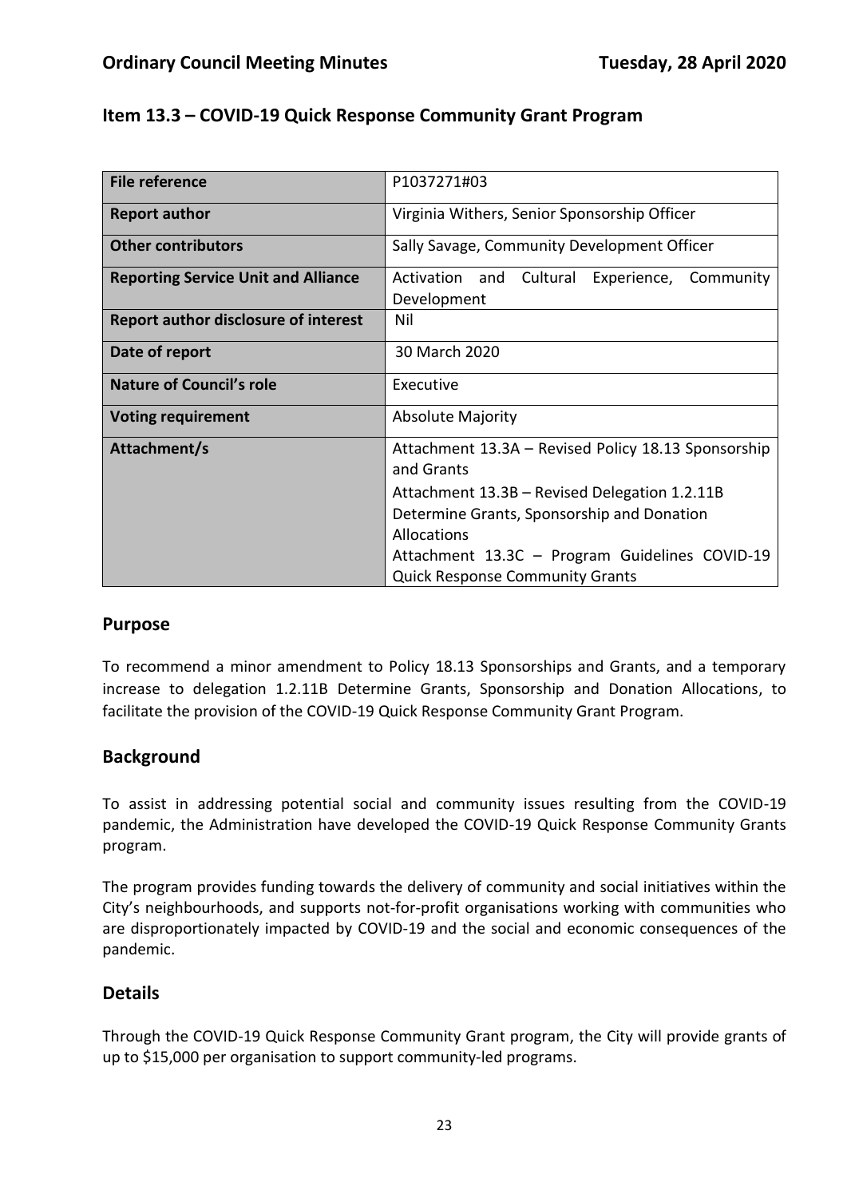## Item 13.3 – COVID-19 Quick Response Community Grant Program

| | |
|---|---|
| **File reference** | P1037271#03 |
| **Report author** | Virginia Withers, Senior Sponsorship Officer |
| **Other contributors** | Sally Savage, Community Development Officer |
| **Reporting Service Unit and Alliance** | Activation and Cultural Experience, Community Development |
| **Report author disclosure of interest** | Nil |
| **Date of report** | 30 March 2020 |
| **Nature of Council's role** | Executive |
| **Voting requirement** | Absolute Majority |
| **Attachment/s** | Attachment 13.3A – Revised Policy 18.13 Sponsorship and Grants<br>Attachment 13.3B – Revised Delegation 1.2.11B Determine Grants, Sponsorship and Donation Allocations<br>Attachment 13.3C – Program Guidelines COVID-19 Quick Response Community Grants |

### Purpose

To recommend a minor amendment to Policy 18.13 Sponsorships and Grants, and a temporary increase to delegation 1.2.11B Determine Grants, Sponsorship and Donation Allocations, to facilitate the provision of the COVID-19 Quick Response Community Grant Program.

### Background

To assist in addressing potential social and community issues resulting from the COVID-19 pandemic, the Administration have developed the COVID-19 Quick Response Community Grants program.

The program provides funding towards the delivery of community and social initiatives within the City's neighbourhoods, and supports not-for-profit organisations working with communities who are disproportionately impacted by COVID-19 and the social and economic consequences of the pandemic.

### Details

Through the COVID-19 Quick Response Community Grant program, the City will provide grants of up to $15,000 per organisation to support community-led programs.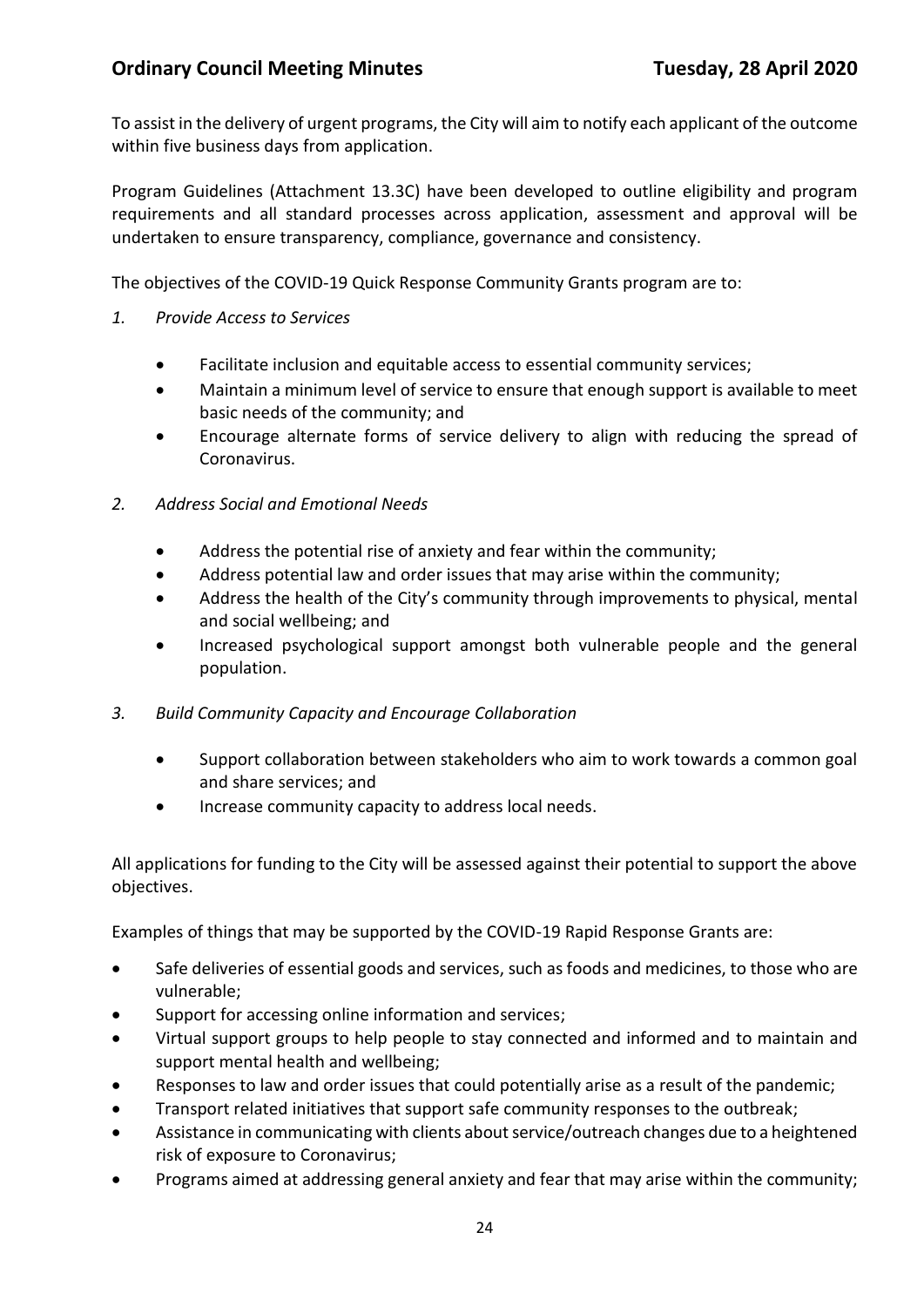To assist in the delivery of urgent programs, the City will aim to notify each applicant of the outcome within five business days from application.

Program Guidelines (Attachment 13.3C) have been developed to outline eligibility and program requirements and all standard processes across application, assessment and approval will be undertaken to ensure transparency, compliance, governance and consistency.

The objectives of the COVID-19 Quick Response Community Grants program are to:

1. *Provide Access to Services*

    - Facilitate inclusion and equitable access to essential community services;
    - Maintain a minimum level of service to ensure that enough support is available to meet basic needs of the community; and
    - Encourage alternate forms of service delivery to align with reducing the spread of Coronavirus.

2. *Address Social and Emotional Needs*

    - Address the potential rise of anxiety and fear within the community;
    - Address potential law and order issues that may arise within the community;
    - Address the health of the City's community through improvements to physical, mental and social wellbeing; and
    - Increased psychological support amongst both vulnerable people and the general population.

3. *Build Community Capacity and Encourage Collaboration*

    - Support collaboration between stakeholders who aim to work towards a common goal and share services; and
    - Increase community capacity to address local needs.

All applications for funding to the City will be assessed against their potential to support the above objectives.

Examples of things that may be supported by the COVID-19 Rapid Response Grants are:

- Safe deliveries of essential goods and services, such as foods and medicines, to those who are vulnerable;
- Support for accessing online information and services;
- Virtual support groups to help people to stay connected and informed and to maintain and support mental health and wellbeing;
- Responses to law and order issues that could potentially arise as a result of the pandemic;
- Transport related initiatives that support safe community responses to the outbreak;
- Assistance in communicating with clients about service/outreach changes due to a heightened risk of exposure to Coronavirus;
- Programs aimed at addressing general anxiety and fear that may arise within the community;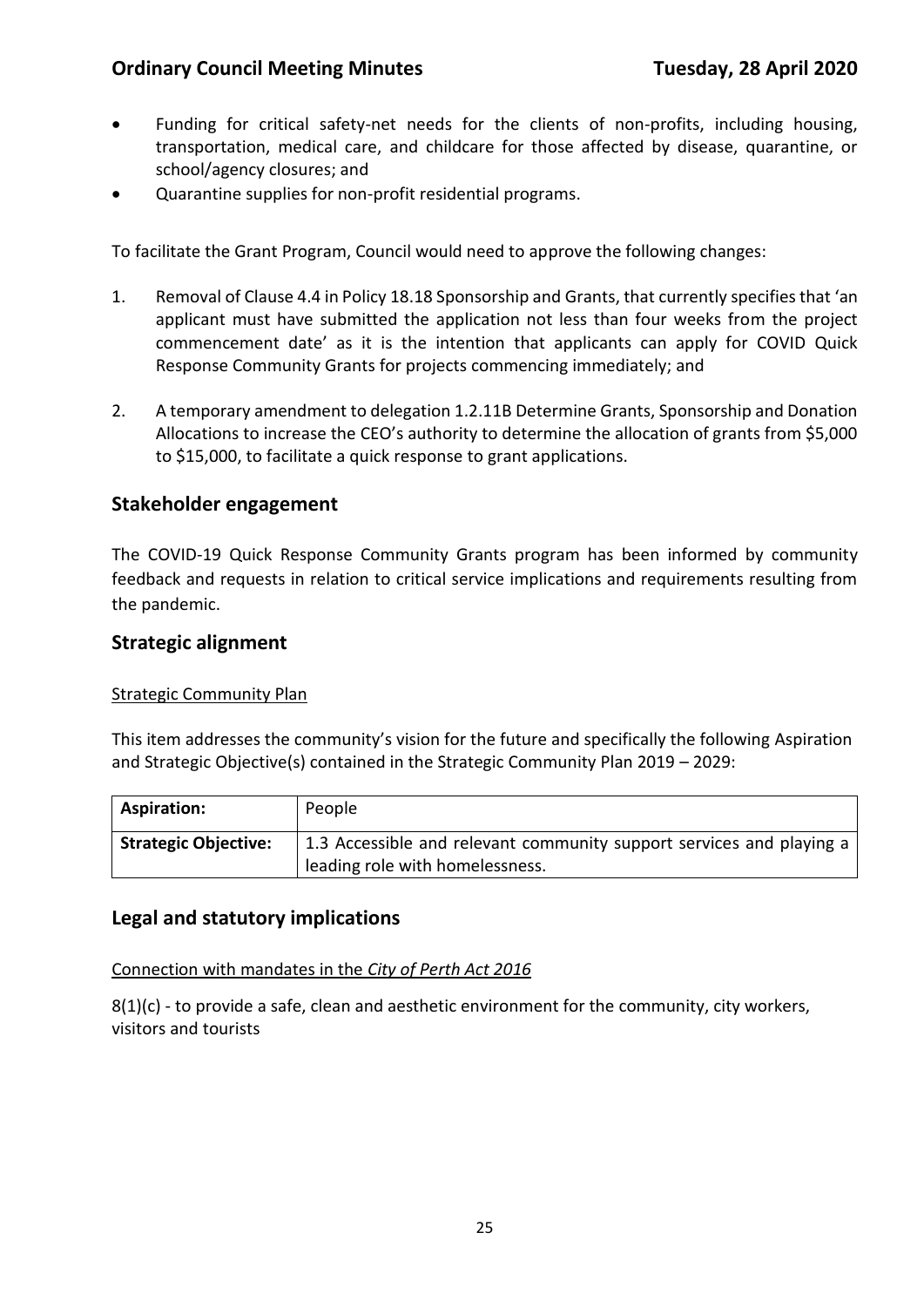- Funding for critical safety-net needs for the clients of non-profits, including housing, transportation, medical care, and childcare for those affected by disease, quarantine, or school/agency closures; and
- Quarantine supplies for non-profit residential programs.

To facilitate the Grant Program, Council would need to approve the following changes:

1. Removal of Clause 4.4 in Policy 18.18 Sponsorship and Grants, that currently specifies that 'an applicant must have submitted the application not less than four weeks from the project commencement date' as it is the intention that applicants can apply for COVID Quick Response Community Grants for projects commencing immediately; and

2. A temporary amendment to delegation 1.2.11B Determine Grants, Sponsorship and Donation Allocations to increase the CEO's authority to determine the allocation of grants from $5,000 to $15,000, to facilitate a quick response to grant applications.

## Stakeholder engagement

The COVID-19 Quick Response Community Grants program has been informed by community feedback and requests in relation to critical service implications and requirements resulting from the pandemic.

## Strategic alignment

Strategic Community Plan

This item addresses the community's vision for the future and specifically the following Aspiration and Strategic Objective(s) contained in the Strategic Community Plan 2019 – 2029:

| **Aspiration:** | People |
|---|---|
| **Strategic Objective:** | 1.3 Accessible and relevant community support services and playing a leading role with homelessness. |

## Legal and statutory implications

Connection with mandates in the *City of Perth Act 2016*

8(1)(c) - to provide a safe, clean and aesthetic environment for the community, city workers, visitors and tourists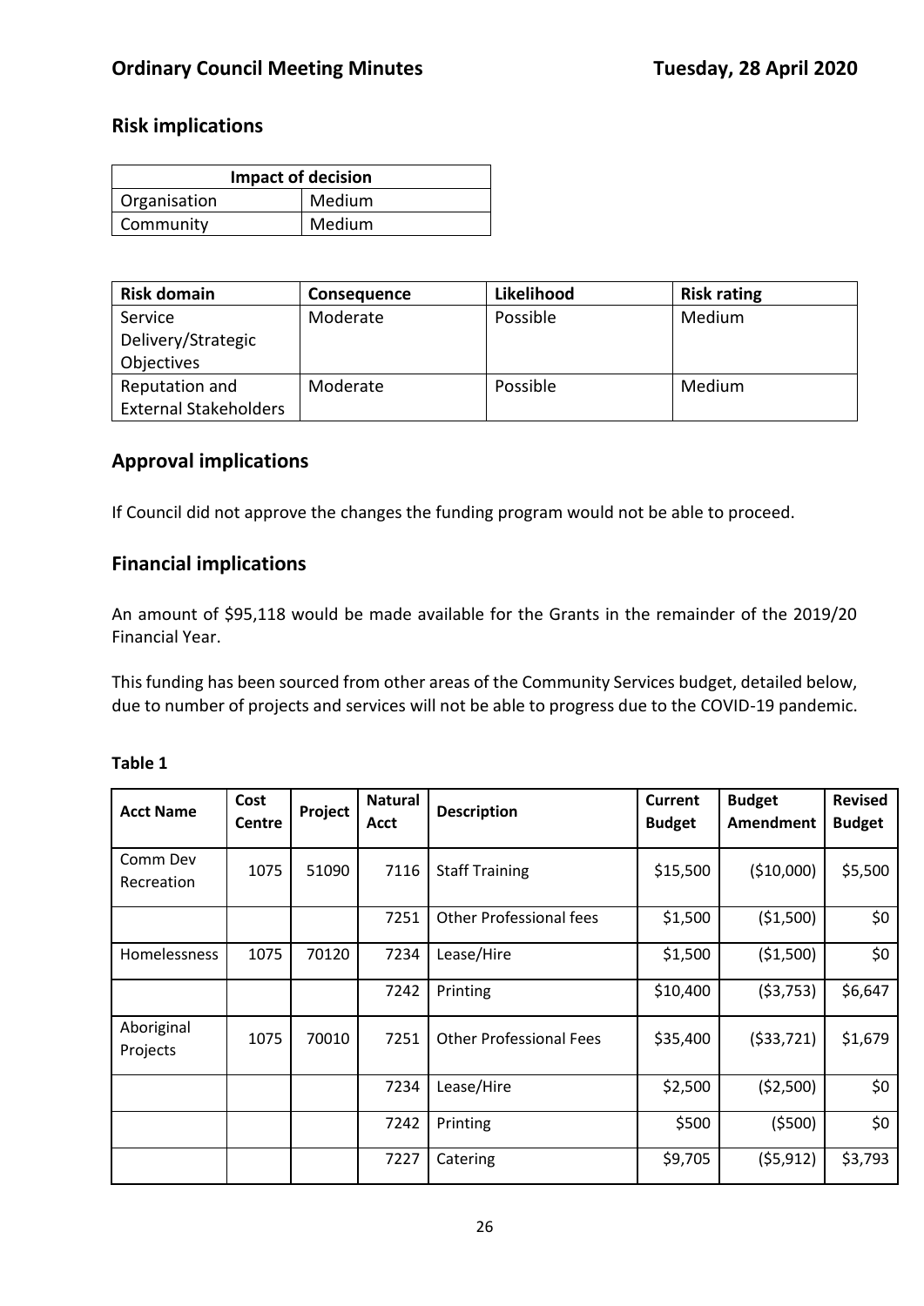## Risk implications

| Impact of decision | |
|---|---|
| Organisation | Medium |
| Community | Medium |

| Risk domain | Consequence | Likelihood | Risk rating |
|---|---|---|---|
| Service Delivery/Strategic Objectives | Moderate | Possible | Medium |
| Reputation and External Stakeholders | Moderate | Possible | Medium |

## Approval implications

If Council did not approve the changes the funding program would not be able to proceed.

## Financial implications

An amount of $95,118 would be made available for the Grants in the remainder of the 2019/20 Financial Year.

This funding has been sourced from other areas of the Community Services budget, detailed below, due to number of projects and services will not be able to progress due to the COVID-19 pandemic.

**Table 1**

| Acct Name | Cost Centre | Project | Natural Acct | Description | Current Budget | Budget Amendment | Revised Budget |
|---|---|---|---|---|---|---|---|
| Comm Dev Recreation | 1075 | 51090 | 7116 | Staff Training | $15,500 | ($10,000) | $5,500 |
| | | | 7251 | Other Professional fees | $1,500 | ($1,500) | $0 |
| Homelessness | 1075 | 70120 | 7234 | Lease/Hire | $1,500 | ($1,500) | $0 |
| | | | 7242 | Printing | $10,400 | ($3,753) | $6,647 |
| Aboriginal Projects | 1075 | 70010 | 7251 | Other Professional Fees | $35,400 | ($33,721) | $1,679 |
| | | | 7234 | Lease/Hire | $2,500 | ($2,500) | $0 |
| | | | 7242 | Printing | $500 | ($500) | $0 |
| | | | 7227 | Catering | $9,705 | ($5,912) | $3,793 |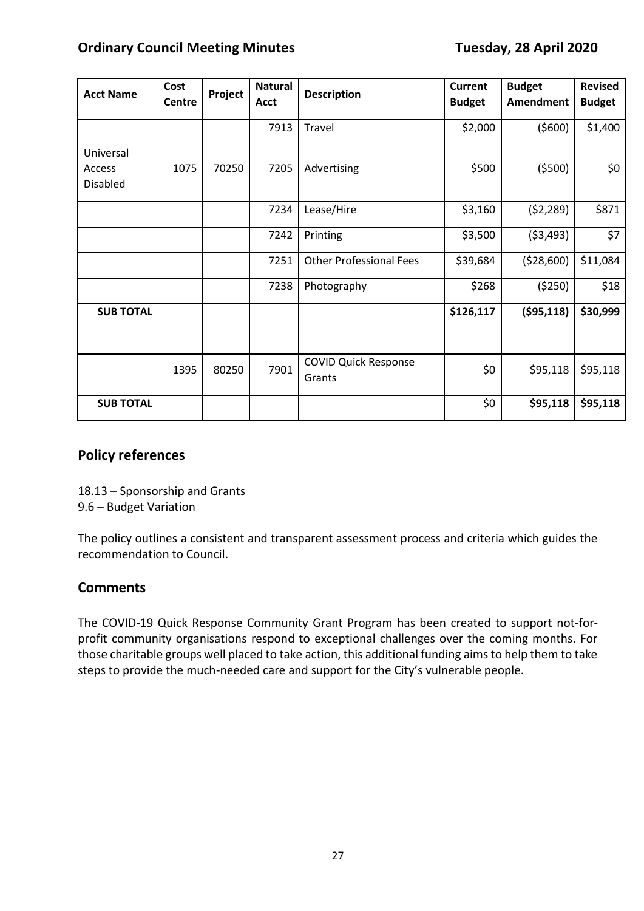| Acct Name | Cost Centre | Project | Natural Acct | Description | Current Budget | Budget Amendment | Revised Budget |
|---|---|---|---|---|---|---|---|
| | | | 7913 | Travel | $2,000 | ($600) | $1,400 |
| Universal Access Disabled | 1075 | 70250 | 7205 | Advertising | $500 | ($500) | $0 |
| | | | 7234 | Lease/Hire | $3,160 | ($2,289) | $871 |
| | | | 7242 | Printing | $3,500 | ($3,493) | $7 |
| | | | 7251 | Other Professional Fees | $39,684 | ($28,600) | $11,084 |
| | | | 7238 | Photography | $268 | ($250) | $18 |
| **SUB TOTAL** | | | | | **$126,117** | **($95,118)** | **$30,999** |
| | | | | | | | |
| | 1395 | 80250 | 7901 | COVID Quick Response Grants | $0 | $95,118 | $95,118 |
| **SUB TOTAL** | | | | | $0 | **$95,118** | **$95,118** |

## Policy references

18.13 – Sponsorship and Grants
9.6 – Budget Variation

The policy outlines a consistent and transparent assessment process and criteria which guides the recommendation to Council.

## Comments

The COVID-19 Quick Response Community Grant Program has been created to support not-for-profit community organisations respond to exceptional challenges over the coming months. For those charitable groups well placed to take action, this additional funding aims to help them to take steps to provide the much-needed care and support for the City's vulnerable people.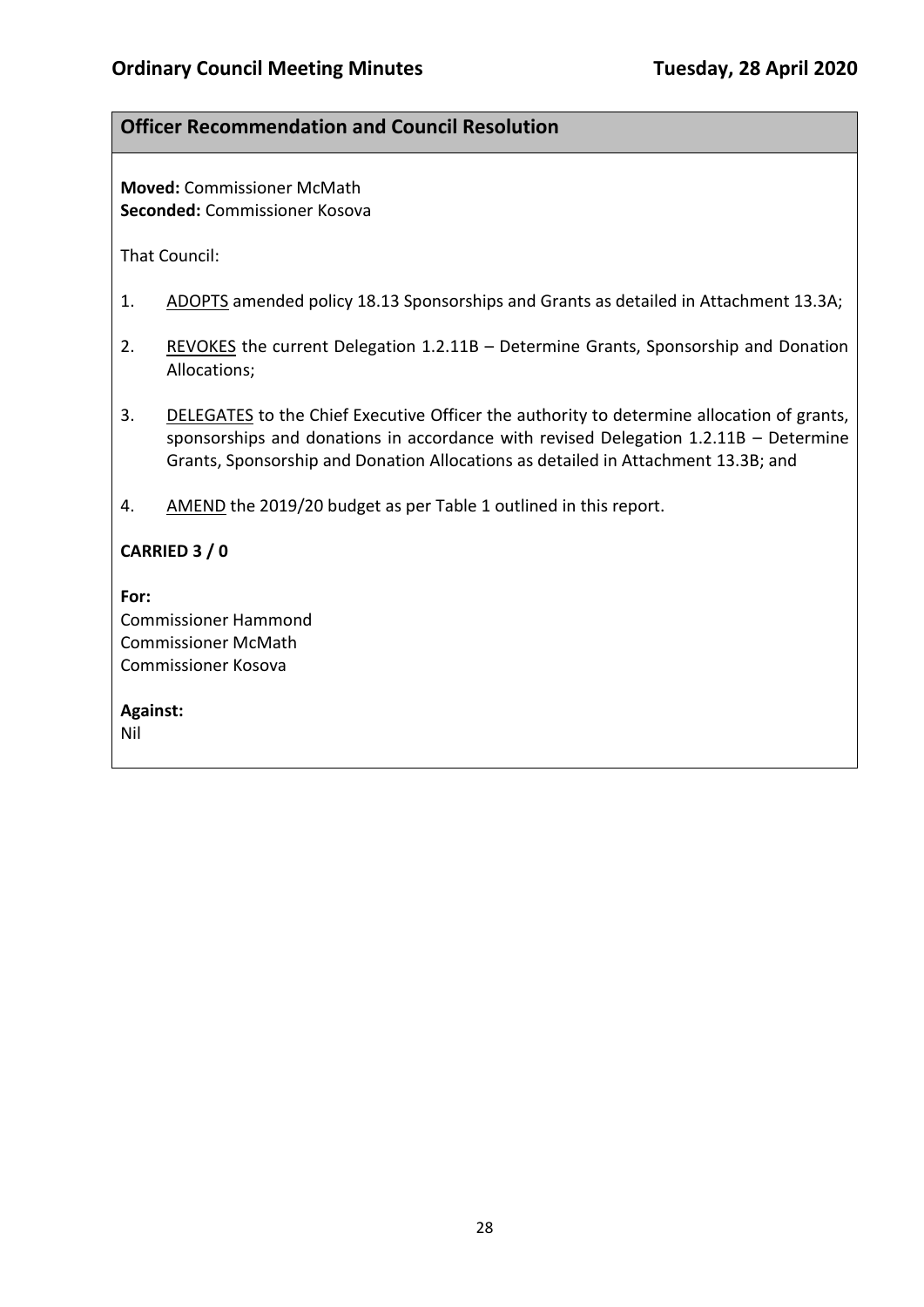## Officer Recommendation and Council Resolution

**Moved:** Commissioner McMath
**Seconded:** Commissioner Kosova

That Council:

1. <u>ADOPTS</u> amended policy 18.13 Sponsorships and Grants as detailed in Attachment 13.3A;

2. <u>REVOKES</u> the current Delegation 1.2.11B – Determine Grants, Sponsorship and Donation Allocations;

3. <u>DELEGATES</u> to the Chief Executive Officer the authority to determine allocation of grants, sponsorships and donations in accordance with revised Delegation 1.2.11B – Determine Grants, Sponsorship and Donation Allocations as detailed in Attachment 13.3B; and

4. <u>AMEND</u> the 2019/20 budget as per Table 1 outlined in this report.

**CARRIED 3 / 0**

**For:**
Commissioner Hammond
Commissioner McMath
Commissioner Kosova

**Against:**
Nil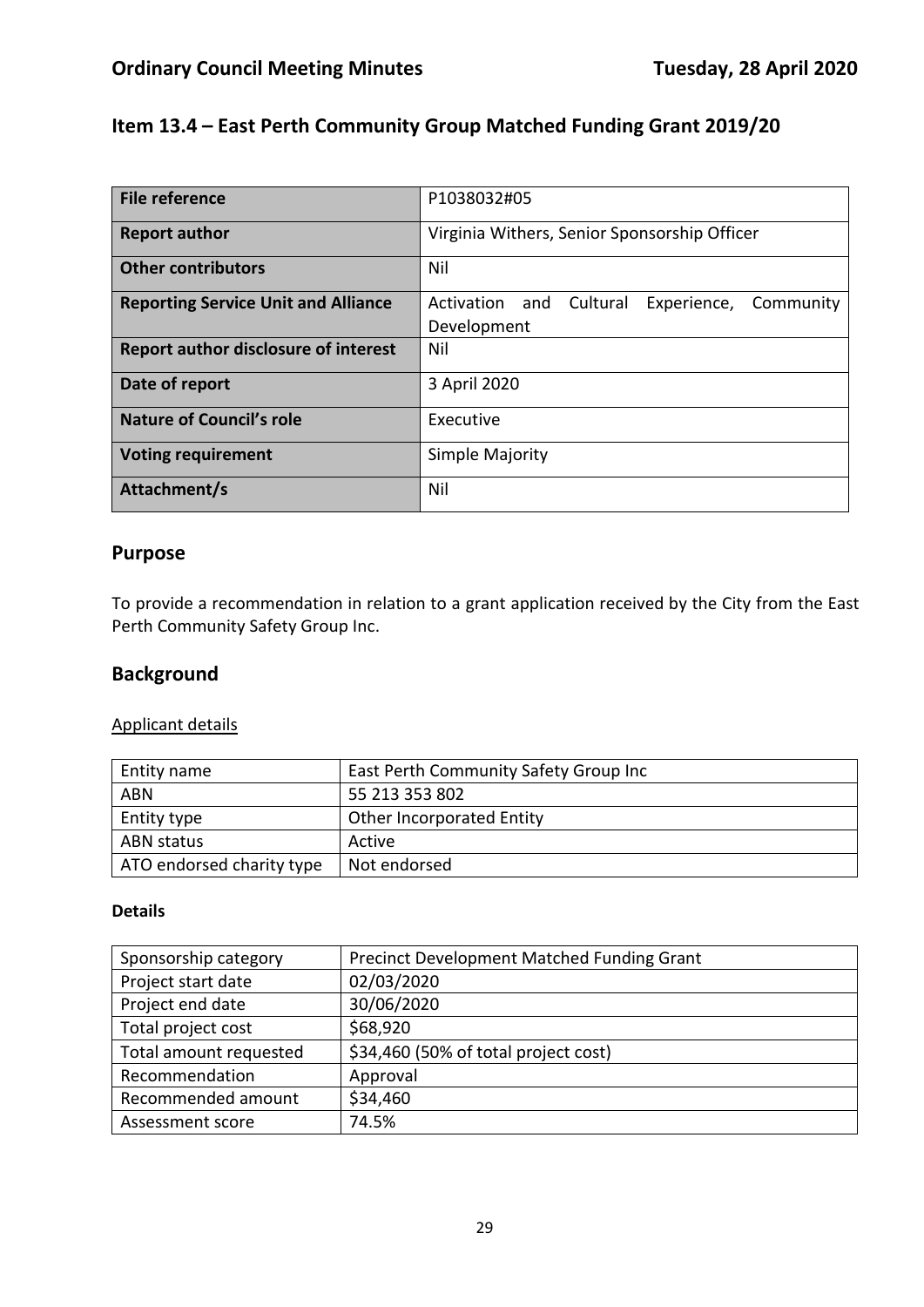## Item 13.4 – East Perth Community Group Matched Funding Grant 2019/20

| **File reference** | P1038032#05 |
|---|---|
| **Report author** | Virginia Withers, Senior Sponsorship Officer |
| **Other contributors** | Nil |
| **Reporting Service Unit and Alliance** | Activation and Cultural Experience, Community Development |
| **Report author disclosure of interest** | Nil |
| **Date of report** | 3 April 2020 |
| **Nature of Council's role** | Executive |
| **Voting requirement** | Simple Majority |
| **Attachment/s** | Nil |

## Purpose

To provide a recommendation in relation to a grant application received by the City from the East Perth Community Safety Group Inc.

## Background

Applicant details

| Entity name | East Perth Community Safety Group Inc |
|---|---|
| ABN | 55 213 353 802 |
| Entity type | Other Incorporated Entity |
| ABN status | Active |
| ATO endorsed charity type | Not endorsed |

**Details**

| Sponsorship category | Precinct Development Matched Funding Grant |
|---|---|
| Project start date | 02/03/2020 |
| Project end date | 30/06/2020 |
| Total project cost | $68,920 |
| Total amount requested | $34,460 (50% of total project cost) |
| Recommendation | Approval |
| Recommended amount | $34,460 |
| Assessment score | 74.5% |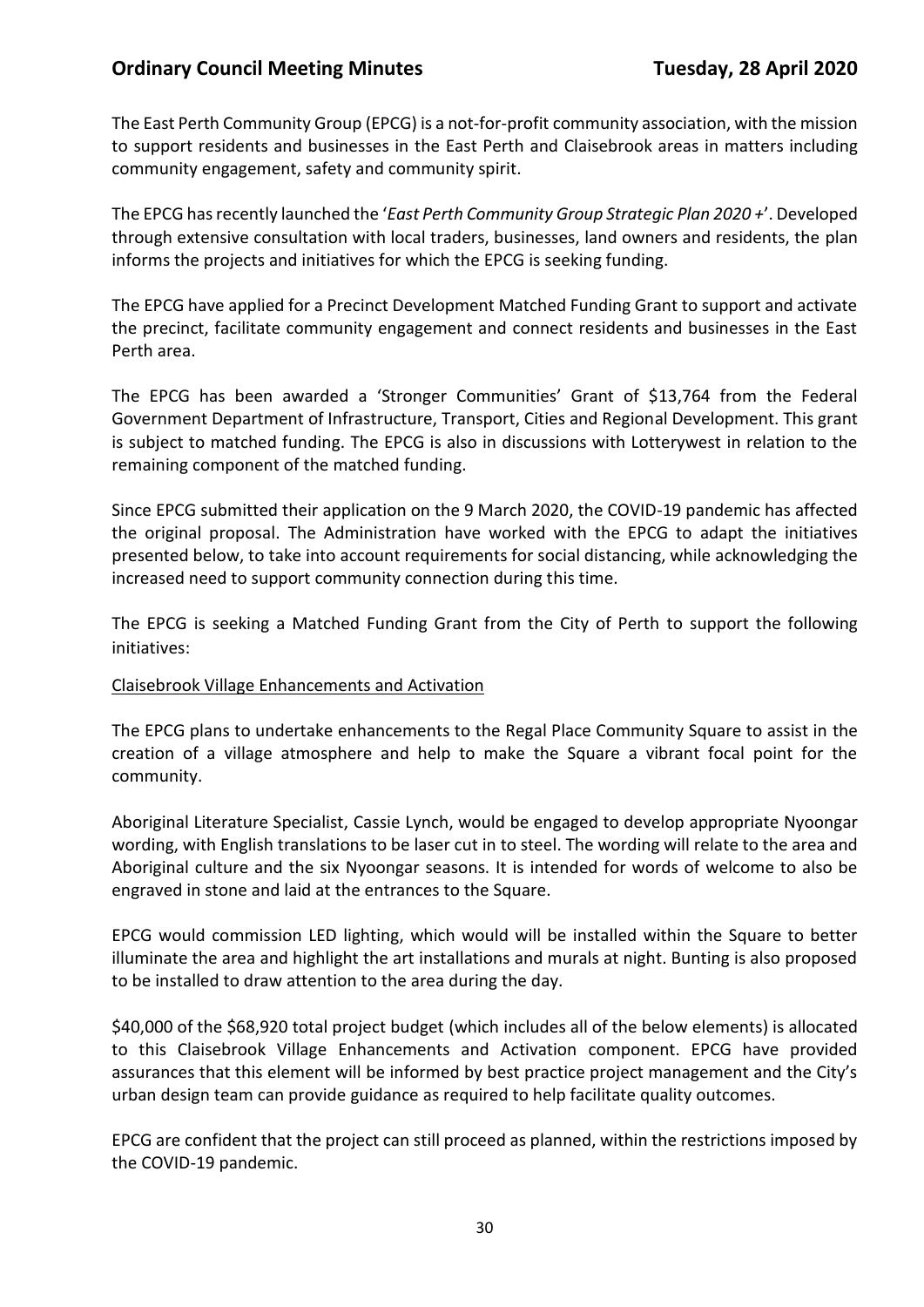The East Perth Community Group (EPCG) is a not-for-profit community association, with the mission to support residents and businesses in the East Perth and Claisebrook areas in matters including community engagement, safety and community spirit.

The EPCG has recently launched the '*East Perth Community Group Strategic Plan 2020 +*'. Developed through extensive consultation with local traders, businesses, land owners and residents, the plan informs the projects and initiatives for which the EPCG is seeking funding.

The EPCG have applied for a Precinct Development Matched Funding Grant to support and activate the precinct, facilitate community engagement and connect residents and businesses in the East Perth area.

The EPCG has been awarded a 'Stronger Communities' Grant of $13,764 from the Federal Government Department of Infrastructure, Transport, Cities and Regional Development. This grant is subject to matched funding. The EPCG is also in discussions with Lotterywest in relation to the remaining component of the matched funding.

Since EPCG submitted their application on the 9 March 2020, the COVID-19 pandemic has affected the original proposal. The Administration have worked with the EPCG to adapt the initiatives presented below, to take into account requirements for social distancing, while acknowledging the increased need to support community connection during this time.

The EPCG is seeking a Matched Funding Grant from the City of Perth to support the following initiatives:

<u>Claisebrook Village Enhancements and Activation</u>

The EPCG plans to undertake enhancements to the Regal Place Community Square to assist in the creation of a village atmosphere and help to make the Square a vibrant focal point for the community.

Aboriginal Literature Specialist, Cassie Lynch, would be engaged to develop appropriate Nyoongar wording, with English translations to be laser cut in to steel. The wording will relate to the area and Aboriginal culture and the six Nyoongar seasons. It is intended for words of welcome to also be engraved in stone and laid at the entrances to the Square.

EPCG would commission LED lighting, which would will be installed within the Square to better illuminate the area and highlight the art installations and murals at night. Bunting is also proposed to be installed to draw attention to the area during the day.

$40,000 of the $68,920 total project budget (which includes all of the below elements) is allocated to this Claisebrook Village Enhancements and Activation component. EPCG have provided assurances that this element will be informed by best practice project management and the City's urban design team can provide guidance as required to help facilitate quality outcomes.

EPCG are confident that the project can still proceed as planned, within the restrictions imposed by the COVID-19 pandemic.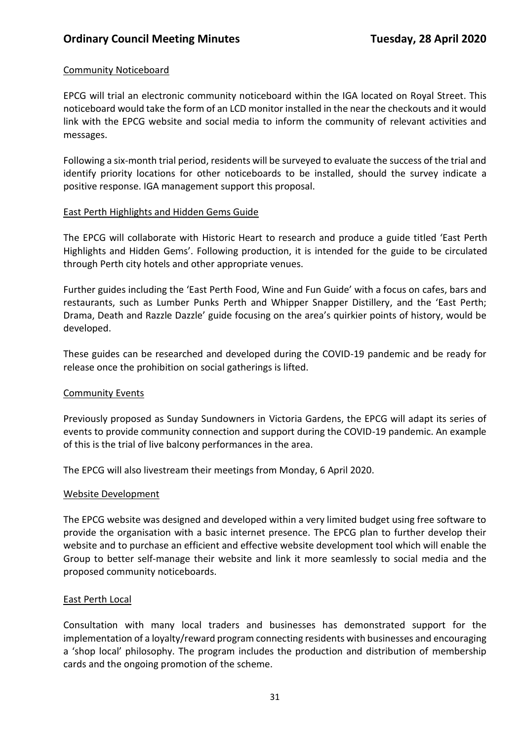Community Noticeboard

EPCG will trial an electronic community noticeboard within the IGA located on Royal Street. This noticeboard would take the form of an LCD monitor installed in the near the checkouts and it would link with the EPCG website and social media to inform the community of relevant activities and messages.

Following a six-month trial period, residents will be surveyed to evaluate the success of the trial and identify priority locations for other noticeboards to be installed, should the survey indicate a positive response. IGA management support this proposal.

East Perth Highlights and Hidden Gems Guide

The EPCG will collaborate with Historic Heart to research and produce a guide titled 'East Perth Highlights and Hidden Gems'. Following production, it is intended for the guide to be circulated through Perth city hotels and other appropriate venues.

Further guides including the 'East Perth Food, Wine and Fun Guide' with a focus on cafes, bars and restaurants, such as Lumber Punks Perth and Whipper Snapper Distillery, and the 'East Perth; Drama, Death and Razzle Dazzle' guide focusing on the area's quirkier points of history, would be developed.

These guides can be researched and developed during the COVID-19 pandemic and be ready for release once the prohibition on social gatherings is lifted.

Community Events

Previously proposed as Sunday Sundowners in Victoria Gardens, the EPCG will adapt its series of events to provide community connection and support during the COVID-19 pandemic. An example of this is the trial of live balcony performances in the area.

The EPCG will also livestream their meetings from Monday, 6 April 2020.

Website Development

The EPCG website was designed and developed within a very limited budget using free software to provide the organisation with a basic internet presence. The EPCG plan to further develop their website and to purchase an efficient and effective website development tool which will enable the Group to better self-manage their website and link it more seamlessly to social media and the proposed community noticeboards.

East Perth Local

Consultation with many local traders and businesses has demonstrated support for the implementation of a loyalty/reward program connecting residents with businesses and encouraging a 'shop local' philosophy. The program includes the production and distribution of membership cards and the ongoing promotion of the scheme.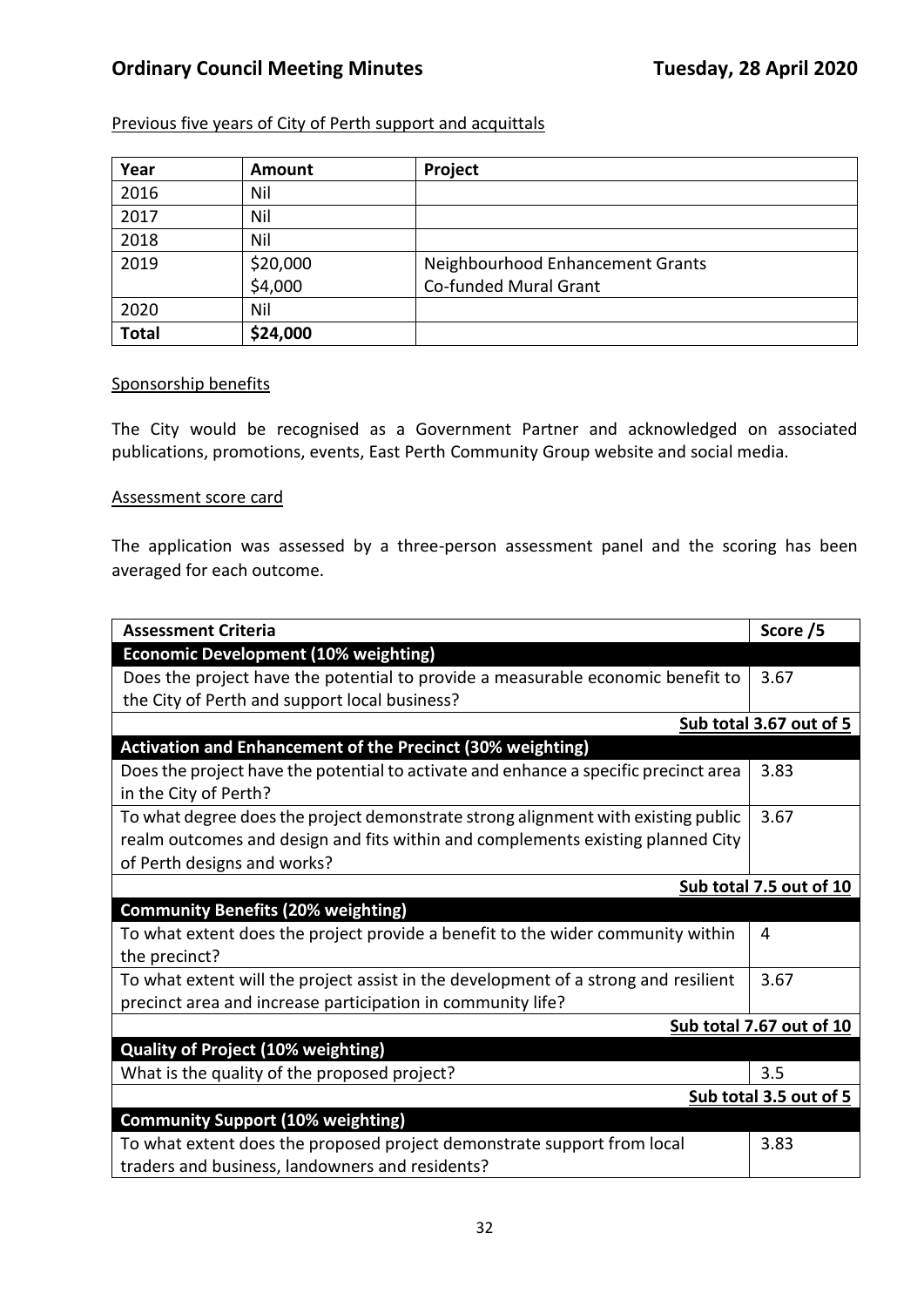Previous five years of City of Perth support and acquittals

| Year | Amount | Project |
|---|---|---|
| 2016 | Nil | |
| 2017 | Nil | |
| 2018 | Nil | |
| 2019 | $20,000<br>$4,000 | Neighbourhood Enhancement Grants<br>Co-funded Mural Grant |
| 2020 | Nil | |
| **Total** | **$24,000** | |

Sponsorship benefits

The City would be recognised as a Government Partner and acknowledged on associated publications, promotions, events, East Perth Community Group website and social media.

Assessment score card

The application was assessed by a three-person assessment panel and the scoring has been averaged for each outcome.

| Assessment Criteria | Score /5 |
|---|---|
| **Economic Development (10% weighting)** | |
| Does the project have the potential to provide a measurable economic benefit to the City of Perth and support local business? | 3.67 |
| **Sub total 3.67 out of 5** | |
| **Activation and Enhancement of the Precinct (30% weighting)** | |
| Does the project have the potential to activate and enhance a specific precinct area in the City of Perth? | 3.83 |
| To what degree does the project demonstrate strong alignment with existing public realm outcomes and design and fits within and complements existing planned City of Perth designs and works? | 3.67 |
| **Sub total 7.5 out of 10** | |
| **Community Benefits (20% weighting)** | |
| To what extent does the project provide a benefit to the wider community within the precinct? | 4 |
| To what extent will the project assist in the development of a strong and resilient precinct area and increase participation in community life? | 3.67 |
| **Sub total 7.67 out of 10** | |
| **Quality of Project (10% weighting)** | |
| What is the quality of the proposed project? | 3.5 |
| **Sub total 3.5 out of 5** | |
| **Community Support (10% weighting)** | |
| To what extent does the proposed project demonstrate support from local traders and business, landowners and residents? | 3.83 |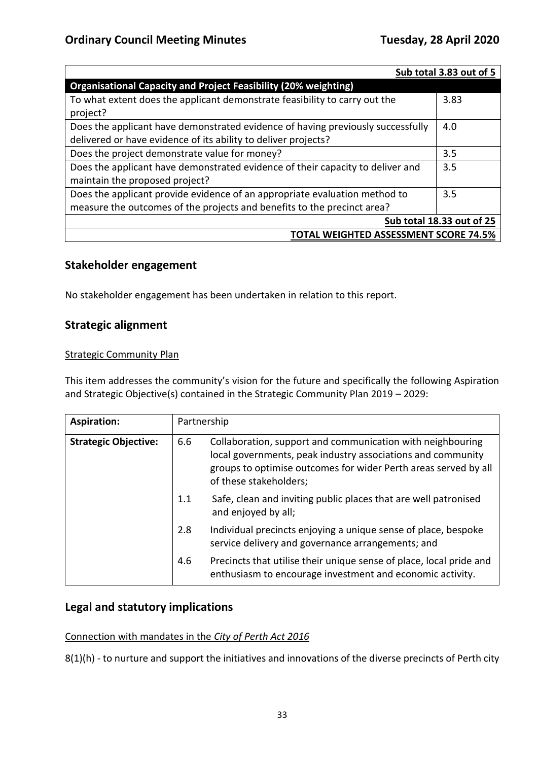| | Sub total 3.83 out of 5 |
|---|---|
| **Organisational Capacity and Project Feasibility (20% weighting)** | |
| To what extent does the applicant demonstrate feasibility to carry out the project? | 3.83 |
| Does the applicant have demonstrated evidence of having previously successfully delivered or have evidence of its ability to deliver projects? | 4.0 |
| Does the project demonstrate value for money? | 3.5 |
| Does the applicant have demonstrated evidence of their capacity to deliver and maintain the proposed project? | 3.5 |
| Does the applicant provide evidence of an appropriate evaluation method to measure the outcomes of the projects and benefits to the precinct area? | 3.5 |
| | **Sub total 18.33 out of 25** |
| | **TOTAL WEIGHTED ASSESSMENT SCORE 74.5%** |

## Stakeholder engagement

No stakeholder engagement has been undertaken in relation to this report.

## Strategic alignment

Strategic Community Plan

This item addresses the community's vision for the future and specifically the following Aspiration and Strategic Objective(s) contained in the Strategic Community Plan 2019 – 2029:

| **Aspiration:** | Partnership | |
|---|---|---|
| **Strategic Objective:** | 6.6 | Collaboration, support and communication with neighbouring local governments, peak industry associations and community groups to optimise outcomes for wider Perth areas served by all of these stakeholders; |
| | 1.1 | Safe, clean and inviting public places that are well patronised and enjoyed by all; |
| | 2.8 | Individual precincts enjoying a unique sense of place, bespoke service delivery and governance arrangements; and |
| | 4.6 | Precincts that utilise their unique sense of place, local pride and enthusiasm to encourage investment and economic activity. |

## Legal and statutory implications

Connection with mandates in the *City of Perth Act 2016*

8(1)(h) - to nurture and support the initiatives and innovations of the diverse precincts of Perth city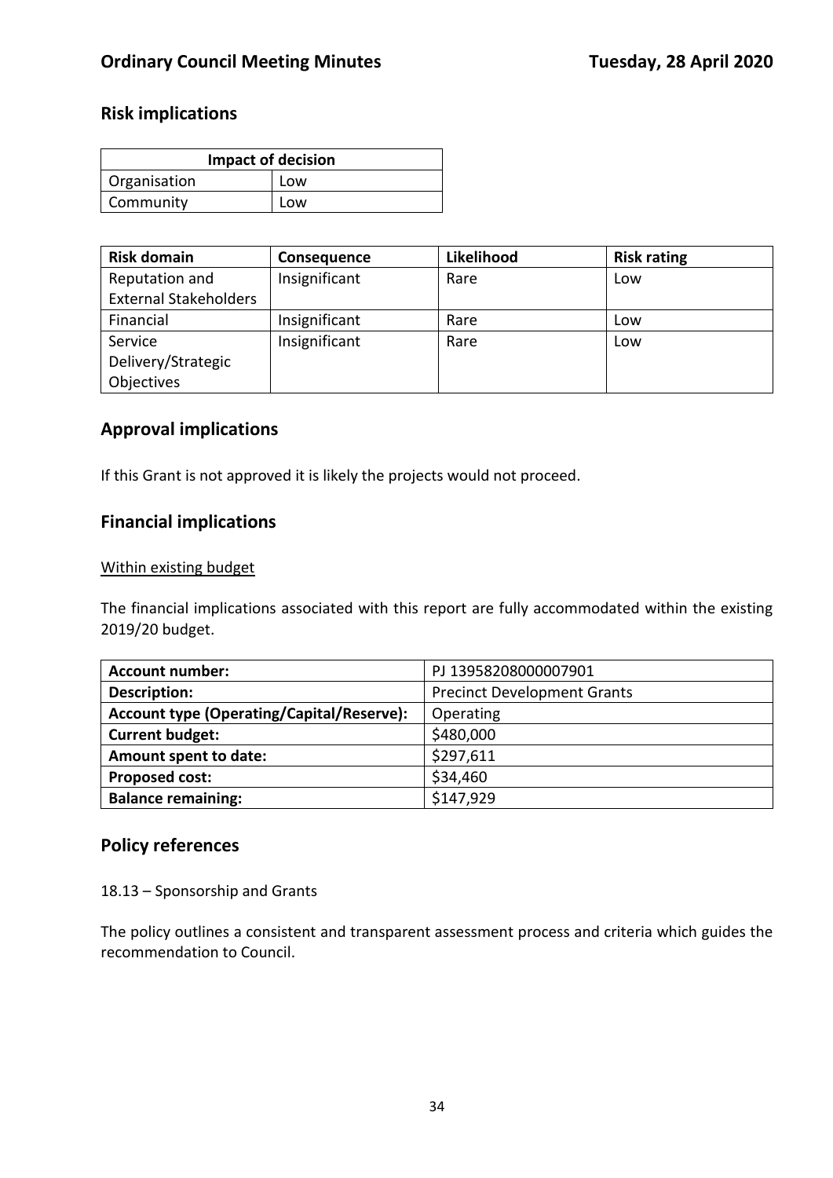## Risk implications

| Impact of decision | |
|---|---|
| Organisation | Low |
| Community | Low |

| Risk domain | Consequence | Likelihood | Risk rating |
|---|---|---|---|
| Reputation and External Stakeholders | Insignificant | Rare | Low |
| Financial | Insignificant | Rare | Low |
| Service Delivery/Strategic Objectives | Insignificant | Rare | Low |

## Approval implications

If this Grant is not approved it is likely the projects would not proceed.

## Financial implications

Within existing budget

The financial implications associated with this report are fully accommodated within the existing 2019/20 budget.

| Account number: | PJ 13958208000007901 |
|---|---|
| **Description:** | Precinct Development Grants |
| **Account type (Operating/Capital/Reserve):** | Operating |
| **Current budget:** | $480,000 |
| **Amount spent to date:** | $297,611 |
| **Proposed cost:** | $34,460 |
| **Balance remaining:** | $147,929 |

## Policy references

18.13 – Sponsorship and Grants

The policy outlines a consistent and transparent assessment process and criteria which guides the recommendation to Council.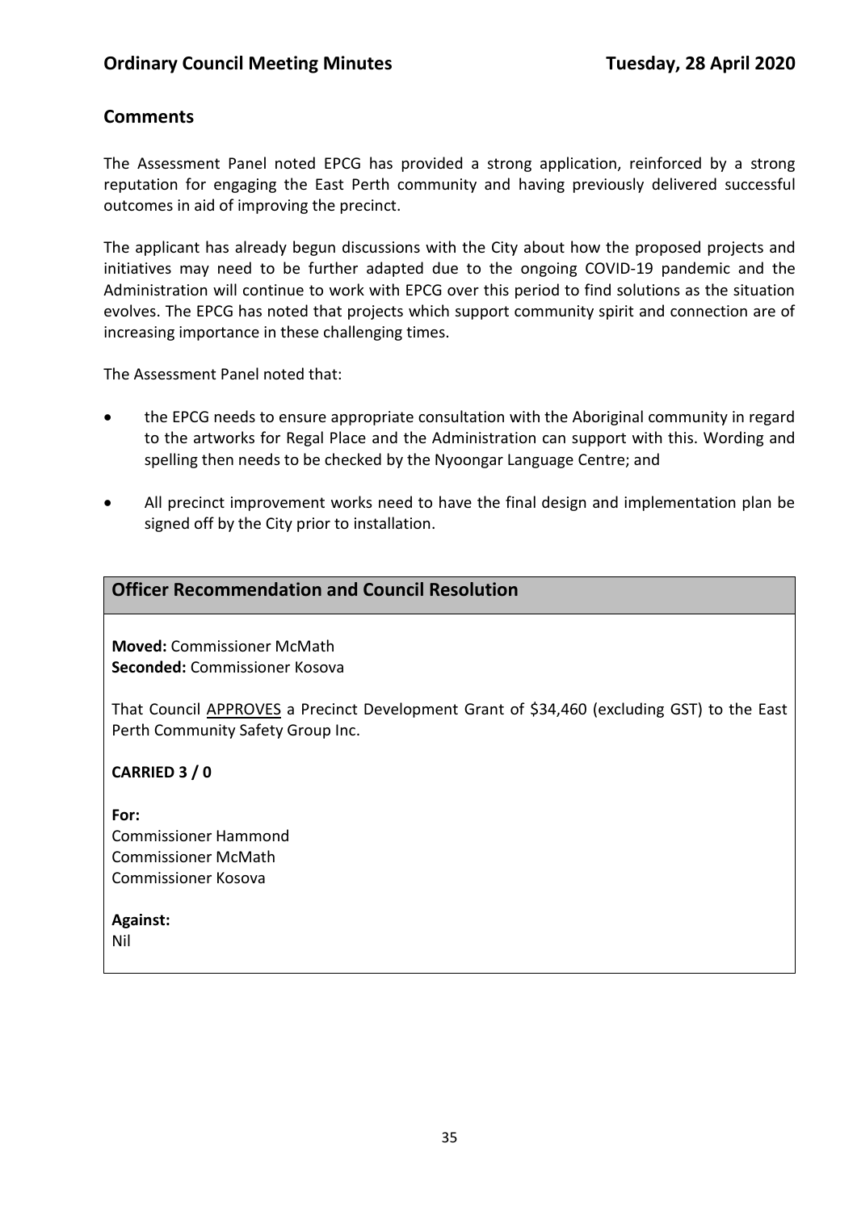## Comments

The Assessment Panel noted EPCG has provided a strong application, reinforced by a strong reputation for engaging the East Perth community and having previously delivered successful outcomes in aid of improving the precinct.

The applicant has already begun discussions with the City about how the proposed projects and initiatives may need to be further adapted due to the ongoing COVID-19 pandemic and the Administration will continue to work with EPCG over this period to find solutions as the situation evolves. The EPCG has noted that projects which support community spirit and connection are of increasing importance in these challenging times.

The Assessment Panel noted that:

- the EPCG needs to ensure appropriate consultation with the Aboriginal community in regard to the artworks for Regal Place and the Administration can support with this. Wording and spelling then needs to be checked by the Nyoongar Language Centre; and
- All precinct improvement works need to have the final design and implementation plan be signed off by the City prior to installation.

## Officer Recommendation and Council Resolution

**Moved:** Commissioner McMath
**Seconded:** Commissioner Kosova

That Council APPROVES a Precinct Development Grant of $34,460 (excluding GST) to the East Perth Community Safety Group Inc.

**CARRIED 3 / 0**

**For:**
Commissioner Hammond
Commissioner McMath
Commissioner Kosova

**Against:**
Nil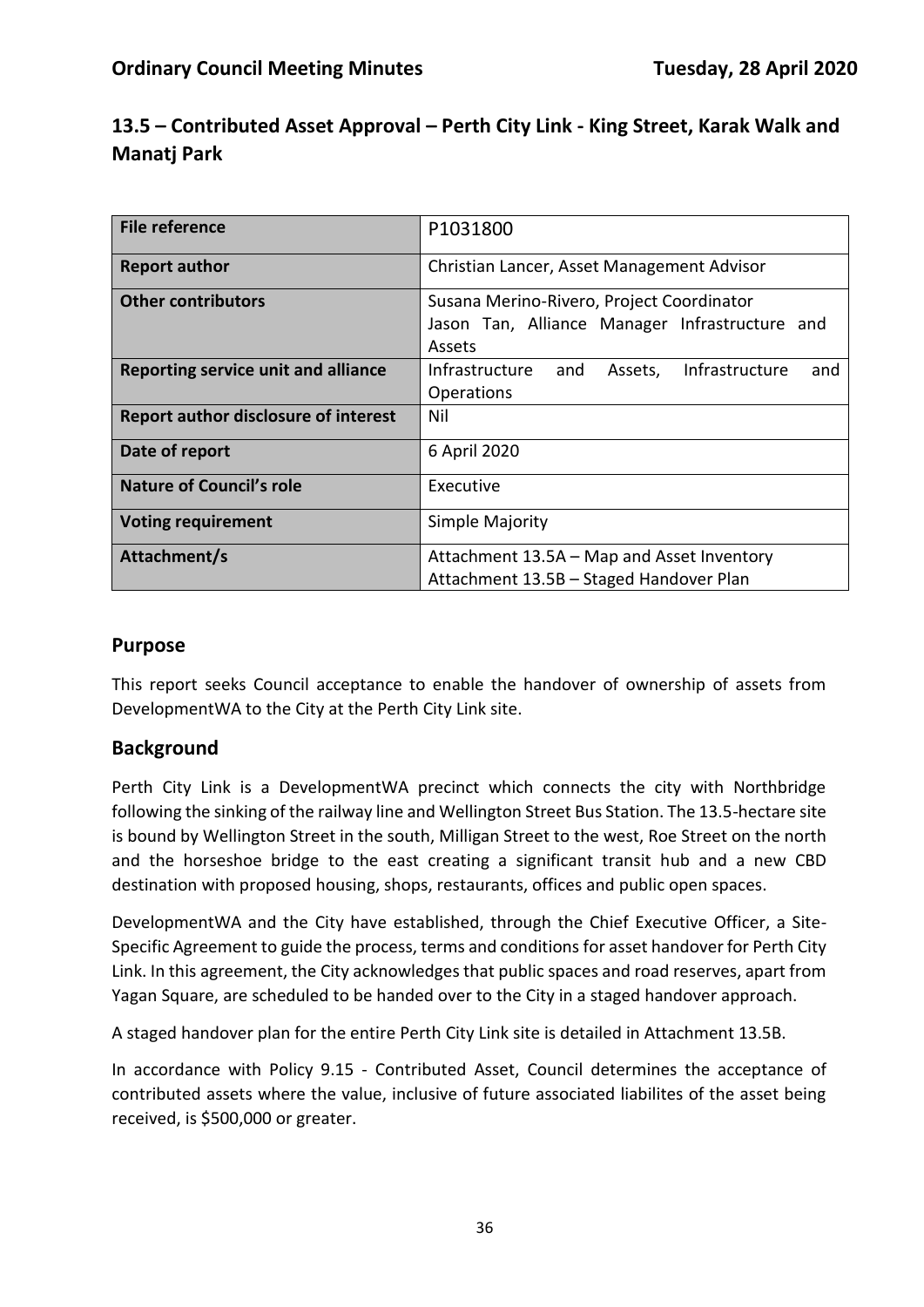## 13.5 – Contributed Asset Approval – Perth City Link - King Street, Karak Walk and Manatj Park

| | |
|---|---|
| **File reference** | P1031800 |
| **Report author** | Christian Lancer, Asset Management Advisor |
| **Other contributors** | Susana Merino-Rivero, Project Coordinator<br>Jason Tan, Alliance Manager Infrastructure and Assets |
| **Reporting service unit and alliance** | Infrastructure and Assets, Infrastructure and Operations |
| **Report author disclosure of interest** | Nil |
| **Date of report** | 6 April 2020 |
| **Nature of Council's role** | Executive |
| **Voting requirement** | Simple Majority |
| **Attachment/s** | Attachment 13.5A – Map and Asset Inventory<br>Attachment 13.5B – Staged Handover Plan |

## Purpose

This report seeks Council acceptance to enable the handover of ownership of assets from DevelopmentWA to the City at the Perth City Link site.

## Background

Perth City Link is a DevelopmentWA precinct which connects the city with Northbridge following the sinking of the railway line and Wellington Street Bus Station. The 13.5-hectare site is bound by Wellington Street in the south, Milligan Street to the west, Roe Street on the north and the horseshoe bridge to the east creating a significant transit hub and a new CBD destination with proposed housing, shops, restaurants, offices and public open spaces.

DevelopmentWA and the City have established, through the Chief Executive Officer, a Site-Specific Agreement to guide the process, terms and conditions for asset handover for Perth City Link. In this agreement, the City acknowledges that public spaces and road reserves, apart from Yagan Square, are scheduled to be handed over to the City in a staged handover approach.

A staged handover plan for the entire Perth City Link site is detailed in Attachment 13.5B.

In accordance with Policy 9.15 - Contributed Asset, Council determines the acceptance of contributed assets where the value, inclusive of future associated liabilites of the asset being received, is $500,000 or greater.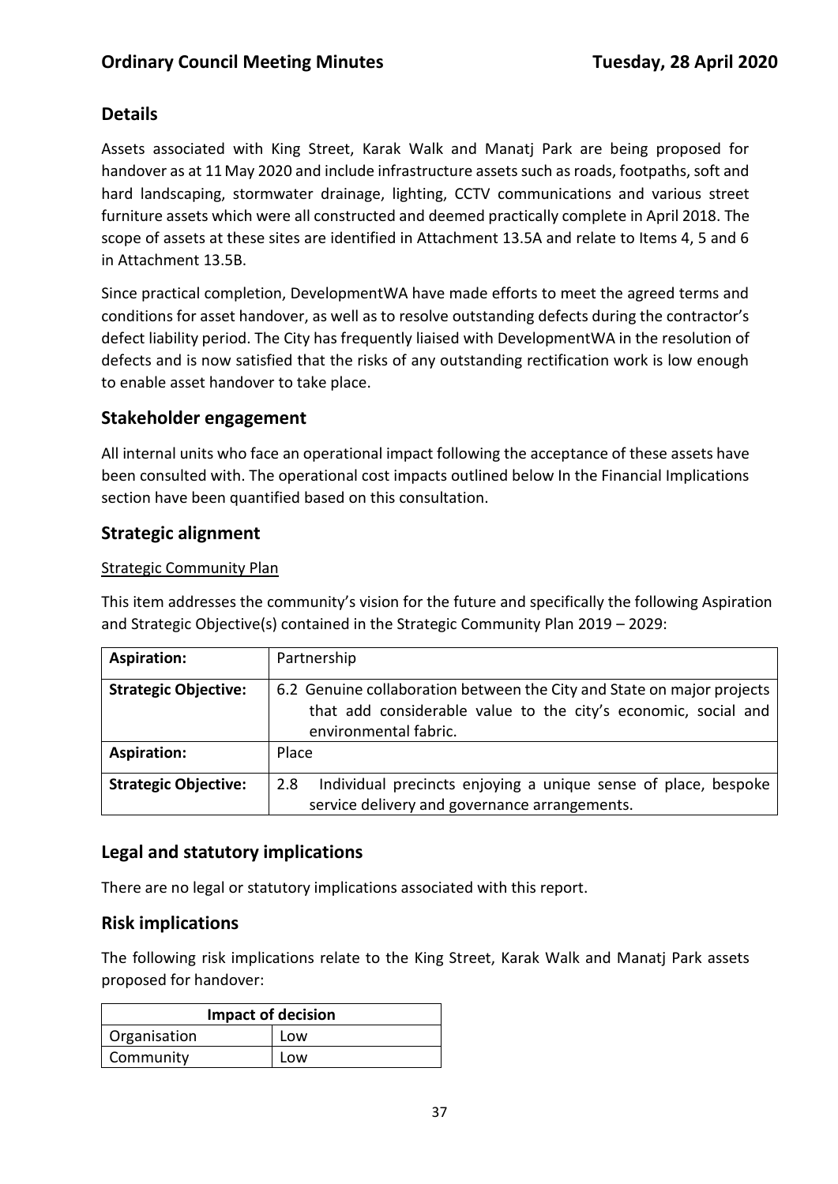## Details

Assets associated with King Street, Karak Walk and Manatj Park are being proposed for handover as at 11 May 2020 and include infrastructure assets such as roads, footpaths, soft and hard landscaping, stormwater drainage, lighting, CCTV communications and various street furniture assets which were all constructed and deemed practically complete in April 2018. The scope of assets at these sites are identified in Attachment 13.5A and relate to Items 4, 5 and 6 in Attachment 13.5B.

Since practical completion, DevelopmentWA have made efforts to meet the agreed terms and conditions for asset handover, as well as to resolve outstanding defects during the contractor's defect liability period. The City has frequently liaised with DevelopmentWA in the resolution of defects and is now satisfied that the risks of any outstanding rectification work is low enough to enable asset handover to take place.

## Stakeholder engagement

All internal units who face an operational impact following the acceptance of these assets have been consulted with. The operational cost impacts outlined below In the Financial Implications section have been quantified based on this consultation.

## Strategic alignment

Strategic Community Plan

This item addresses the community's vision for the future and specifically the following Aspiration and Strategic Objective(s) contained in the Strategic Community Plan 2019 – 2029:

| | |
|---|---|
| **Aspiration:** | Partnership |
| **Strategic Objective:** | 6.2 Genuine collaboration between the City and State on major projects that add considerable value to the city's economic, social and environmental fabric. |
| **Aspiration:** | Place |
| **Strategic Objective:** | 2.8 Individual precincts enjoying a unique sense of place, bespoke service delivery and governance arrangements. |

## Legal and statutory implications

There are no legal or statutory implications associated with this report.

## Risk implications

The following risk implications relate to the King Street, Karak Walk and Manatj Park assets proposed for handover:

| Impact of decision | |
|---|---|
| Organisation | Low |
| Community | Low |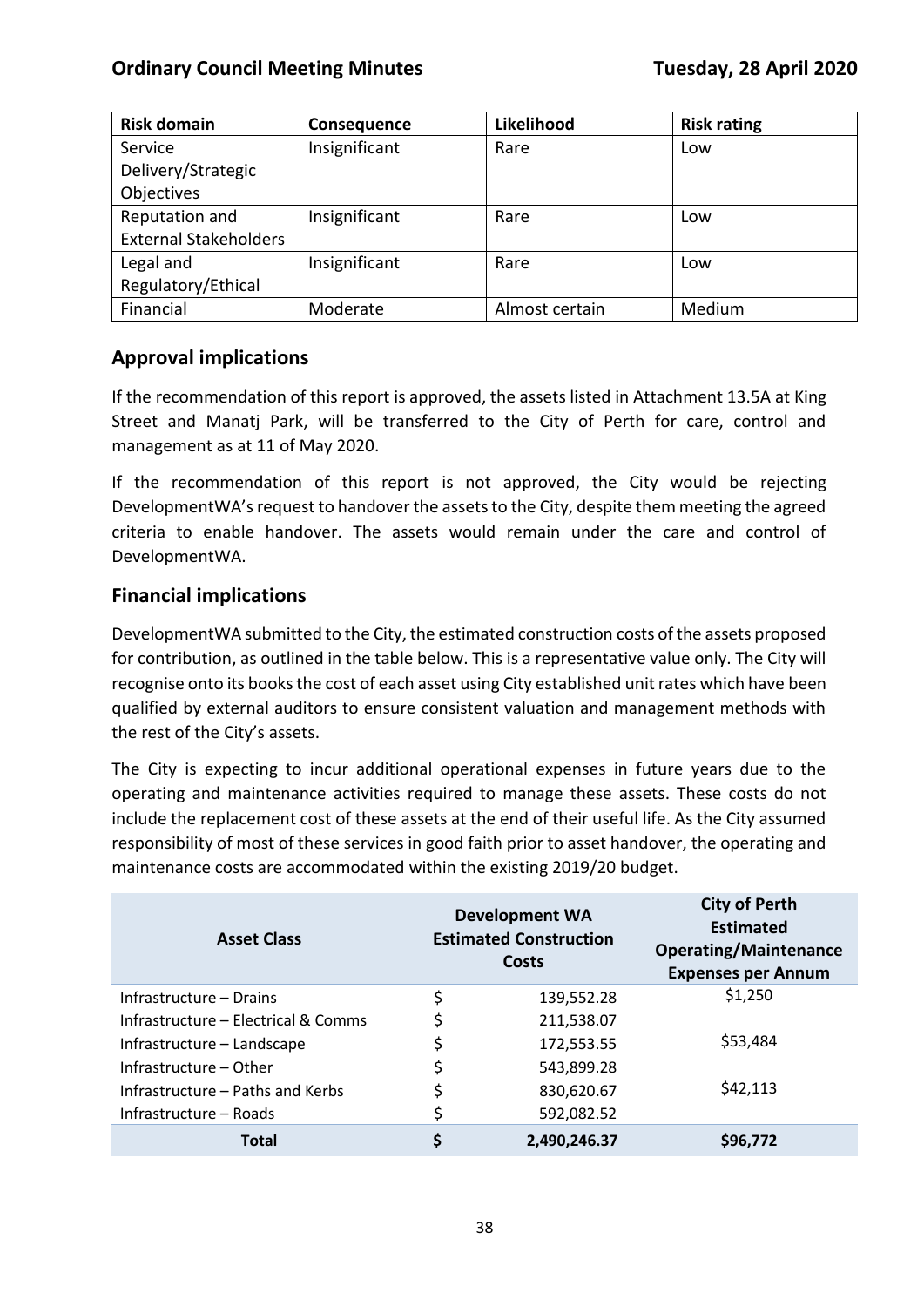| Risk domain | Consequence | Likelihood | Risk rating |
|---|---|---|---|
| Service Delivery/Strategic Objectives | Insignificant | Rare | Low |
| Reputation and External Stakeholders | Insignificant | Rare | Low |
| Legal and Regulatory/Ethical | Insignificant | Rare | Low |
| Financial | Moderate | Almost certain | Medium |

## Approval implications

If the recommendation of this report is approved, the assets listed in Attachment 13.5A at King Street and Manatj Park, will be transferred to the City of Perth for care, control and management as at 11 of May 2020.

If the recommendation of this report is not approved, the City would be rejecting DevelopmentWA's request to handover the assets to the City, despite them meeting the agreed criteria to enable handover. The assets would remain under the care and control of DevelopmentWA.

## Financial implications

DevelopmentWA submitted to the City, the estimated construction costs of the assets proposed for contribution, as outlined in the table below. This is a representative value only. The City will recognise onto its books the cost of each asset using City established unit rates which have been qualified by external auditors to ensure consistent valuation and management methods with the rest of the City's assets.

The City is expecting to incur additional operational expenses in future years due to the operating and maintenance activities required to manage these assets. These costs do not include the replacement cost of these assets at the end of their useful life. As the City assumed responsibility of most of these services in good faith prior to asset handover, the operating and maintenance costs are accommodated within the existing 2019/20 budget.

| Asset Class | Development WA Estimated Construction Costs | City of Perth Estimated Operating/Maintenance Expenses per Annum |
|---|---|---|
| Infrastructure – Drains | $ 139,552.28 | $1,250 |
| Infrastructure – Electrical & Comms | $ 211,538.07 | |
| Infrastructure – Landscape | $ 172,553.55 | $53,484 |
| Infrastructure – Other | $ 543,899.28 | |
| Infrastructure – Paths and Kerbs | $ 830,620.67 | $42,113 |
| Infrastructure – Roads | $ 592,082.52 | |
| **Total** | **$ 2,490,246.37** | **$96,772** |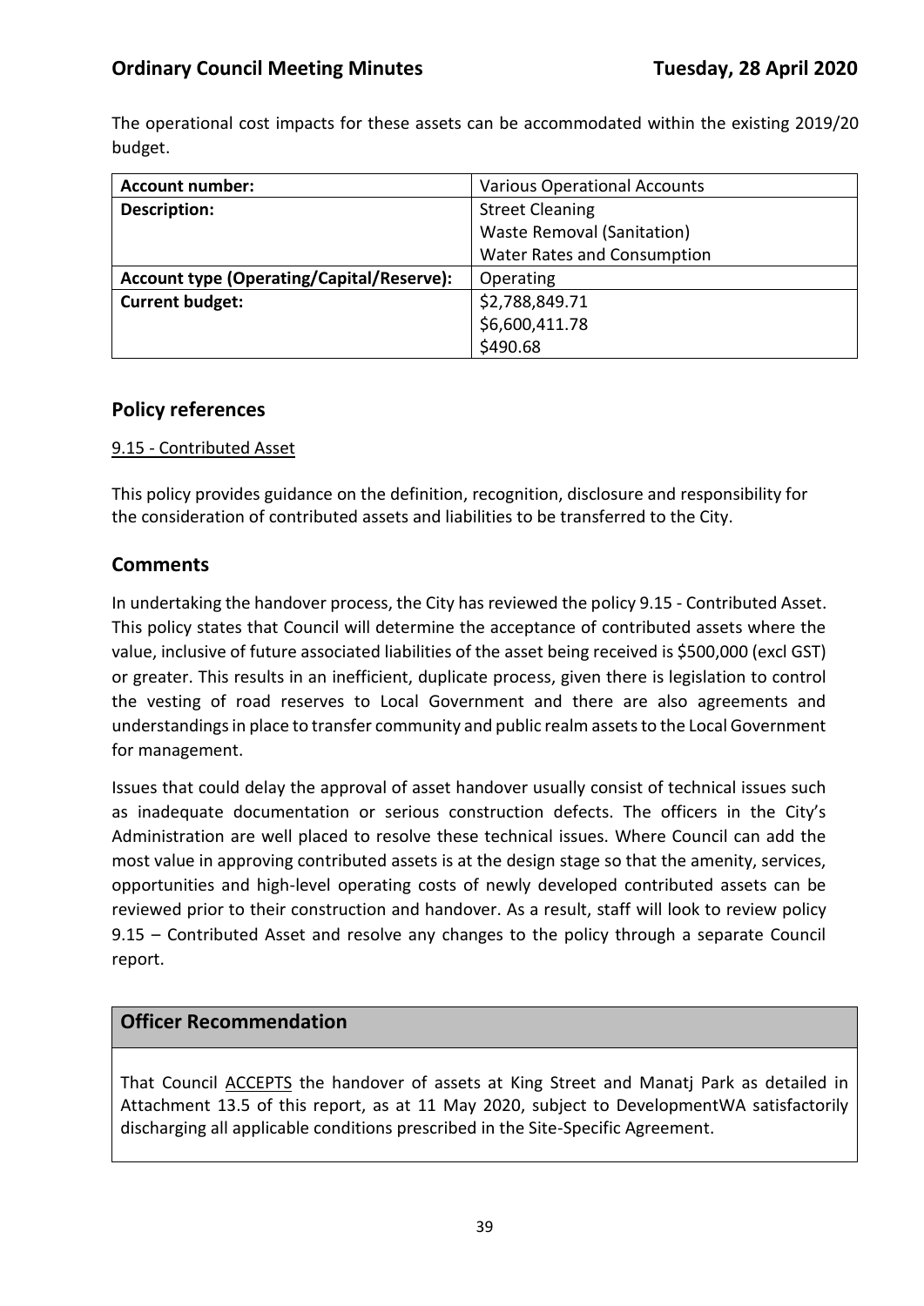The operational cost impacts for these assets can be accommodated within the existing 2019/20 budget.

| **Account number:** | Various Operational Accounts |
|---|---|
| **Description:** | Street Cleaning<br>Waste Removal (Sanitation)<br>Water Rates and Consumption |
| **Account type (Operating/Capital/Reserve):** | Operating |
| **Current budget:** | $2,788,849.71<br>$6,600,411.78<br>$490.68 |

## Policy references

9.15 - Contributed Asset

This policy provides guidance on the definition, recognition, disclosure and responsibility for the consideration of contributed assets and liabilities to be transferred to the City.

## Comments

In undertaking the handover process, the City has reviewed the policy 9.15 - Contributed Asset. This policy states that Council will determine the acceptance of contributed assets where the value, inclusive of future associated liabilities of the asset being received is $500,000 (excl GST) or greater. This results in an inefficient, duplicate process, given there is legislation to control the vesting of road reserves to Local Government and there are also agreements and understandings in place to transfer community and public realm assets to the Local Government for management.

Issues that could delay the approval of asset handover usually consist of technical issues such as inadequate documentation or serious construction defects. The officers in the City's Administration are well placed to resolve these technical issues. Where Council can add the most value in approving contributed assets is at the design stage so that the amenity, services, opportunities and high-level operating costs of newly developed contributed assets can be reviewed prior to their construction and handover. As a result, staff will look to review policy 9.15 – Contributed Asset and resolve any changes to the policy through a separate Council report.

## Officer Recommendation

That Council ACCEPTS the handover of assets at King Street and Manatj Park as detailed in Attachment 13.5 of this report, as at 11 May 2020, subject to DevelopmentWA satisfactorily discharging all applicable conditions prescribed in the Site-Specific Agreement.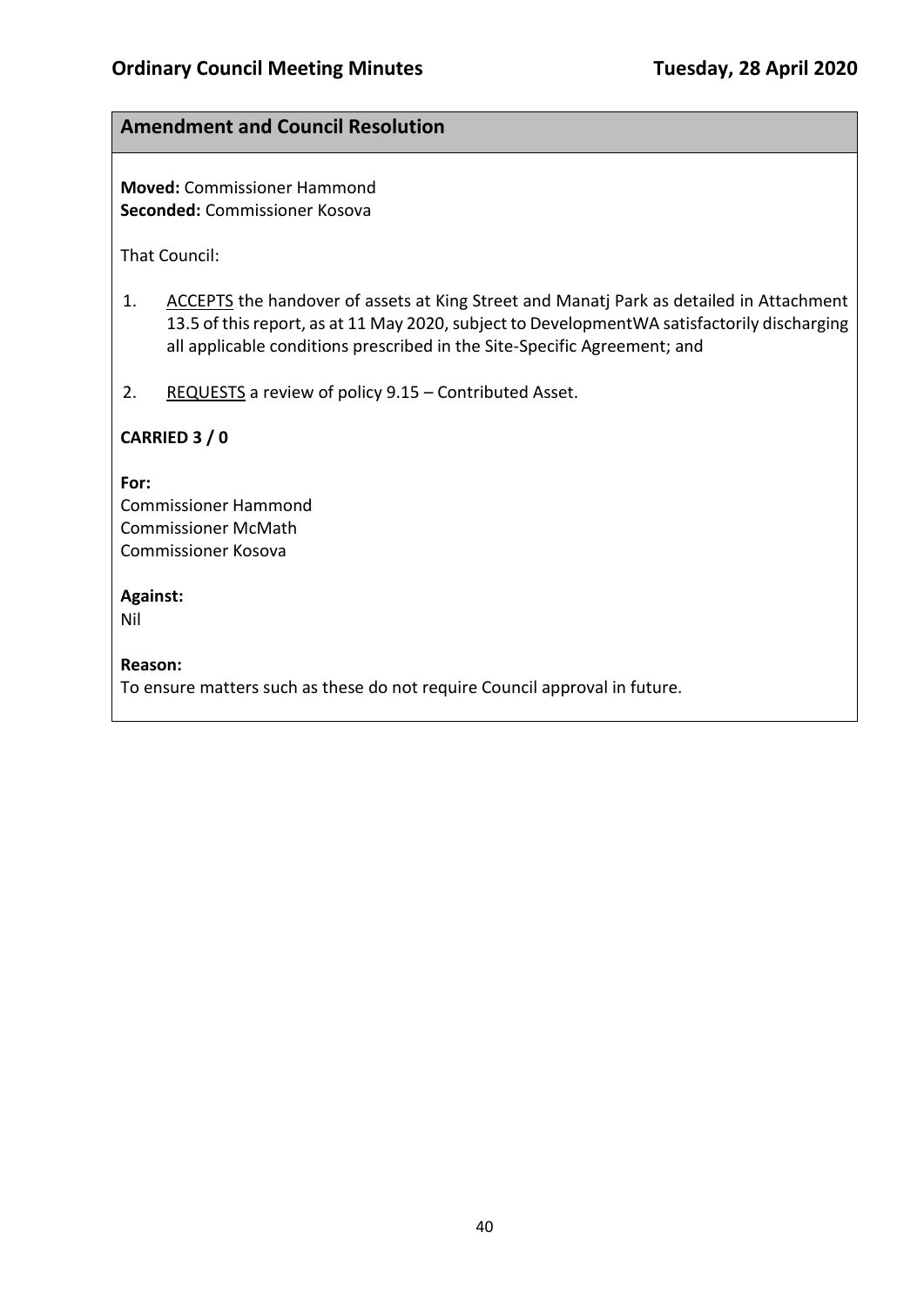## Amendment and Council Resolution

**Moved:** Commissioner Hammond
**Seconded:** Commissioner Kosova

That Council:

1. ACCEPTS the handover of assets at King Street and Manatj Park as detailed in Attachment 13.5 of this report, as at 11 May 2020, subject to DevelopmentWA satisfactorily discharging all applicable conditions prescribed in the Site-Specific Agreement; and

2. REQUESTS a review of policy 9.15 – Contributed Asset.

**CARRIED 3 / 0**

**For:**
Commissioner Hammond
Commissioner McMath
Commissioner Kosova

**Against:**
Nil

**Reason:**
To ensure matters such as these do not require Council approval in future.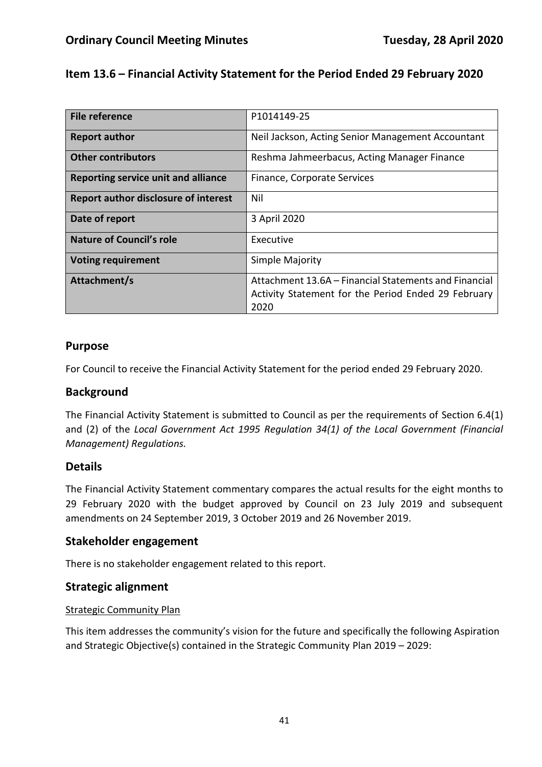## Item 13.6 – Financial Activity Statement for the Period Ended 29 February 2020

| **File reference** | P1014149-25 |
|---|---|
| **Report author** | Neil Jackson, Acting Senior Management Accountant |
| **Other contributors** | Reshma Jahmeerbacus, Acting Manager Finance |
| **Reporting service unit and alliance** | Finance, Corporate Services |
| **Report author disclosure of interest** | Nil |
| **Date of report** | 3 April 2020 |
| **Nature of Council's role** | Executive |
| **Voting requirement** | Simple Majority |
| **Attachment/s** | Attachment 13.6A – Financial Statements and Financial Activity Statement for the Period Ended 29 February 2020 |

### Purpose

For Council to receive the Financial Activity Statement for the period ended 29 February 2020.

### Background

The Financial Activity Statement is submitted to Council as per the requirements of Section 6.4(1) and (2) of the *Local Government Act 1995 Regulation 34(1) of the Local Government (Financial Management) Regulations.*

### Details

The Financial Activity Statement commentary compares the actual results for the eight months to 29 February 2020 with the budget approved by Council on 23 July 2019 and subsequent amendments on 24 September 2019, 3 October 2019 and 26 November 2019.

### Stakeholder engagement

There is no stakeholder engagement related to this report.

### Strategic alignment

Strategic Community Plan

This item addresses the community's vision for the future and specifically the following Aspiration and Strategic Objective(s) contained in the Strategic Community Plan 2019 – 2029: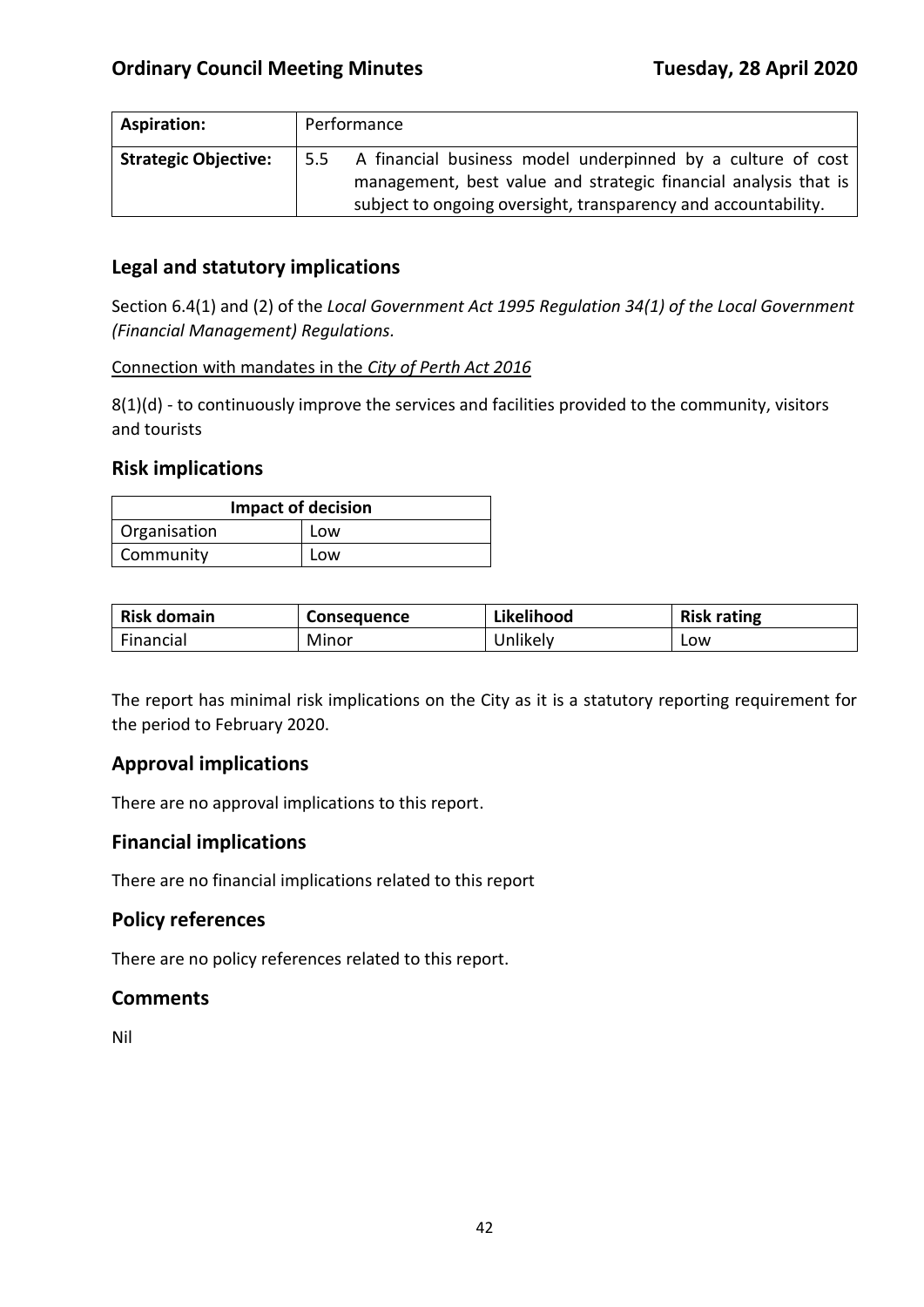| **Aspiration:** | Performance |
|---|---|
| **Strategic Objective:** | 5.5 A financial business model underpinned by a culture of cost management, best value and strategic financial analysis that is subject to ongoing oversight, transparency and accountability. |

## Legal and statutory implications

Section 6.4(1) and (2) of the *Local Government Act 1995 Regulation 34(1) of the Local Government (Financial Management) Regulations*.

<u>Connection with mandates in the *City of Perth Act 2016*</u>

8(1)(d) - to continuously improve the services and facilities provided to the community, visitors and tourists

## Risk implications

| **Impact of decision** | |
|---|---|
| Organisation | Low |
| Community | Low |

| **Risk domain** | **Consequence** | **Likelihood** | **Risk rating** |
|---|---|---|---|
| Financial | Minor | Unlikely | Low |

The report has minimal risk implications on the City as it is a statutory reporting requirement for the period to February 2020.

## Approval implications

There are no approval implications to this report.

## Financial implications

There are no financial implications related to this report

## Policy references

There are no policy references related to this report.

## Comments

Nil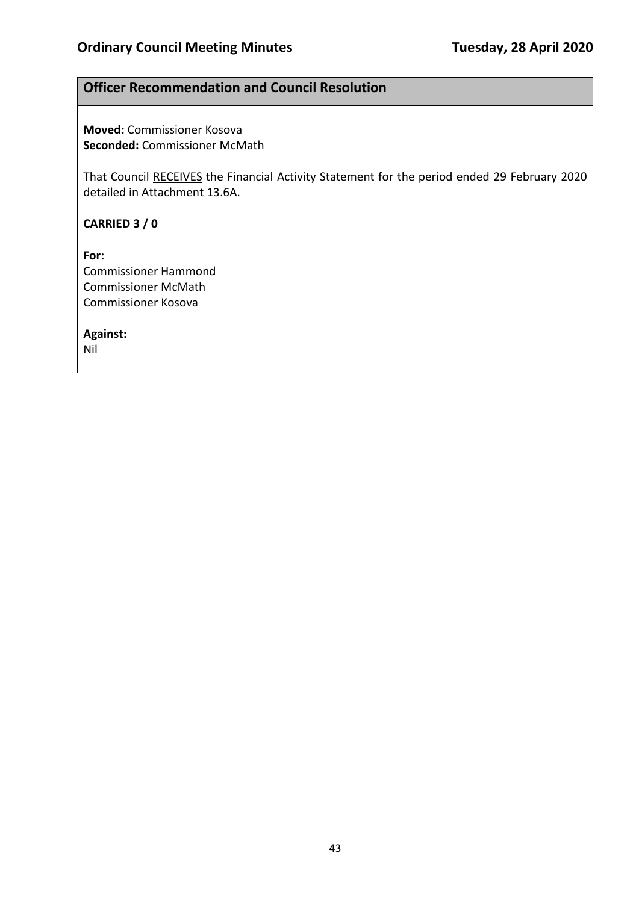## Officer Recommendation and Council Resolution

**Moved:** Commissioner Kosova
**Seconded:** Commissioner McMath

That Council <u>RECEIVES</u> the Financial Activity Statement for the period ended 29 February 2020 detailed in Attachment 13.6A.

**CARRIED 3 / 0**

**For:**
Commissioner Hammond
Commissioner McMath
Commissioner Kosova

**Against:**
Nil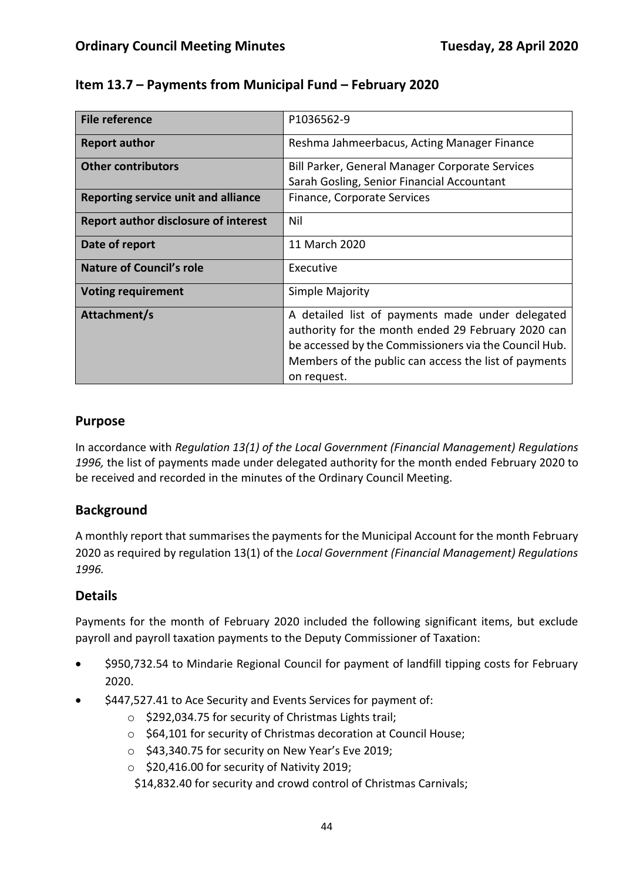## Item 13.7 – Payments from Municipal Fund – February 2020

| File reference | P1036562-9 |
|---|---|
| **Report author** | Reshma Jahmeerbacus, Acting Manager Finance |
| **Other contributors** | Bill Parker, General Manager Corporate Services<br>Sarah Gosling, Senior Financial Accountant |
| **Reporting service unit and alliance** | Finance, Corporate Services |
| **Report author disclosure of interest** | Nil |
| **Date of report** | 11 March 2020 |
| **Nature of Council's role** | Executive |
| **Voting requirement** | Simple Majority |
| **Attachment/s** | A detailed list of payments made under delegated authority for the month ended 29 February 2020 can be accessed by the Commissioners via the Council Hub. Members of the public can access the list of payments on request. |

### Purpose

In accordance with *Regulation 13(1) of the Local Government (Financial Management) Regulations 1996,* the list of payments made under delegated authority for the month ended February 2020 to be received and recorded in the minutes of the Ordinary Council Meeting.

### Background

A monthly report that summarises the payments for the Municipal Account for the month February 2020 as required by regulation 13(1) of the *Local Government (Financial Management) Regulations 1996.*

### Details

Payments for the month of February 2020 included the following significant items, but exclude payroll and payroll taxation payments to the Deputy Commissioner of Taxation:

- $950,732.54 to Mindarie Regional Council for payment of landfill tipping costs for February 2020.
- $447,527.41 to Ace Security and Events Services for payment of:
  - $292,034.75 for security of Christmas Lights trail;
  - $64,101 for security of Christmas decoration at Council House;
  - $43,340.75 for security on New Year's Eve 2019;
  - $20,416.00 for security of Nativity 2019;
  
  $14,832.40 for security and crowd control of Christmas Carnivals;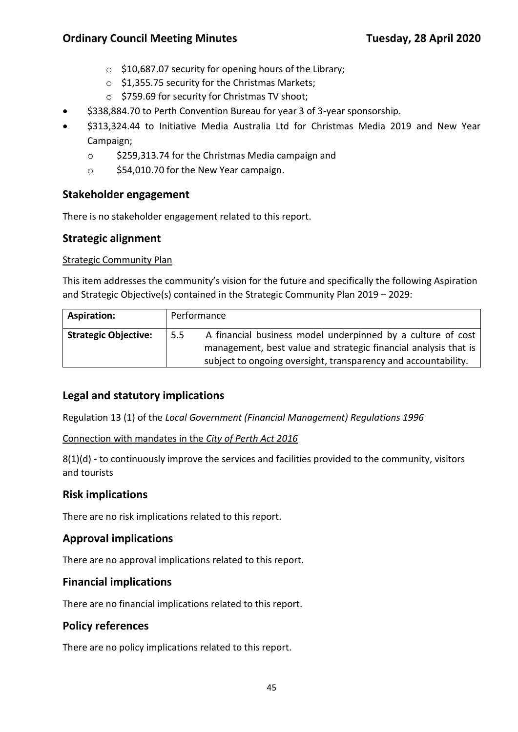- $10,687.07 security for opening hours of the Library;
    - $1,355.75 security for the Christmas Markets;
    - $759.69 for security for Christmas TV shoot;
- $338,884.70 to Perth Convention Bureau for year 3 of 3-year sponsorship.
- $313,324.44 to Initiative Media Australia Ltd for Christmas Media 2019 and New Year Campaign;
    - $259,313.74 for the Christmas Media campaign and
    - $54,010.70 for the New Year campaign.

## Stakeholder engagement

There is no stakeholder engagement related to this report.

## Strategic alignment

Strategic Community Plan

This item addresses the community's vision for the future and specifically the following Aspiration and Strategic Objective(s) contained in the Strategic Community Plan 2019 – 2029:

| **Aspiration:** | Performance | |
|---|---|---|
| **Strategic Objective:** | 5.5 | A financial business model underpinned by a culture of cost management, best value and strategic financial analysis that is subject to ongoing oversight, transparency and accountability. |

## Legal and statutory implications

Regulation 13 (1) of the *Local Government (Financial Management) Regulations 1996*

Connection with mandates in the *City of Perth Act 2016*

8(1)(d) - to continuously improve the services and facilities provided to the community, visitors and tourists

## Risk implications

There are no risk implications related to this report.

## Approval implications

There are no approval implications related to this report.

## Financial implications

There are no financial implications related to this report.

## Policy references

There are no policy implications related to this report.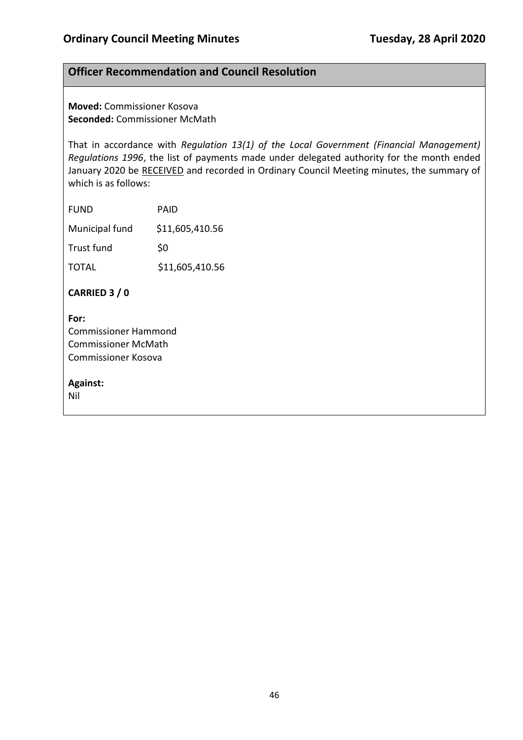## Officer Recommendation and Council Resolution

**Moved:** Commissioner Kosova
**Seconded:** Commissioner McMath

That in accordance with *Regulation 13(1) of the Local Government (Financial Management) Regulations 1996*, the list of payments made under delegated authority for the month ended January 2020 be RECEIVED and recorded in Ordinary Council Meeting minutes, the summary of which is as follows:

| FUND | PAID |
|---|---|
| Municipal fund | $11,605,410.56 |
| Trust fund | $0 |
| TOTAL | $11,605,410.56 |

**CARRIED 3 / 0**

**For:**
Commissioner Hammond
Commissioner McMath
Commissioner Kosova

**Against:**
Nil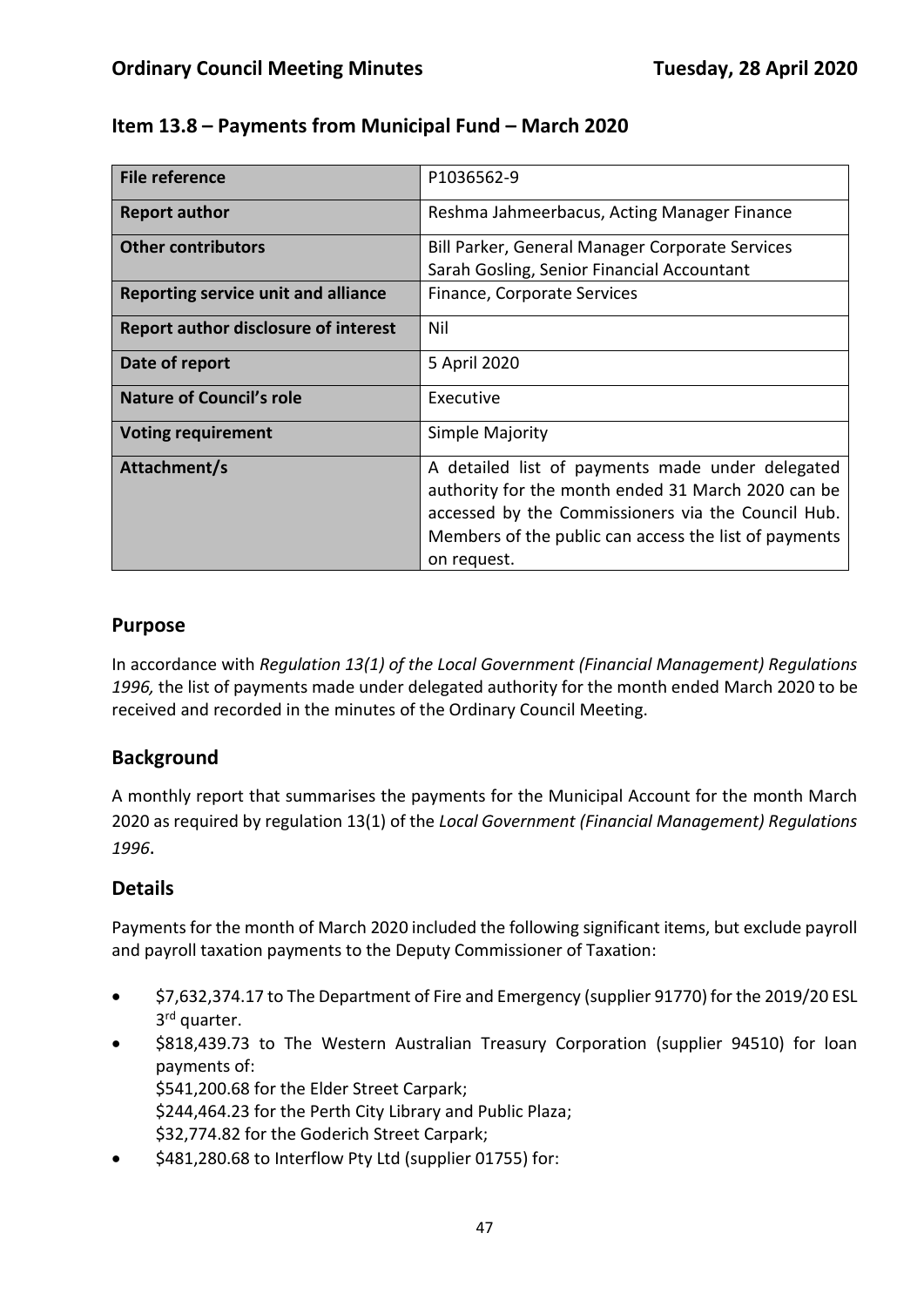## Item 13.8 – Payments from Municipal Fund – March 2020

| File reference | P1036562-9 |
|---|---|
| **Report author** | Reshma Jahmeerbacus, Acting Manager Finance |
| **Other contributors** | Bill Parker, General Manager Corporate Services<br>Sarah Gosling, Senior Financial Accountant |
| **Reporting service unit and alliance** | Finance, Corporate Services |
| **Report author disclosure of interest** | Nil |
| **Date of report** | 5 April 2020 |
| **Nature of Council's role** | Executive |
| **Voting requirement** | Simple Majority |
| **Attachment/s** | A detailed list of payments made under delegated authority for the month ended 31 March 2020 can be accessed by the Commissioners via the Council Hub. Members of the public can access the list of payments on request. |

### Purpose

In accordance with *Regulation 13(1) of the Local Government (Financial Management) Regulations 1996,* the list of payments made under delegated authority for the month ended March 2020 to be received and recorded in the minutes of the Ordinary Council Meeting.

### Background

A monthly report that summarises the payments for the Municipal Account for the month March 2020 as required by regulation 13(1) of the *Local Government (Financial Management) Regulations 1996*.

### Details

Payments for the month of March 2020 included the following significant items, but exclude payroll and payroll taxation payments to the Deputy Commissioner of Taxation:

- $7,632,374.17 to The Department of Fire and Emergency (supplier 91770) for the 2019/20 ESL 3rd quarter.
- $818,439.73 to The Western Australian Treasury Corporation (supplier 94510) for loan payments of:
  $541,200.68 for the Elder Street Carpark;
  $244,464.23 for the Perth City Library and Public Plaza;
  $32,774.82 for the Goderich Street Carpark;
- $481,280.68 to Interflow Pty Ltd (supplier 01755) for: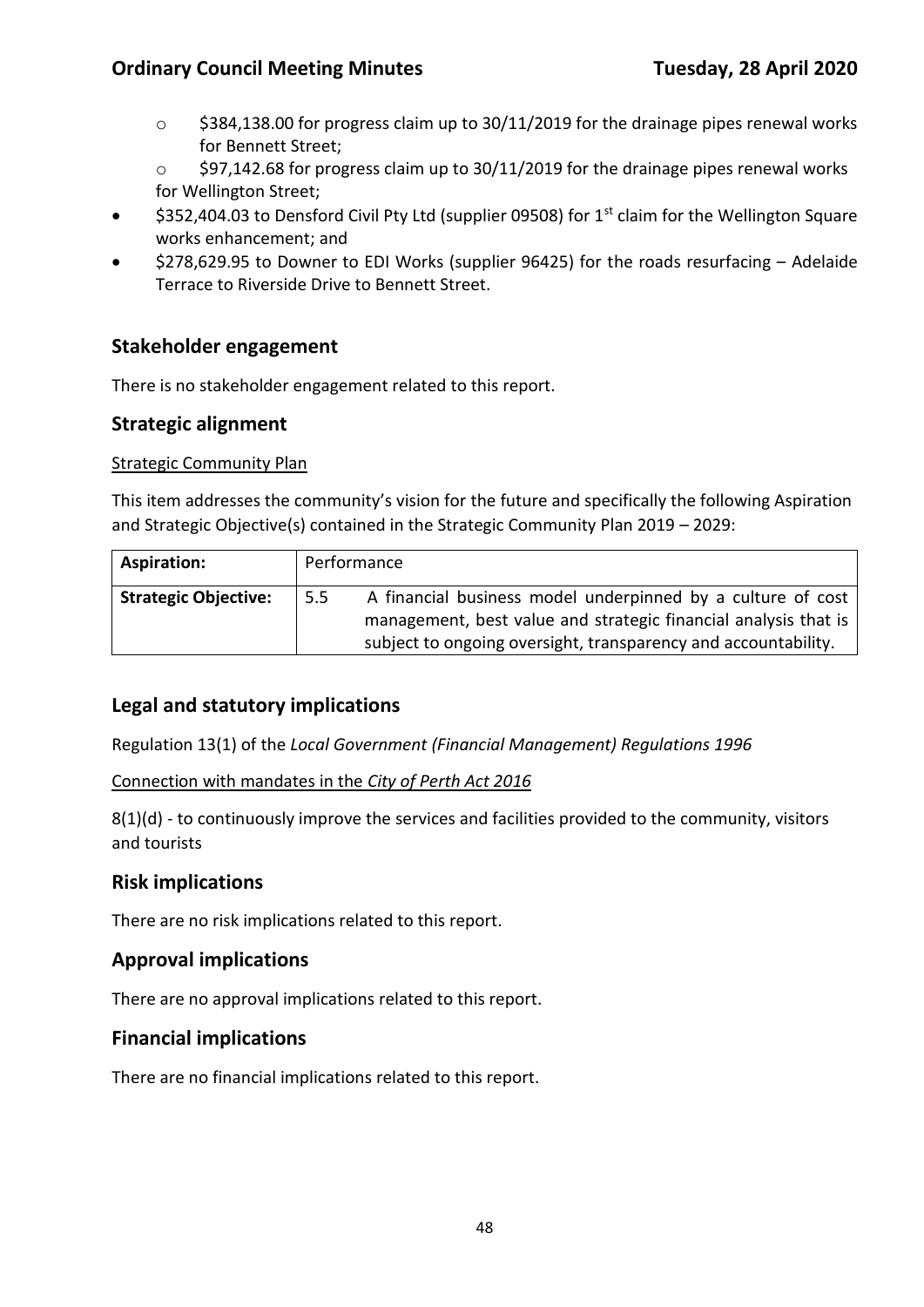- $384,138.00 for progress claim up to 30/11/2019 for the drainage pipes renewal works for Bennett Street;
  - $97,142.68 for progress claim up to 30/11/2019 for the drainage pipes renewal works for Wellington Street;
- $352,404.03 to Densford Civil Pty Ltd (supplier 09508) for 1st claim for the Wellington Square works enhancement; and
- $278,629.95 to Downer to EDI Works (supplier 96425) for the roads resurfacing – Adelaide Terrace to Riverside Drive to Bennett Street.

## Stakeholder engagement

There is no stakeholder engagement related to this report.

## Strategic alignment

Strategic Community Plan

This item addresses the community's vision for the future and specifically the following Aspiration and Strategic Objective(s) contained in the Strategic Community Plan 2019 – 2029:

| **Aspiration:** | Performance | |
|---|---|---|
| **Strategic Objective:** | 5.5 | A financial business model underpinned by a culture of cost management, best value and strategic financial analysis that is subject to ongoing oversight, transparency and accountability. |

## Legal and statutory implications

Regulation 13(1) of the *Local Government (Financial Management) Regulations 1996*

Connection with mandates in the *City of Perth Act 2016*

8(1)(d) - to continuously improve the services and facilities provided to the community, visitors and tourists

## Risk implications

There are no risk implications related to this report.

## Approval implications

There are no approval implications related to this report.

## Financial implications

There are no financial implications related to this report.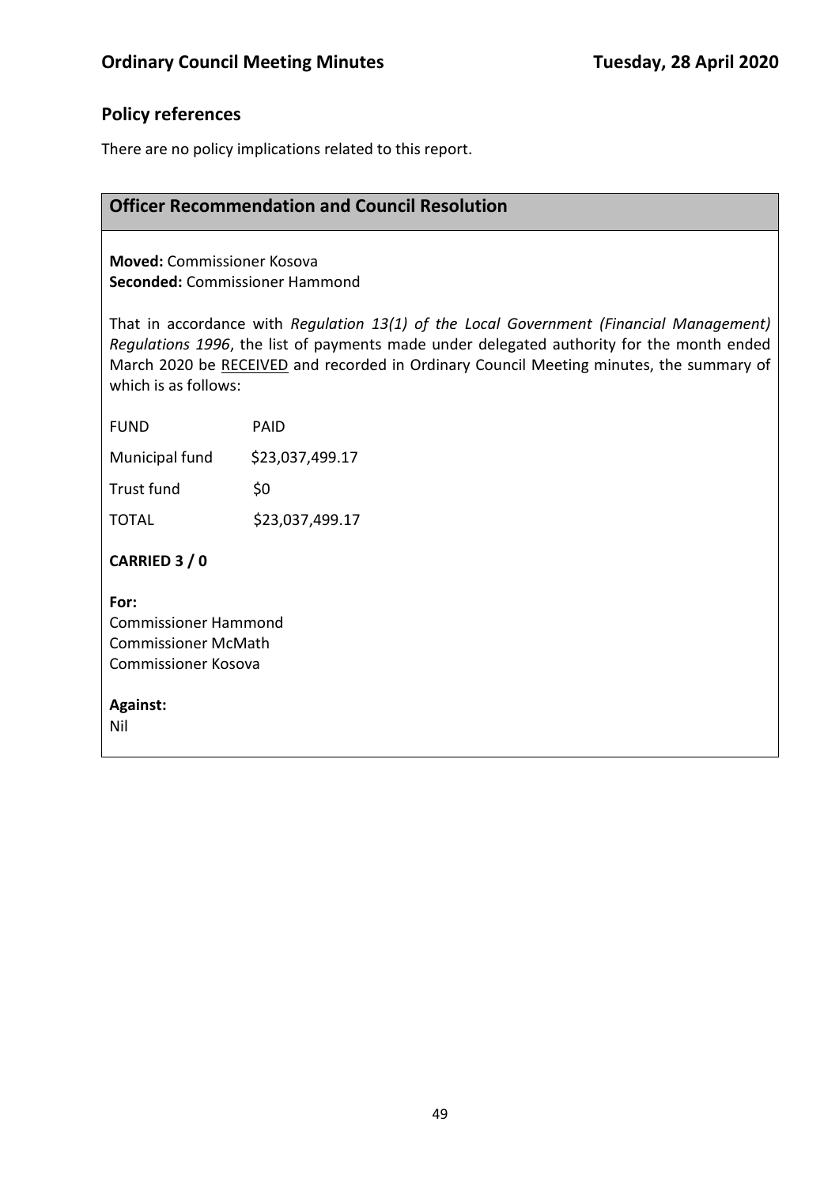## Policy references

There are no policy implications related to this report.

### Officer Recommendation and Council Resolution

**Moved:** Commissioner Kosova
**Seconded:** Commissioner Hammond

That in accordance with *Regulation 13(1) of the Local Government (Financial Management) Regulations 1996*, the list of payments made under delegated authority for the month ended March 2020 be RECEIVED and recorded in Ordinary Council Meeting minutes, the summary of which is as follows:

| FUND | PAID |
|---|---|
| Municipal fund | $23,037,499.17 |
| Trust fund | $0 |
| TOTAL | $23,037,499.17 |

**CARRIED 3 / 0**

**For:**
Commissioner Hammond
Commissioner McMath
Commissioner Kosova

**Against:**
Nil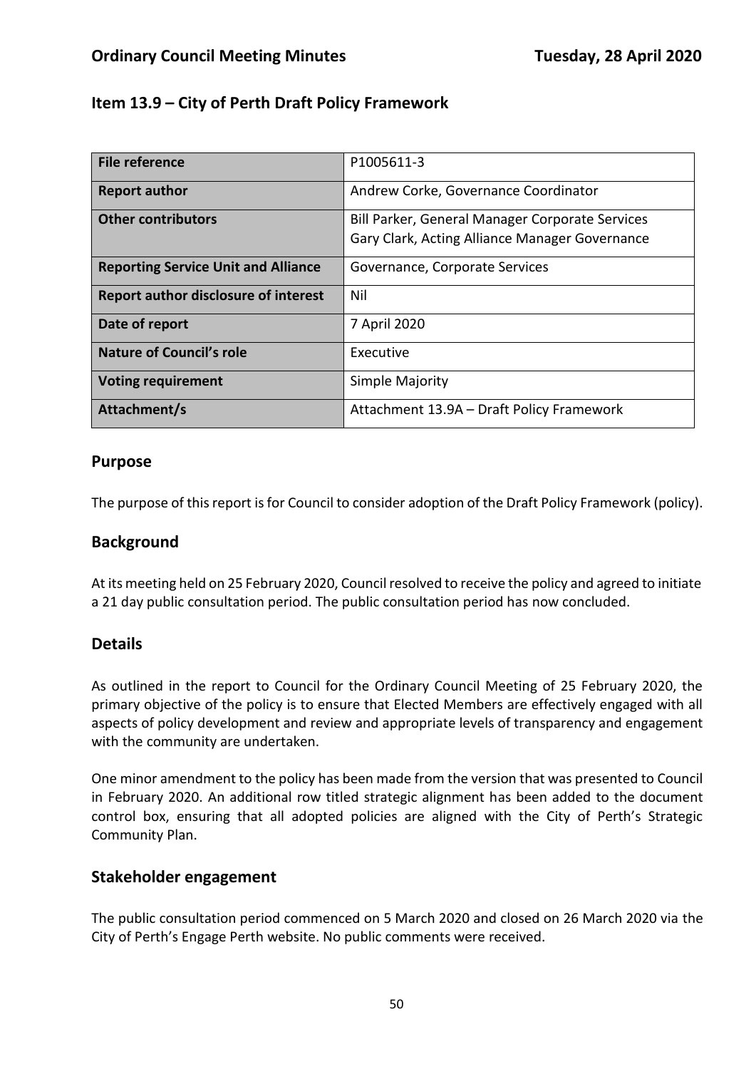## Item 13.9 – City of Perth Draft Policy Framework

| | |
|---|---|
| **File reference** | P1005611-3 |
| **Report author** | Andrew Corke, Governance Coordinator |
| **Other contributors** | Bill Parker, General Manager Corporate Services<br>Gary Clark, Acting Alliance Manager Governance |
| **Reporting Service Unit and Alliance** | Governance, Corporate Services |
| **Report author disclosure of interest** | Nil |
| **Date of report** | 7 April 2020 |
| **Nature of Council's role** | Executive |
| **Voting requirement** | Simple Majority |
| **Attachment/s** | Attachment 13.9A – Draft Policy Framework |

### Purpose

The purpose of this report is for Council to consider adoption of the Draft Policy Framework (policy).

### Background

At its meeting held on 25 February 2020, Council resolved to receive the policy and agreed to initiate a 21 day public consultation period. The public consultation period has now concluded.

### Details

As outlined in the report to Council for the Ordinary Council Meeting of 25 February 2020, the primary objective of the policy is to ensure that Elected Members are effectively engaged with all aspects of policy development and review and appropriate levels of transparency and engagement with the community are undertaken.

One minor amendment to the policy has been made from the version that was presented to Council in February 2020. An additional row titled strategic alignment has been added to the document control box, ensuring that all adopted policies are aligned with the City of Perth's Strategic Community Plan.

### Stakeholder engagement

The public consultation period commenced on 5 March 2020 and closed on 26 March 2020 via the City of Perth's Engage Perth website. No public comments were received.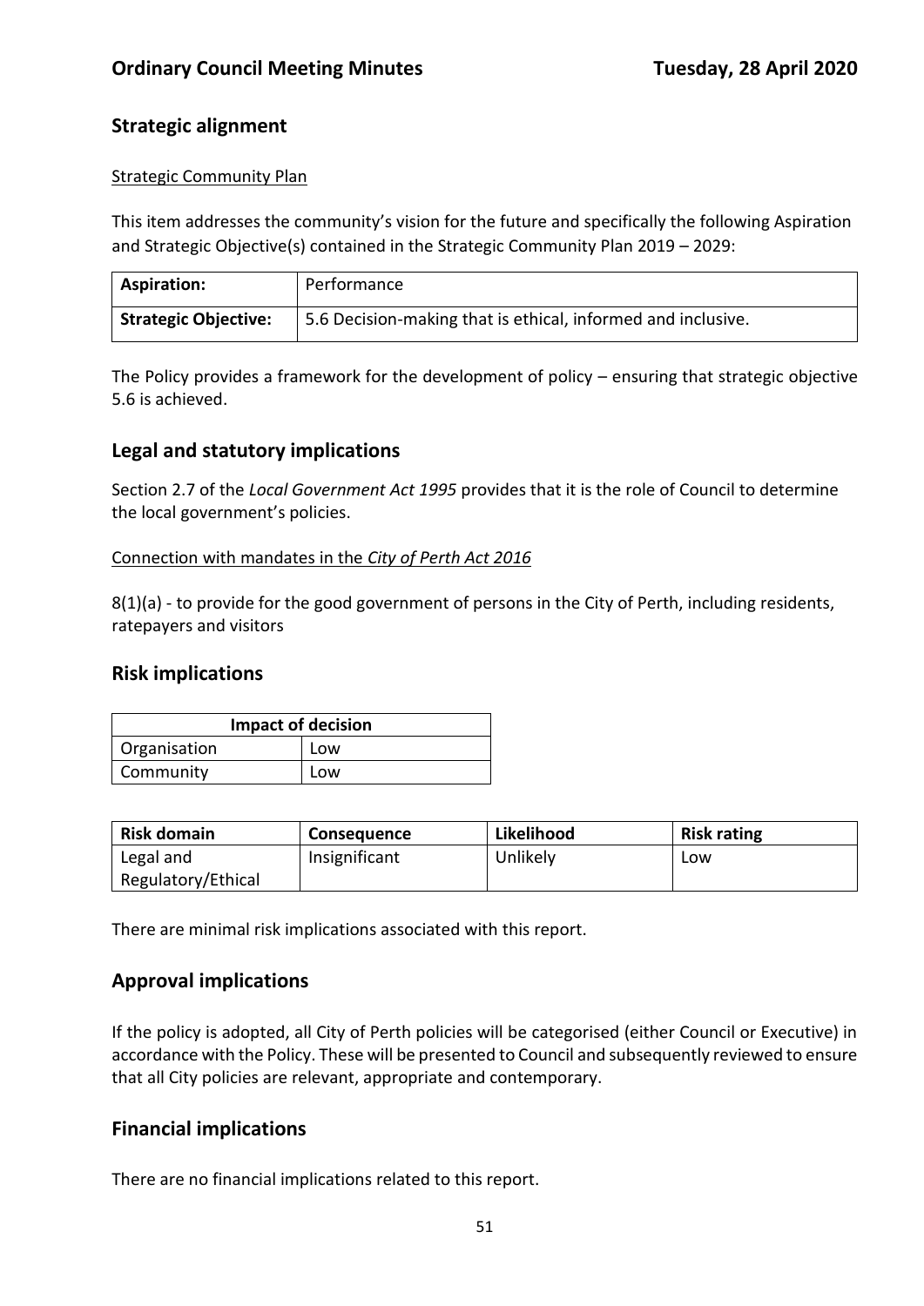## Strategic alignment

Strategic Community Plan

This item addresses the community's vision for the future and specifically the following Aspiration and Strategic Objective(s) contained in the Strategic Community Plan 2019 – 2029:

| **Aspiration:** | Performance |
|---|---|
| **Strategic Objective:** | 5.6 Decision-making that is ethical, informed and inclusive. |

The Policy provides a framework for the development of policy – ensuring that strategic objective 5.6 is achieved.

## Legal and statutory implications

Section 2.7 of the *Local Government Act 1995* provides that it is the role of Council to determine the local government's policies.

Connection with mandates in the *City of Perth Act 2016*

8(1)(a) - to provide for the good government of persons in the City of Perth, including residents, ratepayers and visitors

## Risk implications

| **Impact of decision** | |
|---|---|
| Organisation | Low |
| Community | Low |

| **Risk domain** | **Consequence** | **Likelihood** | **Risk rating** |
|---|---|---|---|
| Legal and Regulatory/Ethical | Insignificant | Unlikely | Low |

There are minimal risk implications associated with this report.

## Approval implications

If the policy is adopted, all City of Perth policies will be categorised (either Council or Executive) in accordance with the Policy. These will be presented to Council and subsequently reviewed to ensure that all City policies are relevant, appropriate and contemporary.

## Financial implications

There are no financial implications related to this report.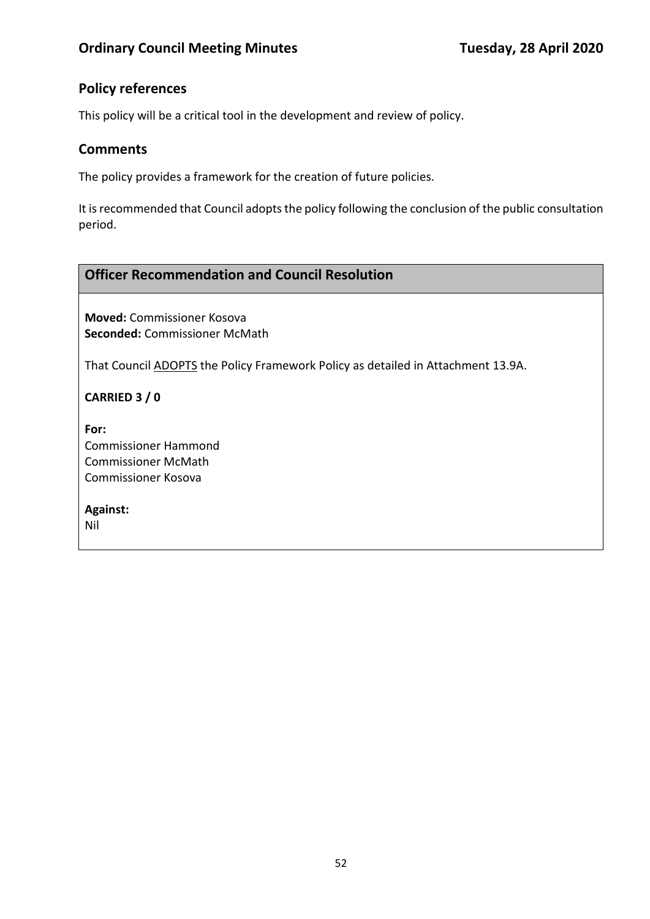## Policy references

This policy will be a critical tool in the development and review of policy.

## Comments

The policy provides a framework for the creation of future policies.

It is recommended that Council adopts the policy following the conclusion of the public consultation period.

### Officer Recommendation and Council Resolution

**Moved:** Commissioner Kosova
**Seconded:** Commissioner McMath

That Council ADOPTS the Policy Framework Policy as detailed in Attachment 13.9A.

**CARRIED 3 / 0**

**For:**
Commissioner Hammond
Commissioner McMath
Commissioner Kosova

**Against:**
Nil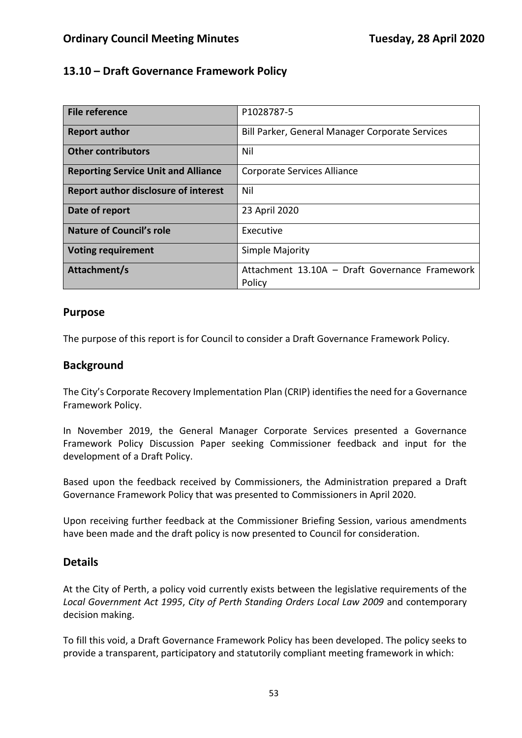## 13.10 – Draft Governance Framework Policy

| File reference | P1028787-5 |
|---|---|
| **Report author** | Bill Parker, General Manager Corporate Services |
| **Other contributors** | Nil |
| **Reporting Service Unit and Alliance** | Corporate Services Alliance |
| **Report author disclosure of interest** | Nil |
| **Date of report** | 23 April 2020 |
| **Nature of Council's role** | Executive |
| **Voting requirement** | Simple Majority |
| **Attachment/s** | Attachment 13.10A – Draft Governance Framework Policy |

## Purpose

The purpose of this report is for Council to consider a Draft Governance Framework Policy.

## Background

The City's Corporate Recovery Implementation Plan (CRIP) identifies the need for a Governance Framework Policy.

In November 2019, the General Manager Corporate Services presented a Governance Framework Policy Discussion Paper seeking Commissioner feedback and input for the development of a Draft Policy.

Based upon the feedback received by Commissioners, the Administration prepared a Draft Governance Framework Policy that was presented to Commissioners in April 2020.

Upon receiving further feedback at the Commissioner Briefing Session, various amendments have been made and the draft policy is now presented to Council for consideration.

## Details

At the City of Perth, a policy void currently exists between the legislative requirements of the *Local Government Act 1995*, *City of Perth Standing Orders Local Law 2009* and contemporary decision making.

To fill this void, a Draft Governance Framework Policy has been developed. The policy seeks to provide a transparent, participatory and statutorily compliant meeting framework in which: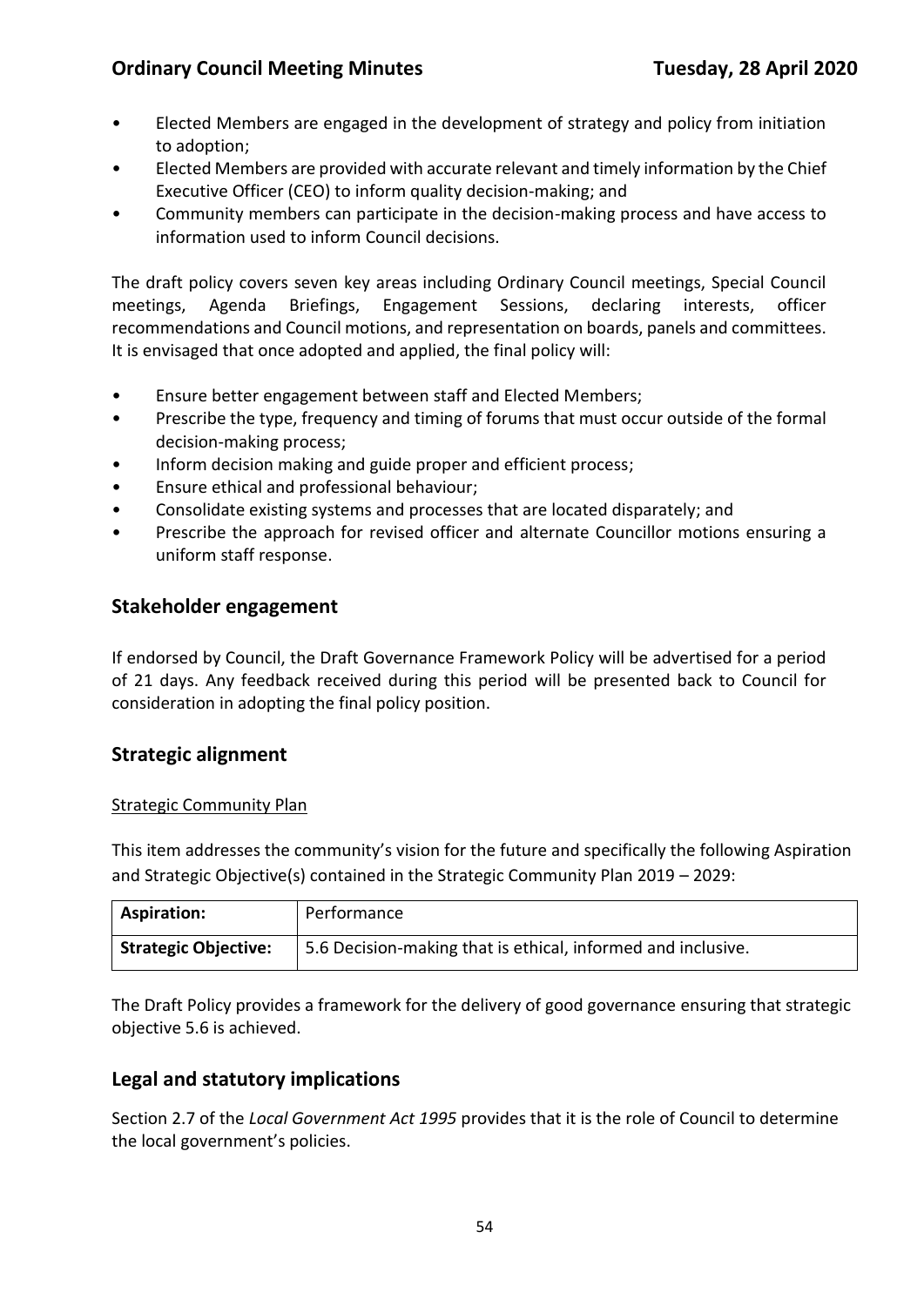- Elected Members are engaged in the development of strategy and policy from initiation to adoption;
- Elected Members are provided with accurate relevant and timely information by the Chief Executive Officer (CEO) to inform quality decision-making; and
- Community members can participate in the decision-making process and have access to information used to inform Council decisions.

The draft policy covers seven key areas including Ordinary Council meetings, Special Council meetings, Agenda Briefings, Engagement Sessions, declaring interests, officer recommendations and Council motions, and representation on boards, panels and committees. It is envisaged that once adopted and applied, the final policy will:

- Ensure better engagement between staff and Elected Members;
- Prescribe the type, frequency and timing of forums that must occur outside of the formal decision-making process;
- Inform decision making and guide proper and efficient process;
- Ensure ethical and professional behaviour;
- Consolidate existing systems and processes that are located disparately; and
- Prescribe the approach for revised officer and alternate Councillor motions ensuring a uniform staff response.

## Stakeholder engagement

If endorsed by Council, the Draft Governance Framework Policy will be advertised for a period of 21 days. Any feedback received during this period will be presented back to Council for consideration in adopting the final policy position.

## Strategic alignment

Strategic Community Plan

This item addresses the community's vision for the future and specifically the following Aspiration and Strategic Objective(s) contained in the Strategic Community Plan 2019 – 2029:

| **Aspiration:** | Performance |
|---|---|
| **Strategic Objective:** | 5.6 Decision-making that is ethical, informed and inclusive. |

The Draft Policy provides a framework for the delivery of good governance ensuring that strategic objective 5.6 is achieved.

## Legal and statutory implications

Section 2.7 of the *Local Government Act 1995* provides that it is the role of Council to determine the local government's policies.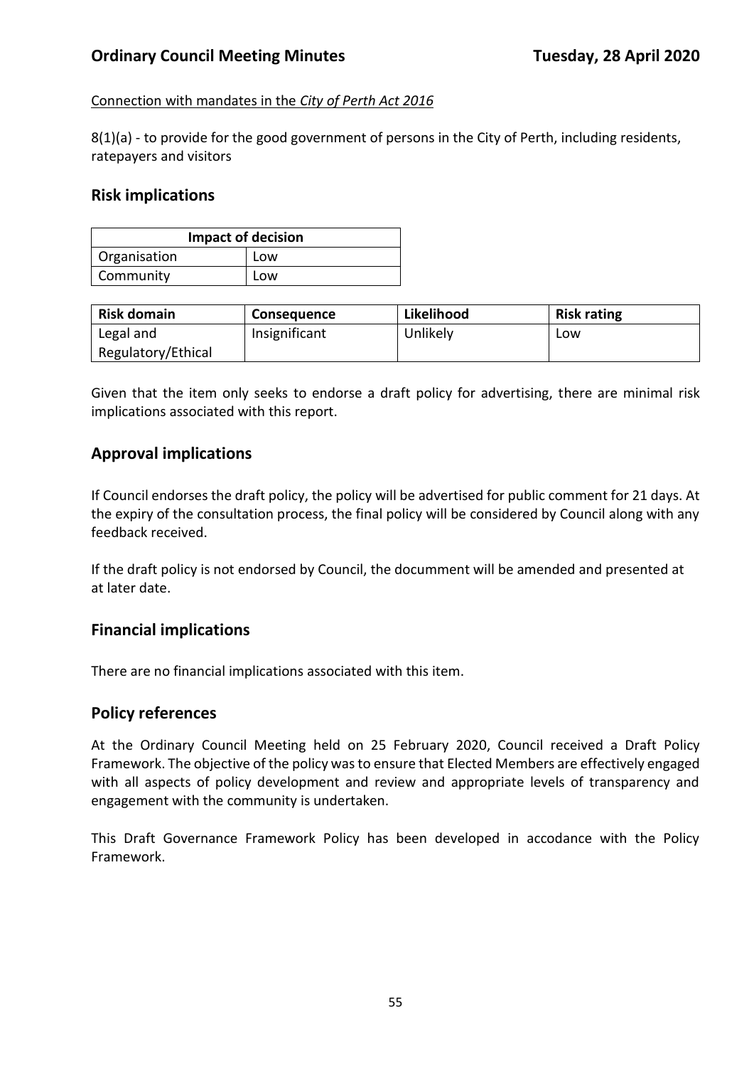Connection with mandates in the *City of Perth Act 2016*

8(1)(a) - to provide for the good government of persons in the City of Perth, including residents, ratepayers and visitors

## Risk implications

| Impact of decision | |
|---|---|
| Organisation | Low |
| Community | Low |

| Risk domain | Consequence | Likelihood | Risk rating |
|---|---|---|---|
| Legal and Regulatory/Ethical | Insignificant | Unlikely | Low |

Given that the item only seeks to endorse a draft policy for advertising, there are minimal risk implications associated with this report.

## Approval implications

If Council endorses the draft policy, the policy will be advertised for public comment for 21 days. At the expiry of the consultation process, the final policy will be considered by Council along with any feedback received.

If the draft policy is not endorsed by Council, the documment will be amended and presented at at later date.

## Financial implications

There are no financial implications associated with this item.

## Policy references

At the Ordinary Council Meeting held on 25 February 2020, Council received a Draft Policy Framework. The objective of the policy was to ensure that Elected Members are effectively engaged with all aspects of policy development and review and appropriate levels of transparency and engagement with the community is undertaken.

This Draft Governance Framework Policy has been developed in accodance with the Policy Framework.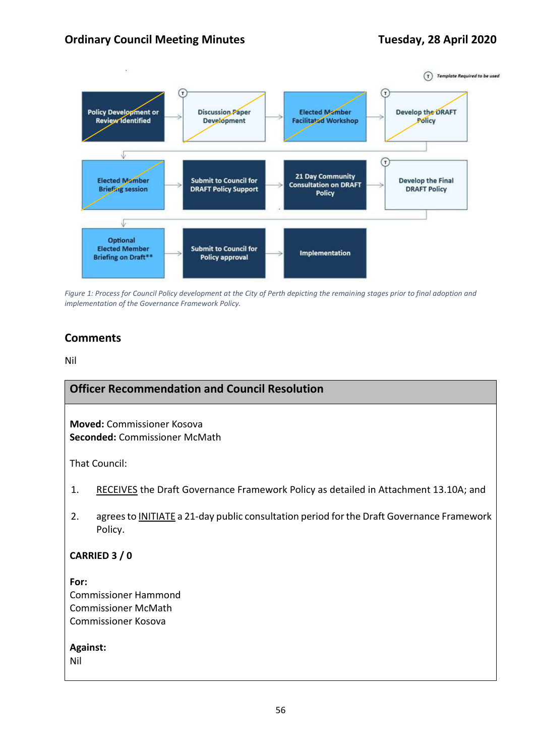Policy Development or Review Identified → Discussion Paper Development → Elected Member Facilitated Workshop → Develop the DRAFT Policy → Elected Member Briefing session → Submit to Council for DRAFT Policy Support → 21 Day Community Consultation on DRAFT Policy → Develop the Final DRAFT Policy → Optional Elected Member Briefing on Draft** → Submit to Council for Policy approval → Implementation

(T) Template Required to be used

*Figure 1: Process for Council Policy development at the City of Perth depicting the remaining stages prior to final adoption and implementation of the Governance Framework Policy.*

## Comments

Nil

### Officer Recommendation and Council Resolution

**Moved:** Commissioner Kosova
**Seconded:** Commissioner McMath

That Council:

1. RECEIVES the Draft Governance Framework Policy as detailed in Attachment 13.10A; and

2. agrees to INITIATE a 21-day public consultation period for the Draft Governance Framework Policy.

**CARRIED 3 / 0**

**For:**
Commissioner Hammond
Commissioner McMath
Commissioner Kosova

**Against:**
Nil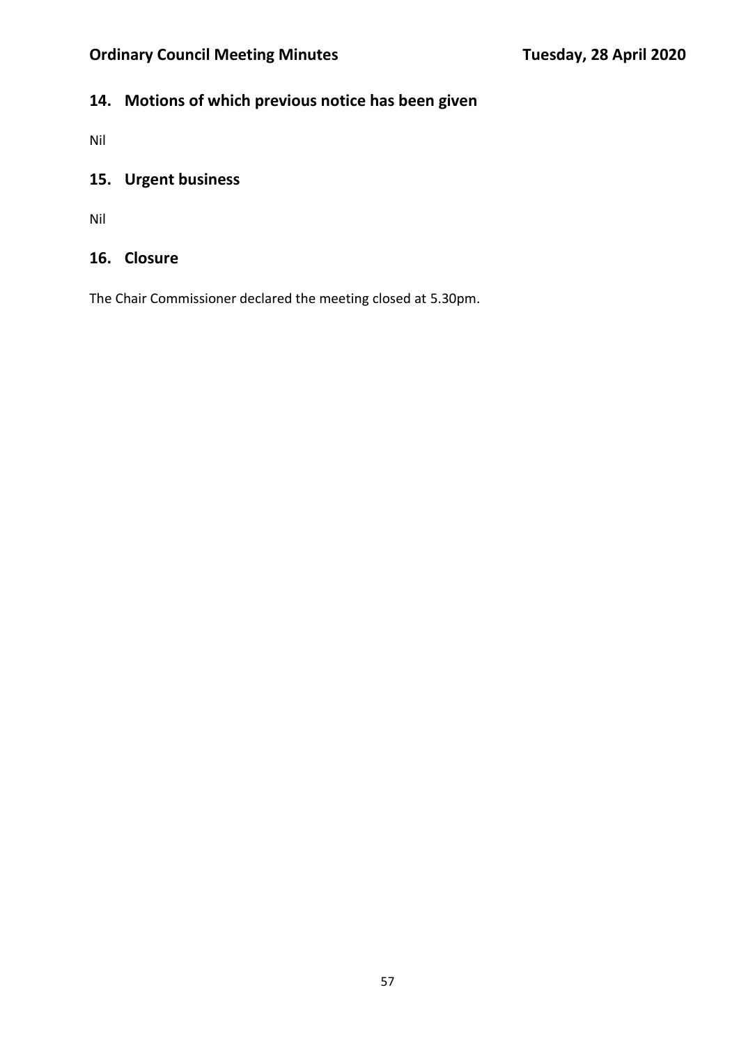## 14. Motions of which previous notice has been given

Nil

## 15. Urgent business

Nil

## 16. Closure

The Chair Commissioner declared the meeting closed at 5.30pm.